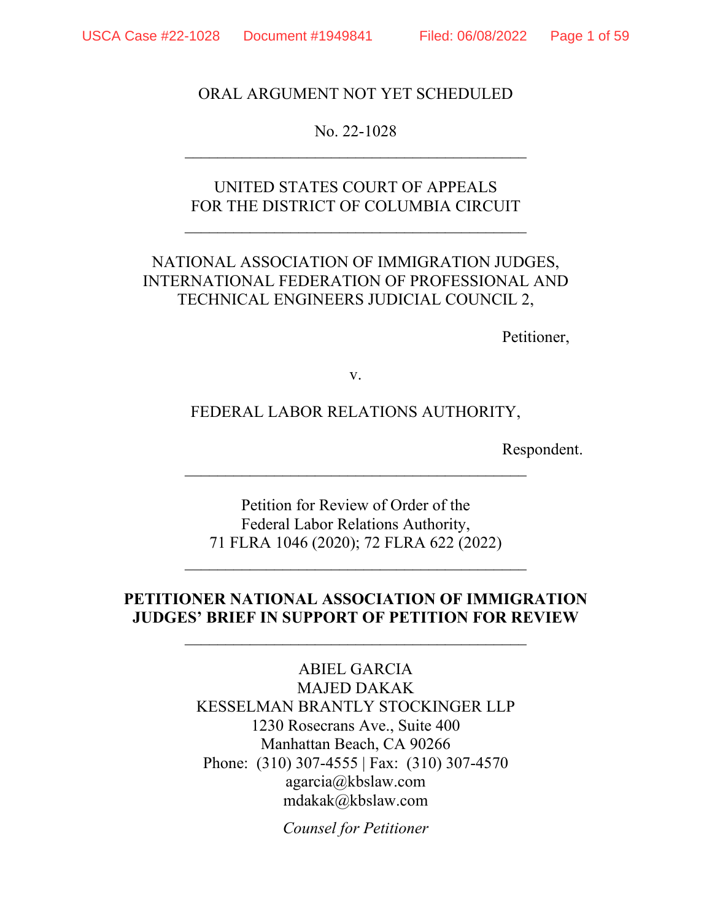ORAL ARGUMENT NOT YET SCHEDULED

No. 22-1028

---

UNITED STATES COURT OF APPEALS
FOR THE DISTRICT OF COLUMBIA CIRCUIT

---

NATIONAL ASSOCIATION OF IMMIGRATION JUDGES, INTERNATIONAL FEDERATION OF PROFESSIONAL AND TECHNICAL ENGINEERS JUDICIAL COUNCIL 2,

Petitioner,

v.

FEDERAL LABOR RELATIONS AUTHORITY,

Respondent.

---

Petition for Review of Order of the
Federal Labor Relations Authority,
71 FLRA 1046 (2020); 72 FLRA 622 (2022)

---

**PETITIONER NATIONAL ASSOCIATION OF IMMIGRATION JUDGES' BRIEF IN SUPPORT OF PETITION FOR REVIEW**

---

ABIEL GARCIA
MAJED DAKAK
KESSELMAN BRANTLY STOCKINGER LLP
1230 Rosecrans Ave., Suite 400
Manhattan Beach, CA 90266
Phone: (310) 307-4555 | Fax: (310) 307-4570
agarcia@kbslaw.com
mdakak@kbslaw.com

*Counsel for Petitioner*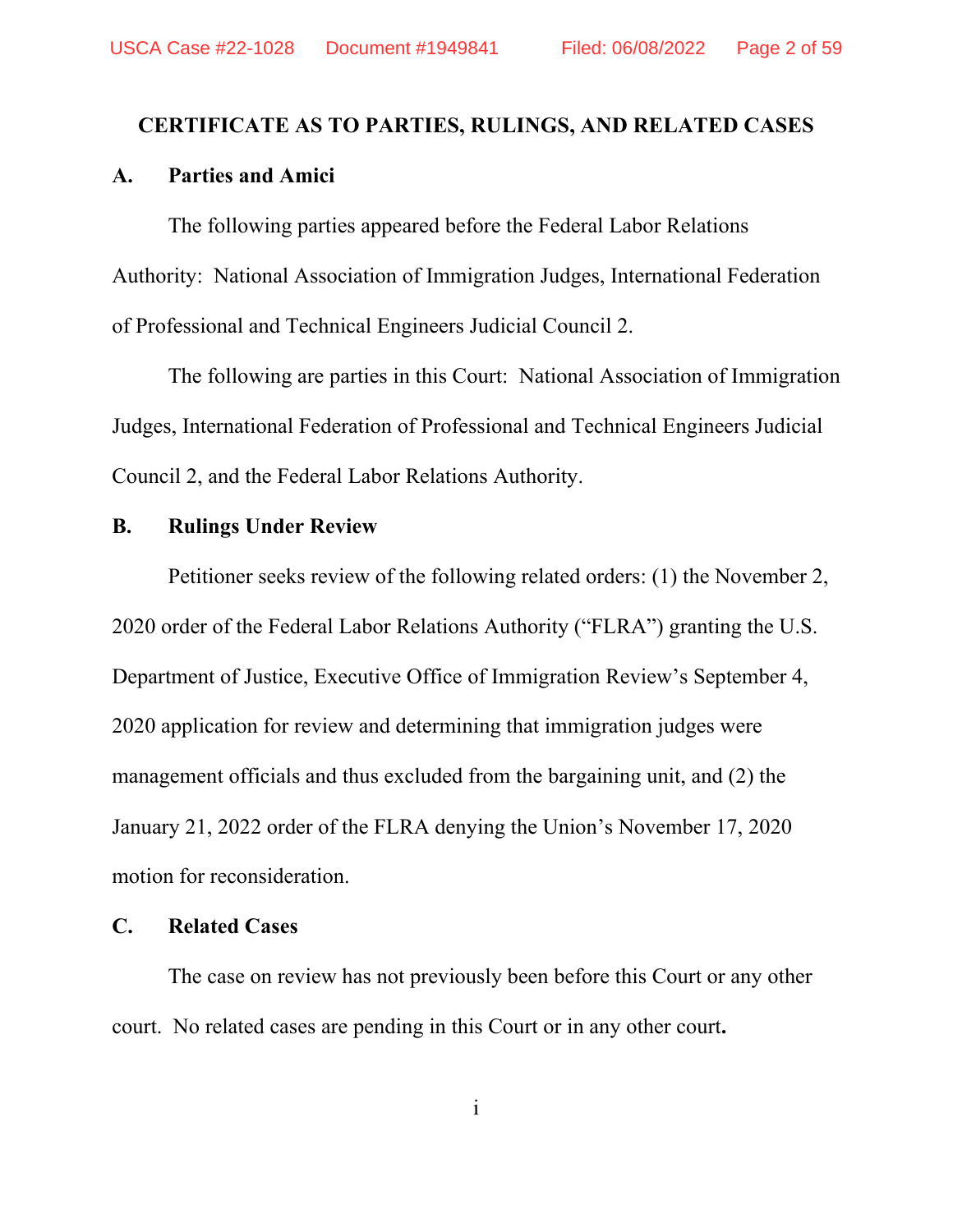## CERTIFICATE AS TO PARTIES, RULINGS, AND RELATED CASES

### A. Parties and Amici

The following parties appeared before the Federal Labor Relations Authority: National Association of Immigration Judges, International Federation of Professional and Technical Engineers Judicial Council 2.

The following are parties in this Court: National Association of Immigration Judges, International Federation of Professional and Technical Engineers Judicial Council 2, and the Federal Labor Relations Authority.

### B. Rulings Under Review

Petitioner seeks review of the following related orders: (1) the November 2, 2020 order of the Federal Labor Relations Authority ("FLRA") granting the U.S. Department of Justice, Executive Office of Immigration Review's September 4, 2020 application for review and determining that immigration judges were management officials and thus excluded from the bargaining unit, and (2) the January 21, 2022 order of the FLRA denying the Union's November 17, 2020 motion for reconsideration.

### C. Related Cases

The case on review has not previously been before this Court or any other court. No related cases are pending in this Court or in any other court.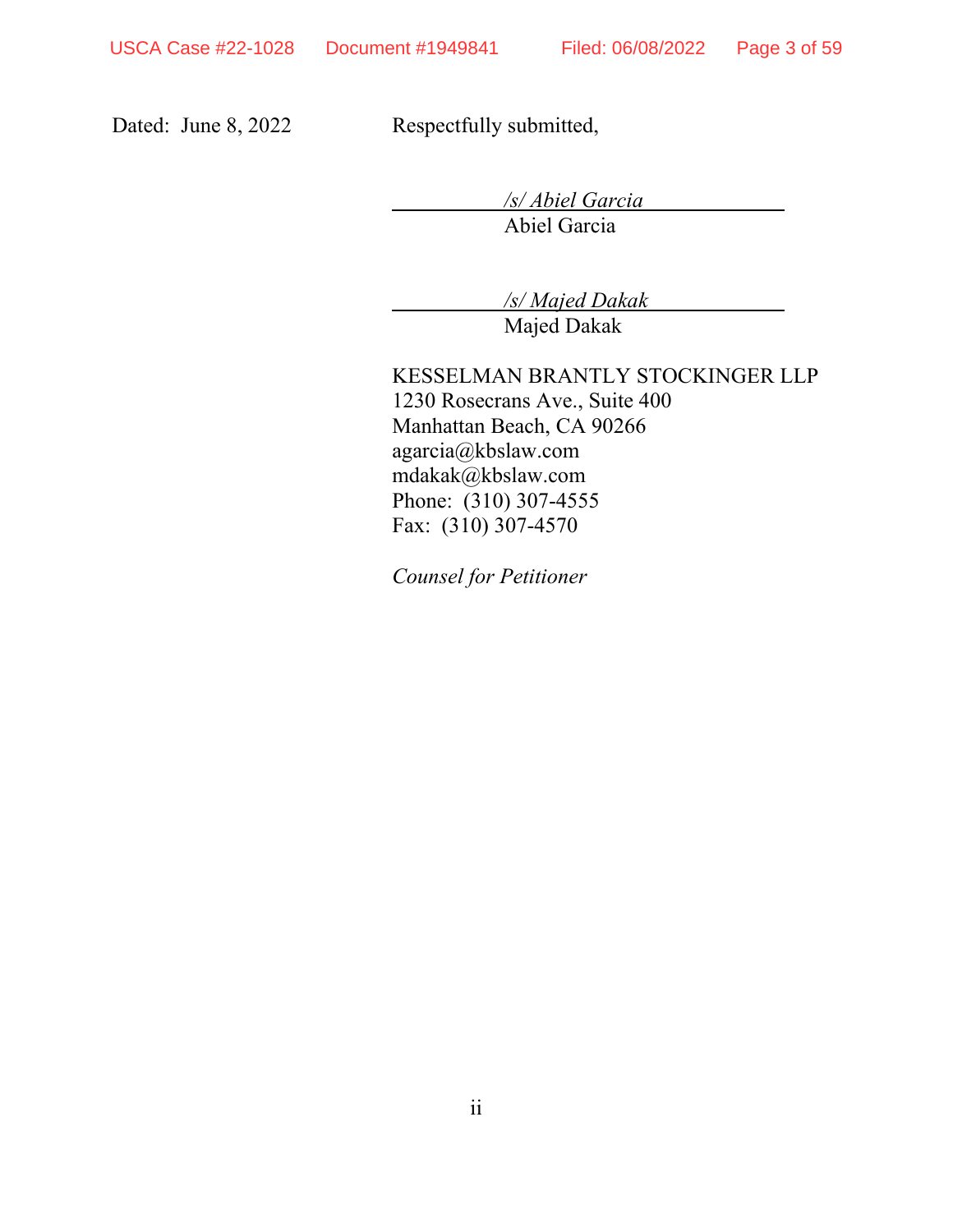Dated: June 8, 2022

Respectfully submitted,

*/s/ Abiel Garcia*
Abiel Garcia

*/s/ Majed Dakak*
Majed Dakak

KESSELMAN BRANTLY STOCKINGER LLP
1230 Rosecrans Ave., Suite 400
Manhattan Beach, CA 90266
agarcia@kbslaw.com
mdakak@kbslaw.com
Phone: (310) 307-4555
Fax: (310) 307-4570

*Counsel for Petitioner*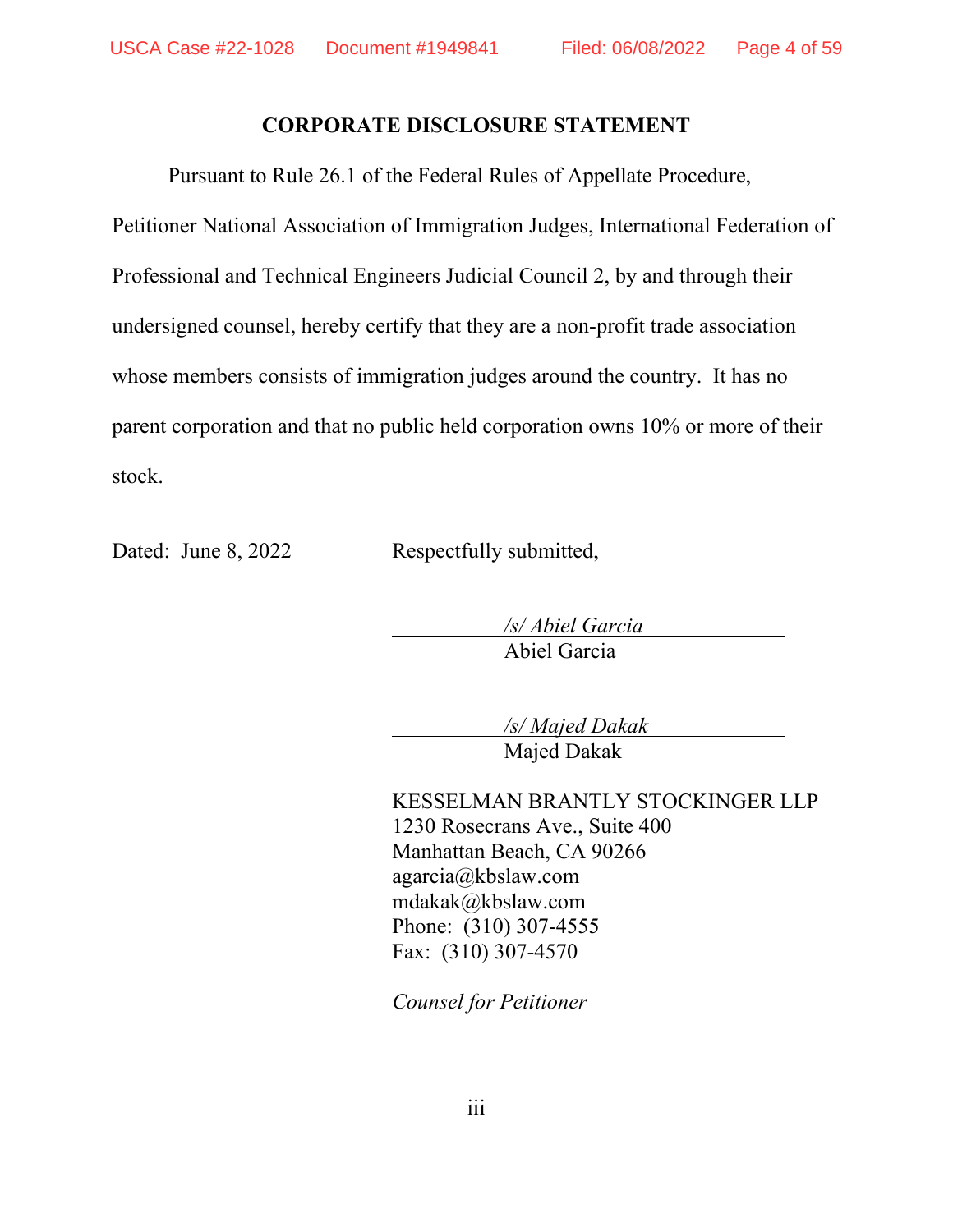## CORPORATE DISCLOSURE STATEMENT

Pursuant to Rule 26.1 of the Federal Rules of Appellate Procedure, Petitioner National Association of Immigration Judges, International Federation of Professional and Technical Engineers Judicial Council 2, by and through their undersigned counsel, hereby certify that they are a non-profit trade association whose members consists of immigration judges around the country. It has no parent corporation and that no public held corporation owns 10% or more of their stock.

Dated: June 8, 2022

Respectfully submitted,

*/s/ Abiel Garcia*
Abiel Garcia

*/s/ Majed Dakak*
Majed Dakak

KESSELMAN BRANTLY STOCKINGER LLP
1230 Rosecrans Ave., Suite 400
Manhattan Beach, CA 90266
agarcia@kbslaw.com
mdakak@kbslaw.com
Phone: (310) 307-4555
Fax: (310) 307-4570

*Counsel for Petitioner*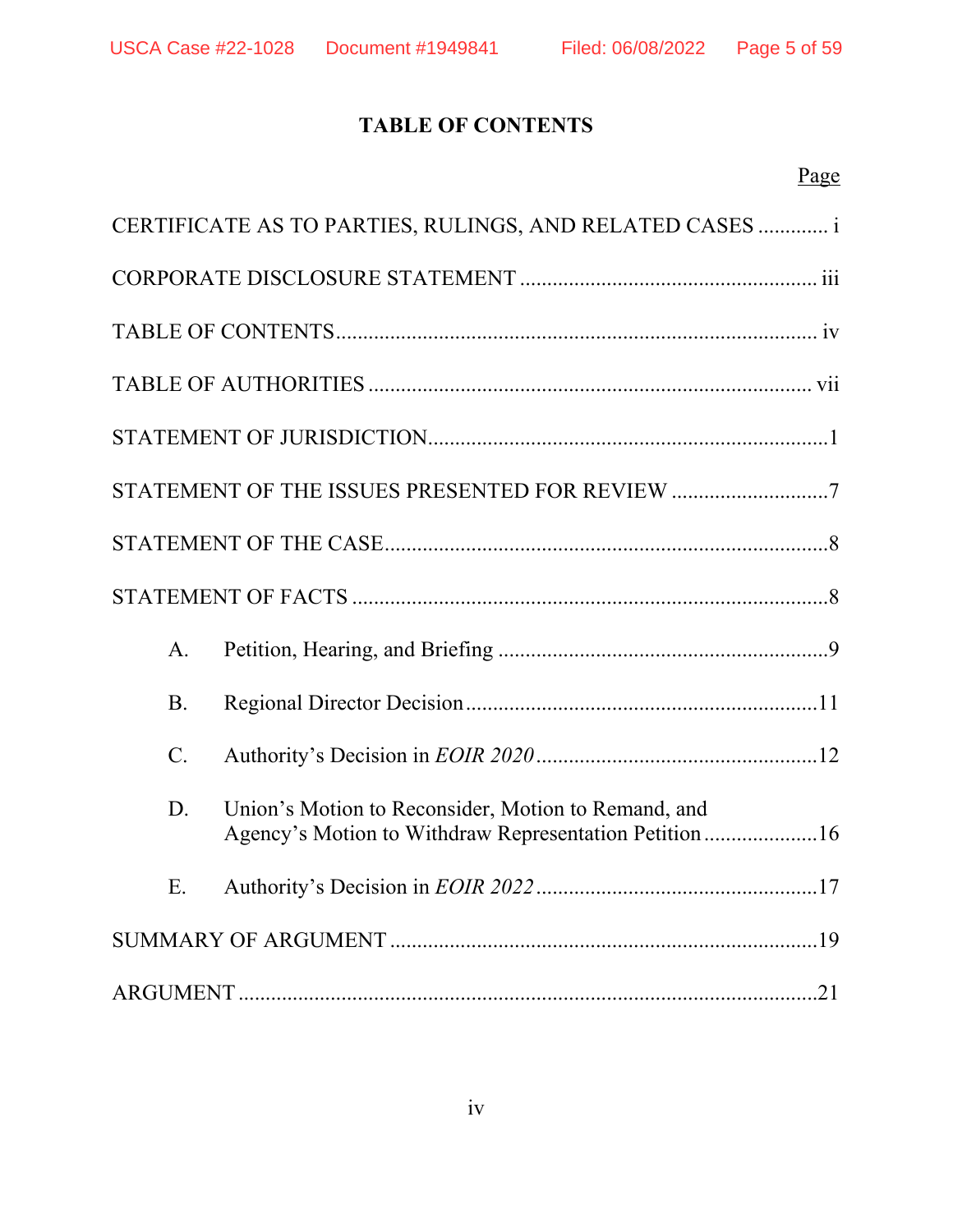# TABLE OF CONTENTS

Page

CERTIFICATE AS TO PARTIES, RULINGS, AND RELATED CASES ............ i

CORPORATE DISCLOSURE STATEMENT ...................................................... iii

TABLE OF CONTENTS........................................................................................ iv

TABLE OF AUTHORITIES ................................................................................. vii

STATEMENT OF JURISDICTION.........................................................................1

STATEMENT OF THE ISSUES PRESENTED FOR REVIEW .............................7

STATEMENT OF THE CASE.................................................................................8

STATEMENT OF FACTS .......................................................................................8

- A. Petition, Hearing, and Briefing .............................................................9
- B. Regional Director Decision .................................................................11
- C. Authority's Decision in *EOIR 2020* ....................................................12
- D. Union's Motion to Reconsider, Motion to Remand, and Agency's Motion to Withdraw Representation Petition .....................16
- E. Authority's Decision in *EOIR 2022* ....................................................17

SUMMARY OF ARGUMENT ...............................................................................19

ARGUMENT ..........................................................................................................21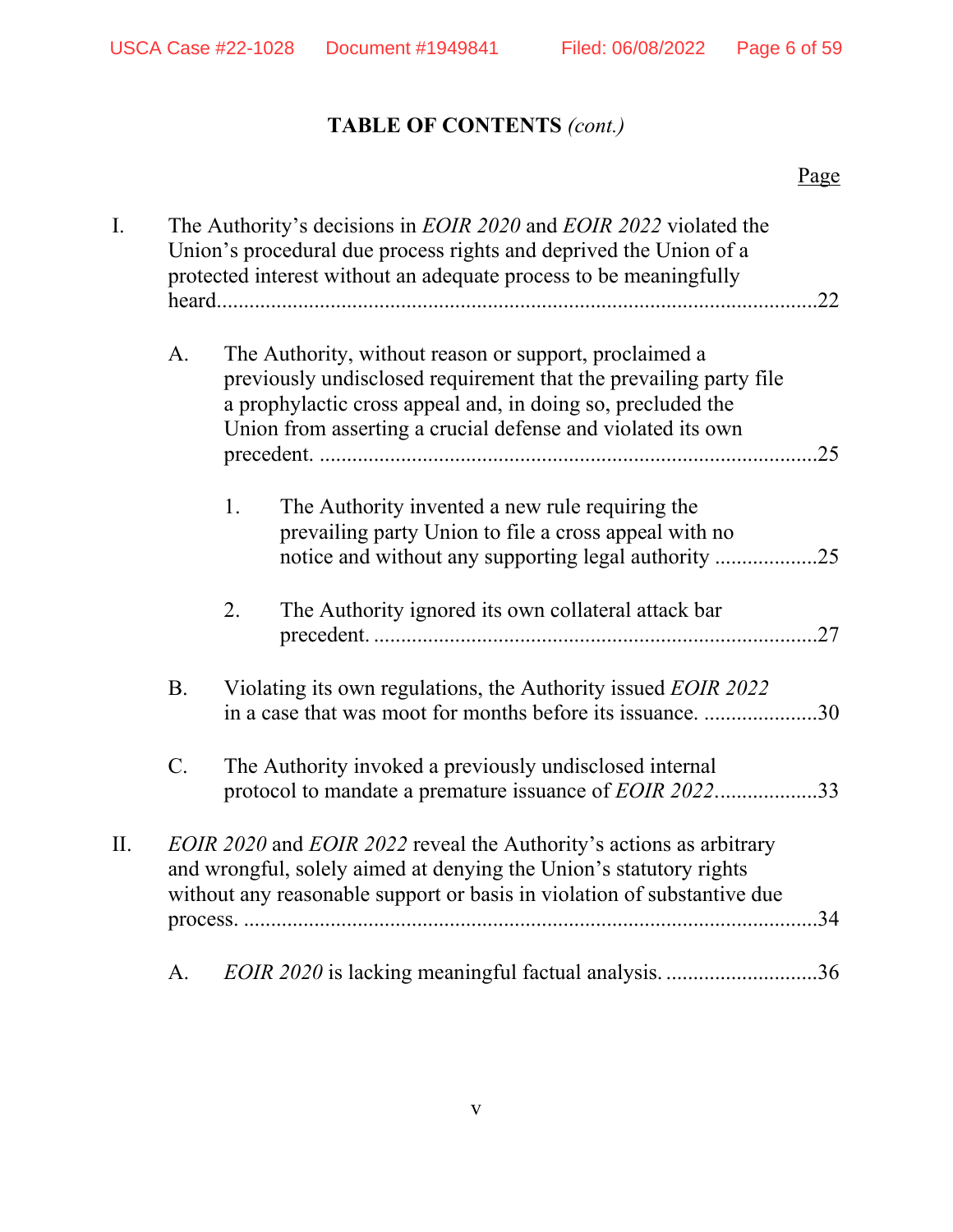## TABLE OF CONTENTS *(cont.)*

Page

I. The Authority's decisions in *EOIR 2020* and *EOIR 2022* violated the Union's procedural due process rights and deprived the Union of a protected interest without an adequate process to be meaningfully heard.....22

  A. The Authority, without reason or support, proclaimed a previously undisclosed requirement that the prevailing party file a prophylactic cross appeal and, in doing so, precluded the Union from asserting a crucial defense and violated its own precedent. .....25

    1. The Authority invented a new rule requiring the prevailing party Union to file a cross appeal with no notice and without any supporting legal authority .....25

    2. The Authority ignored its own collateral attack bar precedent. .....27

  B. Violating its own regulations, the Authority issued *EOIR 2022* in a case that was moot for months before its issuance. .....30

  C. The Authority invoked a previously undisclosed internal protocol to mandate a premature issuance of *EOIR 2022*.....33

II. *EOIR 2020* and *EOIR 2022* reveal the Authority's actions as arbitrary and wrongful, solely aimed at denying the Union's statutory rights without any reasonable support or basis in violation of substantive due process. .....34

  A. *EOIR 2020* is lacking meaningful factual analysis. .....36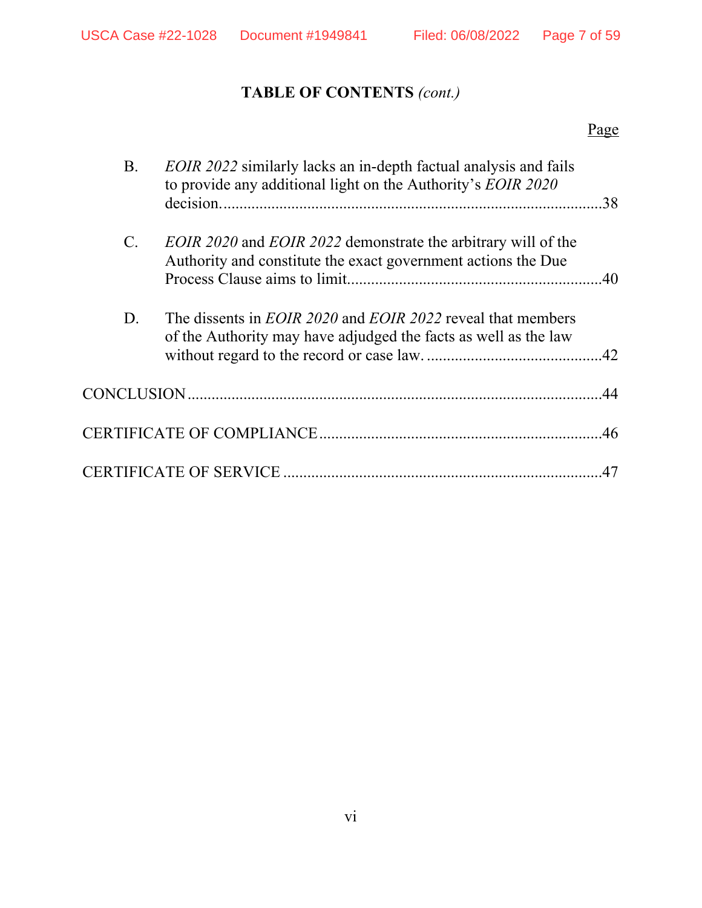## TABLE OF CONTENTS *(cont.)*

Page

B. *EOIR 2022* similarly lacks an in-depth factual analysis and fails to provide any additional light on the Authority's *EOIR 2020* decision. ....... 38

C. *EOIR 2020* and *EOIR 2022* demonstrate the arbitrary will of the Authority and constitute the exact government actions the Due Process Clause aims to limit. ....... 40

D. The dissents in *EOIR 2020* and *EOIR 2022* reveal that members of the Authority may have adjudged the facts as well as the law without regard to the record or case law. ....... 42

CONCLUSION ....... 44

CERTIFICATE OF COMPLIANCE ....... 46

CERTIFICATE OF SERVICE ....... 47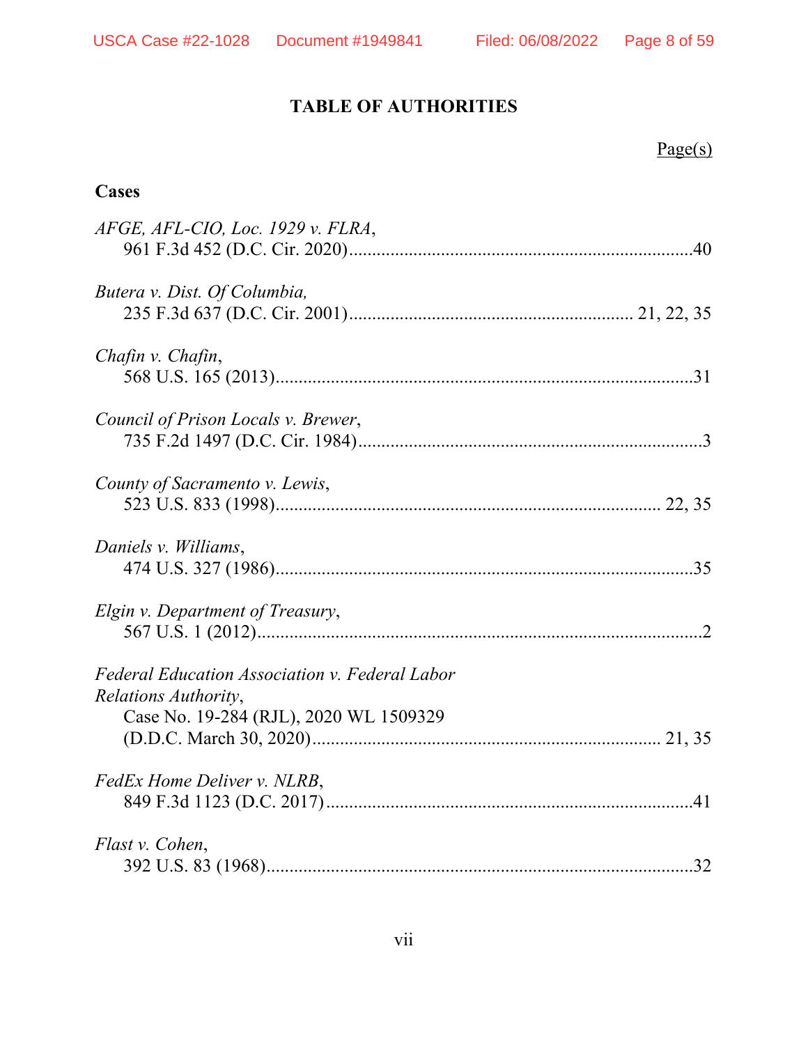# TABLE OF AUTHORITIES

Page(s)

**Cases**

*AFGE, AFL-CIO, Loc. 1929 v. FLRA*,
961 F.3d 452 (D.C. Cir. 2020)....................................................................40

*Butera v. Dist. Of Columbia,*
235 F.3d 637 (D.C. Cir. 2001)........................................................ 21, 22, 35

*Chafin v. Chafin*,
568 U.S. 165 (2013)....................................................................................31

*Council of Prison Locals v. Brewer*,
735 F.2d 1497 (D.C. Cir. 1984)....................................................................3

*County of Sacramento v. Lewis*,
523 U.S. 833 (1998)............................................................................ 22, 35

*Daniels v. Williams*,
474 U.S. 327 (1986)....................................................................................35

*Elgin v. Department of Treasury*,
567 U.S. 1 (2012)..........................................................................................2

*Federal Education Association v. Federal Labor Relations Authority*,
Case No. 19-284 (RJL), 2020 WL 1509329
(D.D.C. March 30, 2020).................................................................... 21, 35

*FedEx Home Deliver v. NLRB*,
849 F.3d 1123 (D.C. 2017).........................................................................41

*Flast v. Cohen*,
392 U.S. 83 (1968)......................................................................................32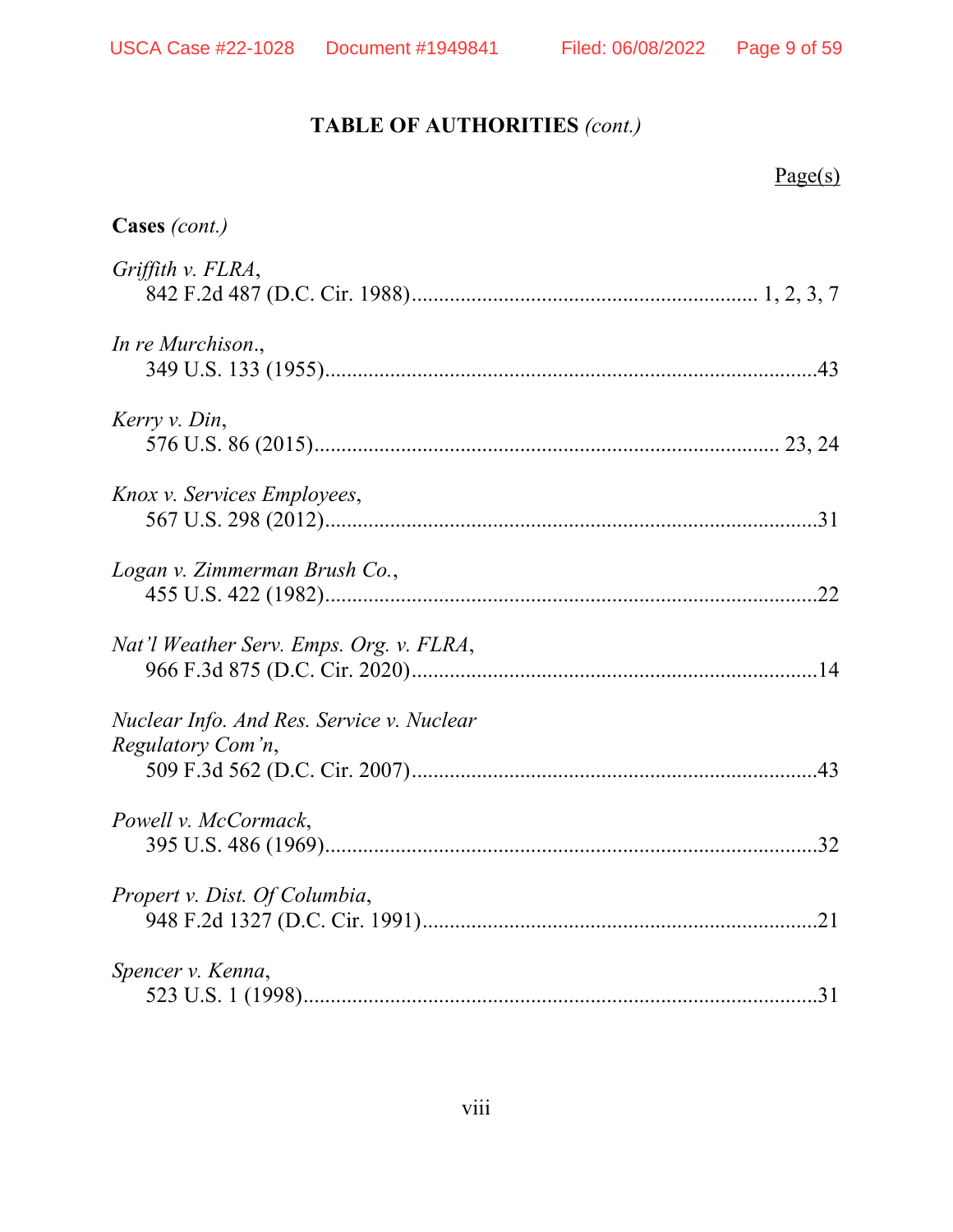## TABLE OF AUTHORITIES *(cont.)*

Page(s)

**Cases** *(cont.)*

*Griffith v. FLRA*,
842 F.2d 487 (D.C. Cir. 1988)............................................................... 1, 2, 3, 7

*In re Murchison.*,
349 U.S. 133 (1955)..........................................................................................43

*Kerry v. Din*,
576 U.S. 86 (2015).................................................................................... 23, 24

*Knox v. Services Employees*,
567 U.S. 298 (2012)..........................................................................................31

*Logan v. Zimmerman Brush Co.*,
455 U.S. 422 (1982)..........................................................................................22

*Nat'l Weather Serv. Emps. Org. v. FLRA*,
966 F.3d 875 (D.C. Cir. 2020)..........................................................................14

*Nuclear Info. And Res. Service v. Nuclear Regulatory Com'n*,
509 F.3d 562 (D.C. Cir. 2007)..........................................................................43

*Powell v. McCormack*,
395 U.S. 486 (1969)..........................................................................................32

*Propert v. Dist. Of Columbia*,
948 F.2d 1327 (D.C. Cir. 1991)........................................................................21

*Spencer v. Kenna*,
523 U.S. 1 (1998)..............................................................................................31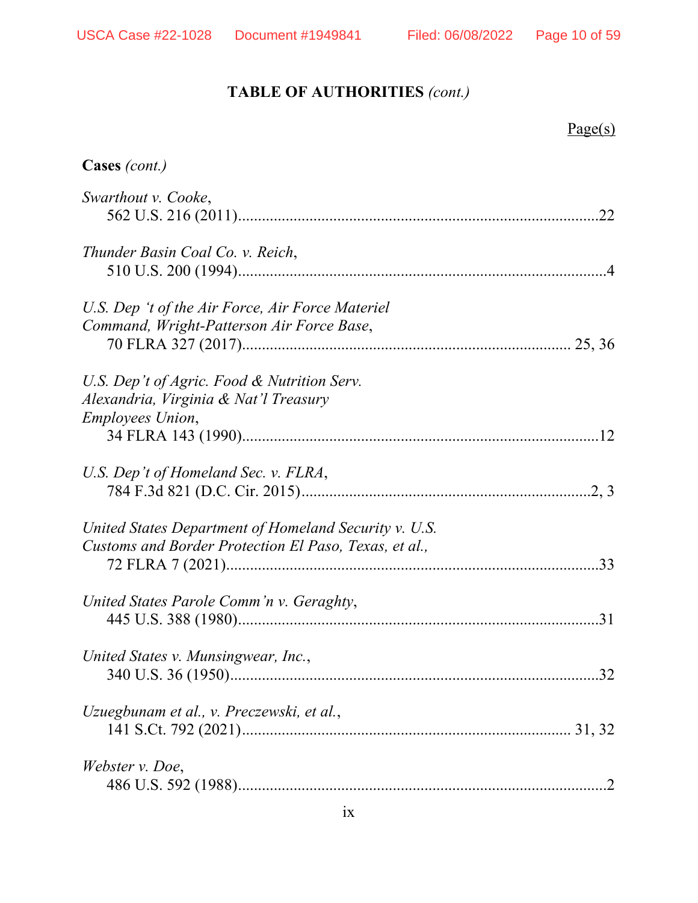## TABLE OF AUTHORITIES *(cont.)*

Page(s)

**Cases** *(cont.)*

*Swarthout v. Cooke*,
562 U.S. 216 (2011)....................................................................................22

*Thunder Basin Coal Co. v. Reich*,
510 U.S. 200 (1994)....................................................................................4

*U.S. Dep 't of the Air Force, Air Force Materiel Command, Wright-Patterson Air Force Base*,
70 FLRA 327 (2017)....................................................................... 25, 36

*U.S. Dep't of Agric. Food & Nutrition Serv. Alexandria, Virginia & Nat'l Treasury Employees Union*,
34 FLRA 143 (1990)....................................................................................12

*U.S. Dep't of Homeland Sec. v. FLRA*,
784 F.3d 821 (D.C. Cir. 2015)..................................................................2, 3

*United States Department of Homeland Security v. U.S. Customs and Border Protection El Paso, Texas, et al.,*
72 FLRA 7 (2021)....................................................................................33

*United States Parole Comm'n v. Geraghty*,
445 U.S. 388 (1980)....................................................................................31

*United States v. Munsingwear, Inc.*,
340 U.S. 36 (1950)....................................................................................32

*Uzuegbunam et al., v. Preczewski, et al.*,
141 S.Ct. 792 (2021)....................................................................... 31, 32

*Webster v. Doe*,
486 U.S. 592 (1988)....................................................................................2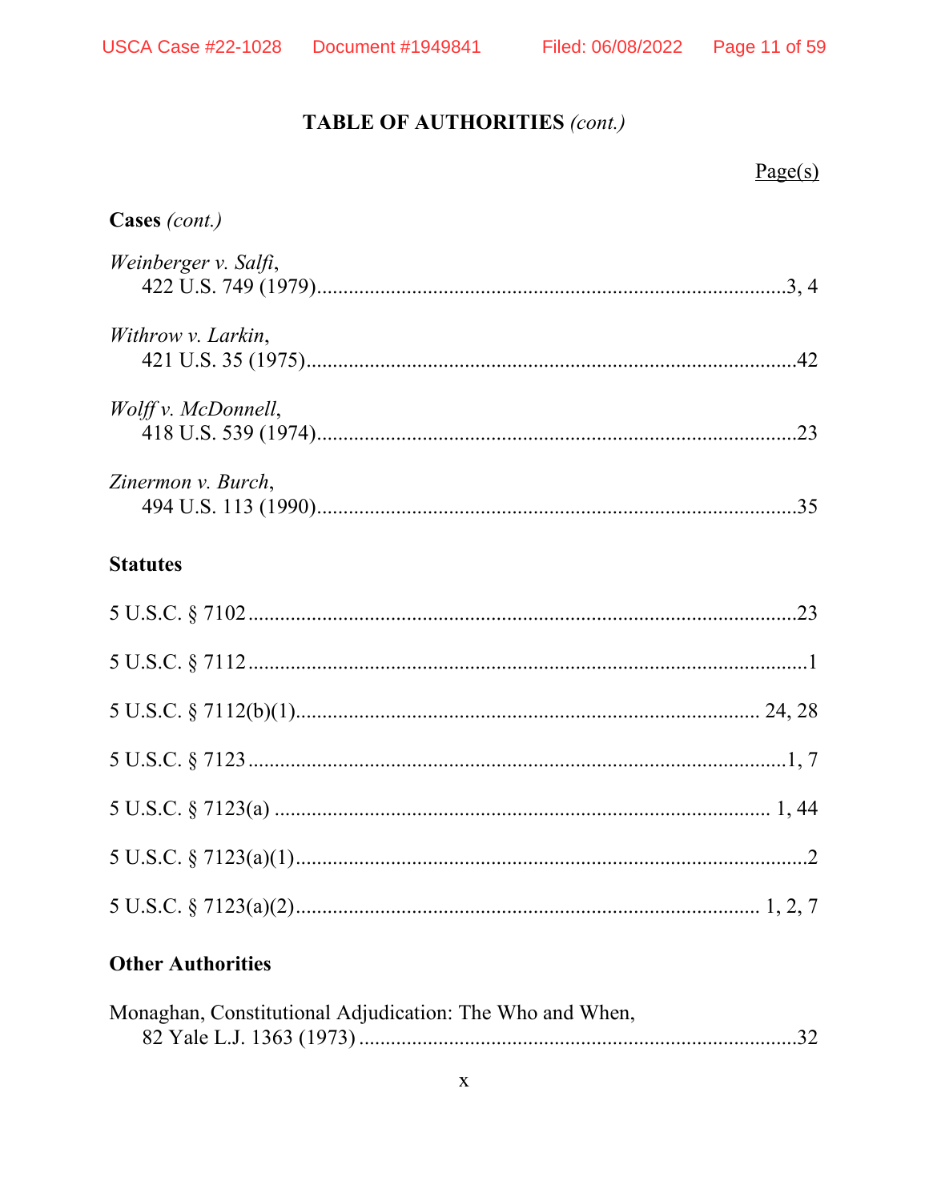**TABLE OF AUTHORITIES** *(cont.)*

Page(s)

**Cases** *(cont.)*

*Weinberger v. Salfi*,
422 U.S. 749 (1979)..........................................................................................3, 4

*Withrow v. Larkin*,
421 U.S. 35 (1975)..............................................................................................42

*Wolff v. McDonnell*,
418 U.S. 539 (1974)............................................................................................23

*Zinermon v. Burch*,
494 U.S. 113 (1990)............................................................................................35

**Statutes**

5 U.S.C. § 7102.......................................................................................................23

5 U.S.C. § 7112.........................................................................................................1

5 U.S.C. § 7112(b)(1)......................................................................................... 24, 28

5 U.S.C. § 7123.......................................................................................................1, 7

5 U.S.C. § 7123(a) ................................................................................................ 1, 44

5 U.S.C. § 7123(a)(1).................................................................................................2

5 U.S.C. § 7123(a)(2)........................................................................................ 1, 2, 7

**Other Authorities**

Monaghan, Constitutional Adjudication: The Who and When,
82 Yale L.J. 1363 (1973) ....................................................................................32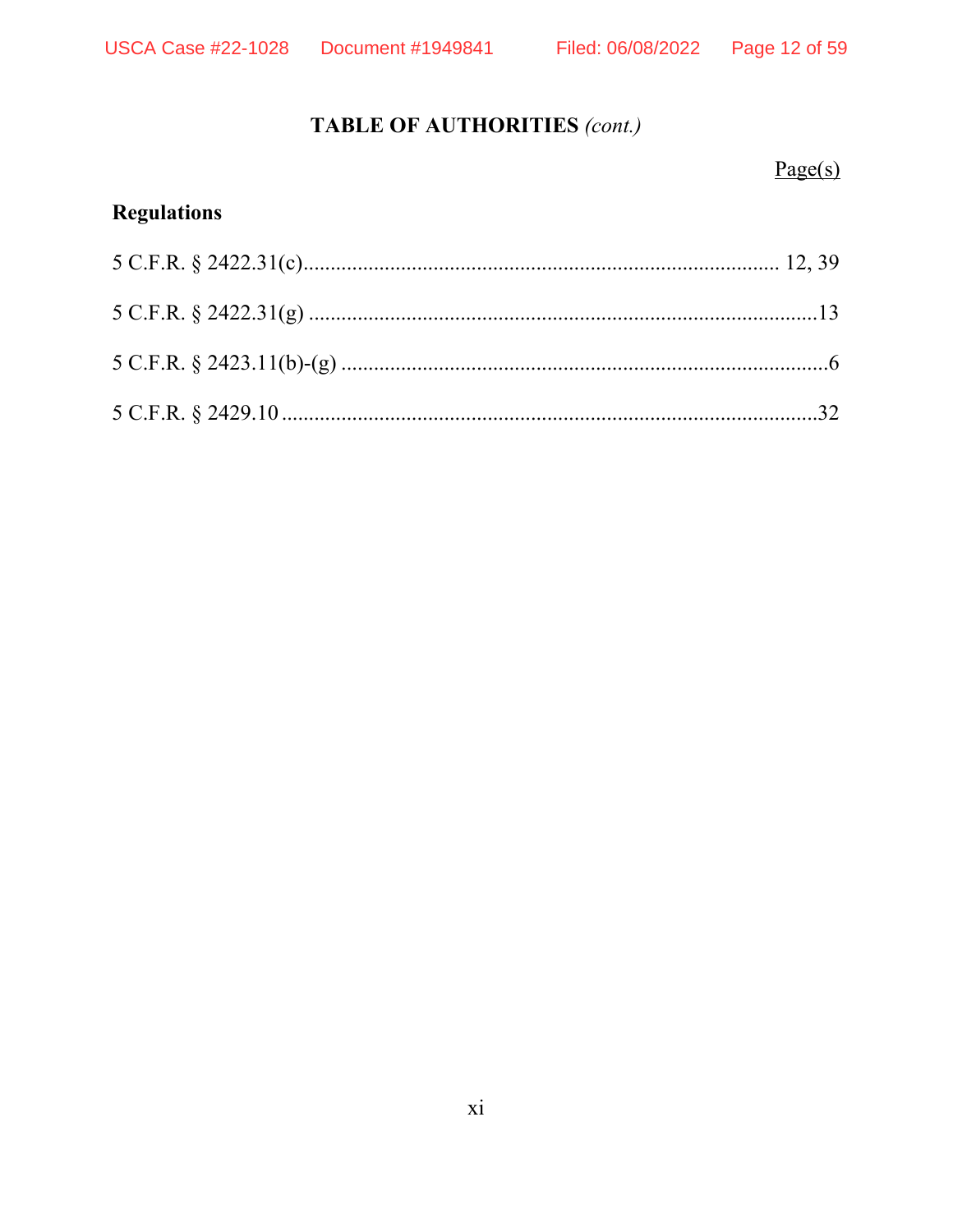## TABLE OF AUTHORITIES *(cont.)*

Page(s)

### Regulations

5 C.F.R. § 2422.31(c) ........................................ 12, 39

5 C.F.R. § 2422.31(g) ........................................ 13

5 C.F.R. § 2423.11(b)-(g) ........................................ 6

5 C.F.R. § 2429.10 ........................................ 32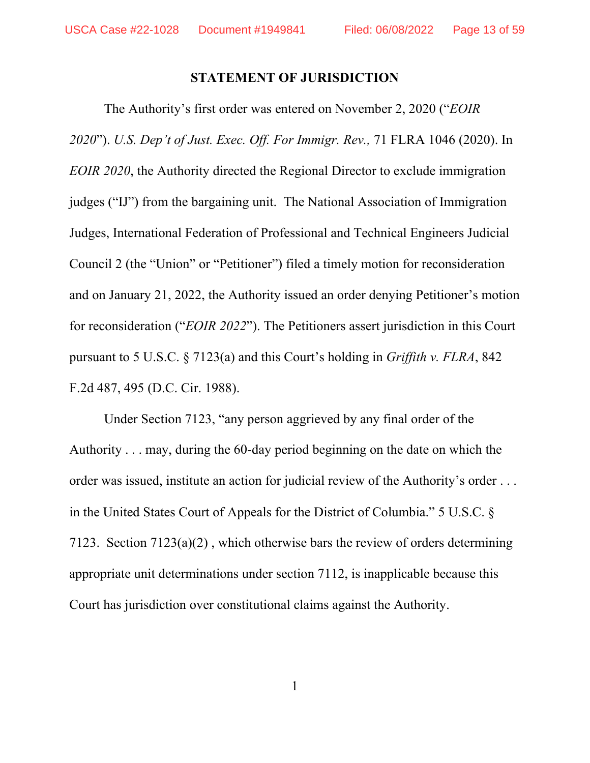## STATEMENT OF JURISDICTION

The Authority's first order was entered on November 2, 2020 ("*EOIR 2020*"). *U.S. Dep't of Just. Exec. Off. For Immigr. Rev.,* 71 FLRA 1046 (2020). In *EOIR 2020*, the Authority directed the Regional Director to exclude immigration judges ("IJ") from the bargaining unit. The National Association of Immigration Judges, International Federation of Professional and Technical Engineers Judicial Council 2 (the "Union" or "Petitioner") filed a timely motion for reconsideration and on January 21, 2022, the Authority issued an order denying Petitioner's motion for reconsideration ("*EOIR 2022*"). The Petitioners assert jurisdiction in this Court pursuant to 5 U.S.C. § 7123(a) and this Court's holding in *Griffith v. FLRA*, 842 F.2d 487, 495 (D.C. Cir. 1988).

Under Section 7123, "any person aggrieved by any final order of the Authority . . . may, during the 60-day period beginning on the date on which the order was issued, institute an action for judicial review of the Authority's order . . . in the United States Court of Appeals for the District of Columbia." 5 U.S.C. § 7123. Section 7123(a)(2) , which otherwise bars the review of orders determining appropriate unit determinations under section 7112, is inapplicable because this Court has jurisdiction over constitutional claims against the Authority.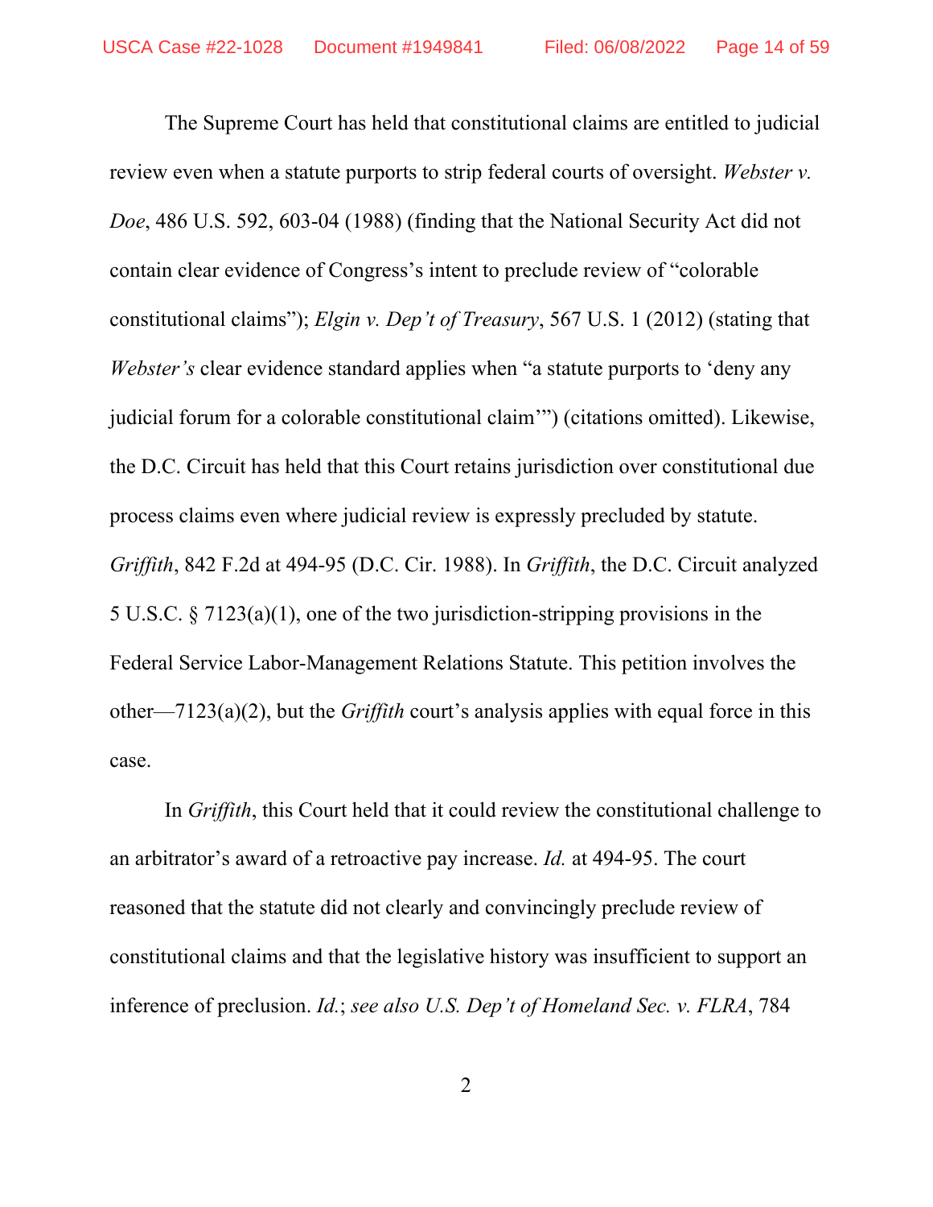The Supreme Court has held that constitutional claims are entitled to judicial review even when a statute purports to strip federal courts of oversight. *Webster v. Doe*, 486 U.S. 592, 603-04 (1988) (finding that the National Security Act did not contain clear evidence of Congress's intent to preclude review of "colorable constitutional claims"); *Elgin v. Dep't of Treasury*, 567 U.S. 1 (2012) (stating that *Webster's* clear evidence standard applies when "a statute purports to 'deny any judicial forum for a colorable constitutional claim'") (citations omitted). Likewise, the D.C. Circuit has held that this Court retains jurisdiction over constitutional due process claims even where judicial review is expressly precluded by statute. *Griffith*, 842 F.2d at 494-95 (D.C. Cir. 1988). In *Griffith*, the D.C. Circuit analyzed 5 U.S.C. § 7123(a)(1), one of the two jurisdiction-stripping provisions in the Federal Service Labor-Management Relations Statute. This petition involves the other—7123(a)(2), but the *Griffith* court's analysis applies with equal force in this case.

In *Griffith*, this Court held that it could review the constitutional challenge to an arbitrator's award of a retroactive pay increase. *Id.* at 494-95. The court reasoned that the statute did not clearly and convincingly preclude review of constitutional claims and that the legislative history was insufficient to support an inference of preclusion. *Id.*; *see also U.S. Dep't of Homeland Sec. v. FLRA*, 784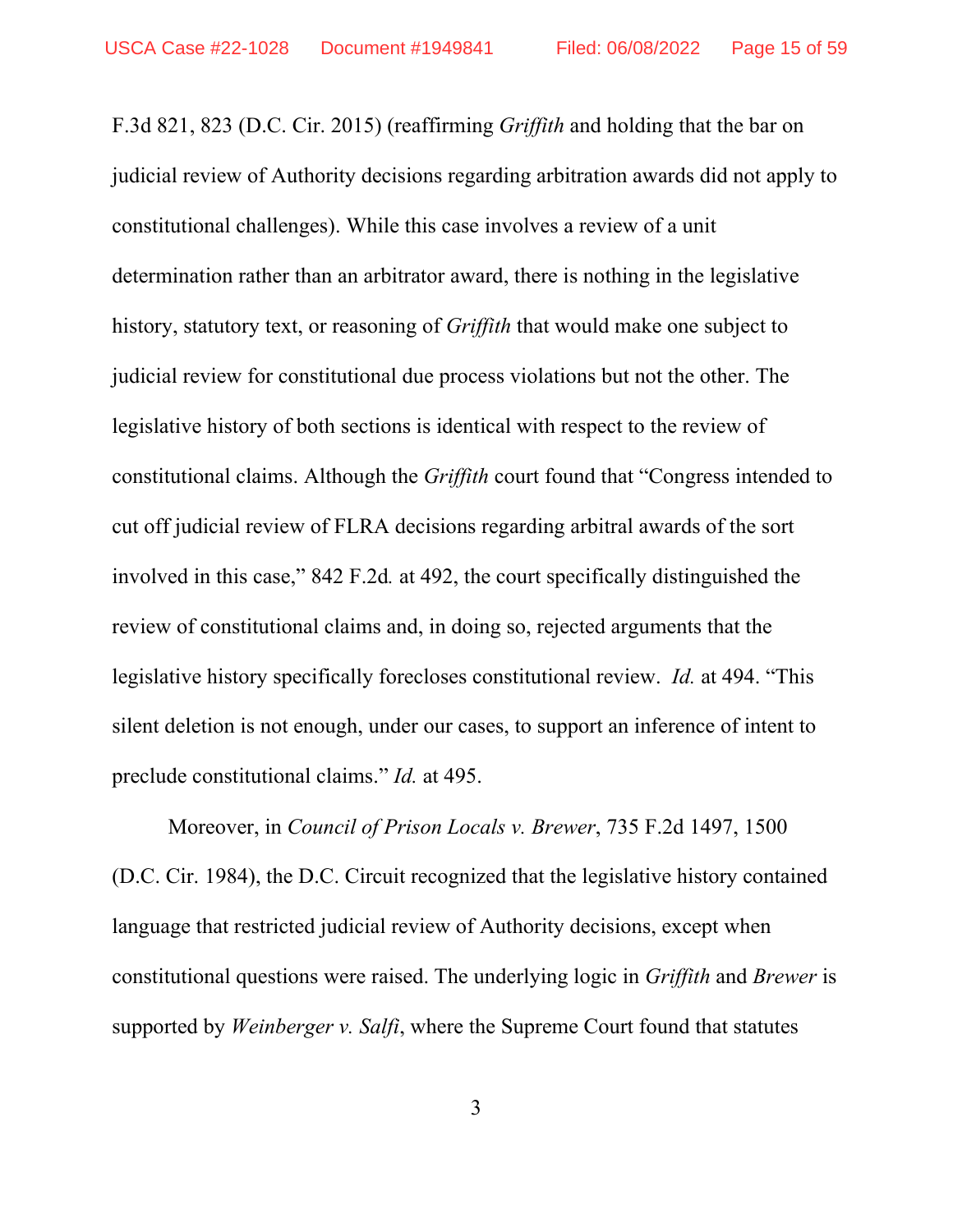F.3d 821, 823 (D.C. Cir. 2015) (reaffirming *Griffith* and holding that the bar on judicial review of Authority decisions regarding arbitration awards did not apply to constitutional challenges). While this case involves a review of a unit determination rather than an arbitrator award, there is nothing in the legislative history, statutory text, or reasoning of *Griffith* that would make one subject to judicial review for constitutional due process violations but not the other. The legislative history of both sections is identical with respect to the review of constitutional claims. Although the *Griffith* court found that "Congress intended to cut off judicial review of FLRA decisions regarding arbitral awards of the sort involved in this case," 842 F.2d*.* at 492, the court specifically distinguished the review of constitutional claims and, in doing so, rejected arguments that the legislative history specifically forecloses constitutional review. *Id.* at 494. "This silent deletion is not enough, under our cases, to support an inference of intent to preclude constitutional claims." *Id.* at 495.

Moreover, in *Council of Prison Locals v. Brewer*, 735 F.2d 1497, 1500 (D.C. Cir. 1984), the D.C. Circuit recognized that the legislative history contained language that restricted judicial review of Authority decisions, except when constitutional questions were raised. The underlying logic in *Griffith* and *Brewer* is supported by *Weinberger v. Salfi*, where the Supreme Court found that statutes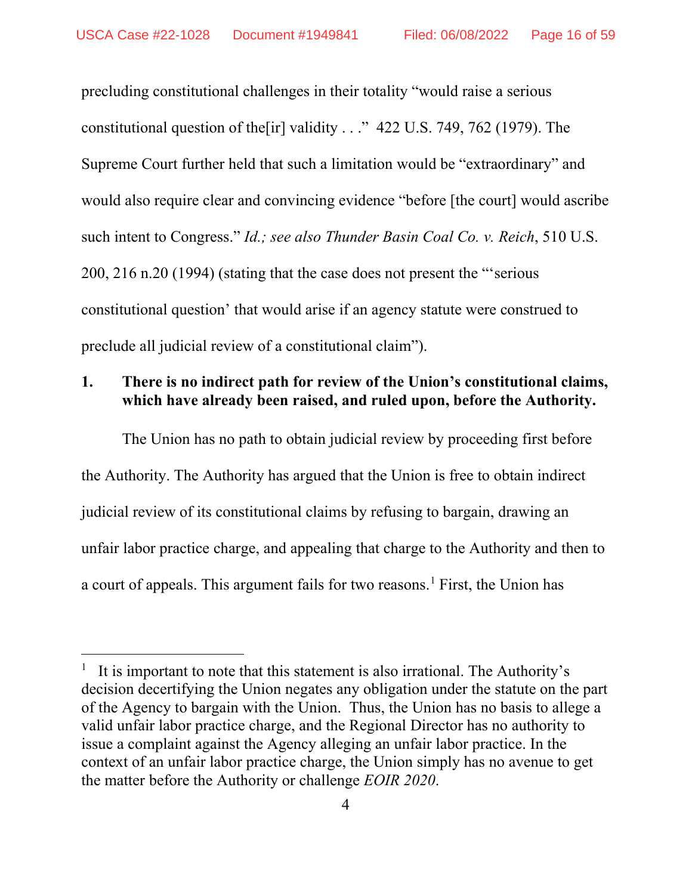precluding constitutional challenges in their totality "would raise a serious constitutional question of the[ir] validity . . ." 422 U.S. 749, 762 (1979). The Supreme Court further held that such a limitation would be "extraordinary" and would also require clear and convincing evidence "before [the court] would ascribe such intent to Congress." *Id.; see also Thunder Basin Coal Co. v. Reich*, 510 U.S. 200, 216 n.20 (1994) (stating that the case does not present the "'serious constitutional question' that would arise if an agency statute were construed to preclude all judicial review of a constitutional claim").

**1. There is no indirect path for review of the Union's constitutional claims, which have already been raised, and ruled upon, before the Authority.**

The Union has no path to obtain judicial review by proceeding first before the Authority. The Authority has argued that the Union is free to obtain indirect judicial review of its constitutional claims by refusing to bargain, drawing an unfair labor practice charge, and appealing that charge to the Authority and then to a court of appeals. This argument fails for two reasons.[1] First, the Union has

[1] It is important to note that this statement is also irrational. The Authority's decision decertifying the Union negates any obligation under the statute on the part of the Agency to bargain with the Union. Thus, the Union has no basis to allege a valid unfair labor practice charge, and the Regional Director has no authority to issue a complaint against the Agency alleging an unfair labor practice. In the context of an unfair labor practice charge, the Union simply has no avenue to get the matter before the Authority or challenge *EOIR 2020*.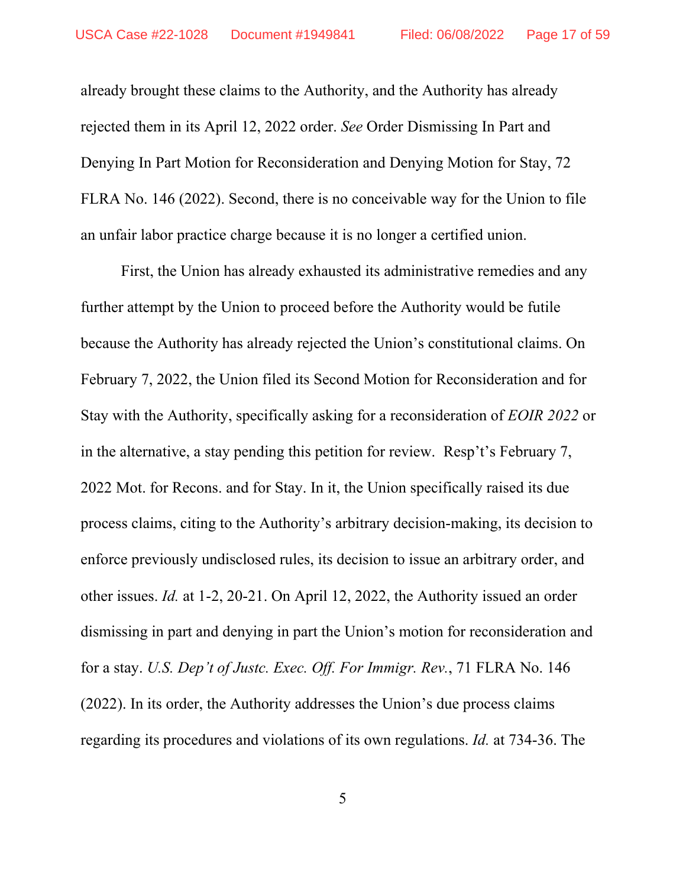already brought these claims to the Authority, and the Authority has already rejected them in its April 12, 2022 order. *See* Order Dismissing In Part and Denying In Part Motion for Reconsideration and Denying Motion for Stay, 72 FLRA No. 146 (2022). Second, there is no conceivable way for the Union to file an unfair labor practice charge because it is no longer a certified union.

First, the Union has already exhausted its administrative remedies and any further attempt by the Union to proceed before the Authority would be futile because the Authority has already rejected the Union's constitutional claims. On February 7, 2022, the Union filed its Second Motion for Reconsideration and for Stay with the Authority, specifically asking for a reconsideration of *EOIR 2022* or in the alternative, a stay pending this petition for review. Resp't's February 7, 2022 Mot. for Recons. and for Stay. In it, the Union specifically raised its due process claims, citing to the Authority's arbitrary decision-making, its decision to enforce previously undisclosed rules, its decision to issue an arbitrary order, and other issues. *Id.* at 1-2, 20-21. On April 12, 2022, the Authority issued an order dismissing in part and denying in part the Union's motion for reconsideration and for a stay. *U.S. Dep't of Justc. Exec. Off. For Immigr. Rev.*, 71 FLRA No. 146 (2022). In its order, the Authority addresses the Union's due process claims regarding its procedures and violations of its own regulations. *Id.* at 734-36. The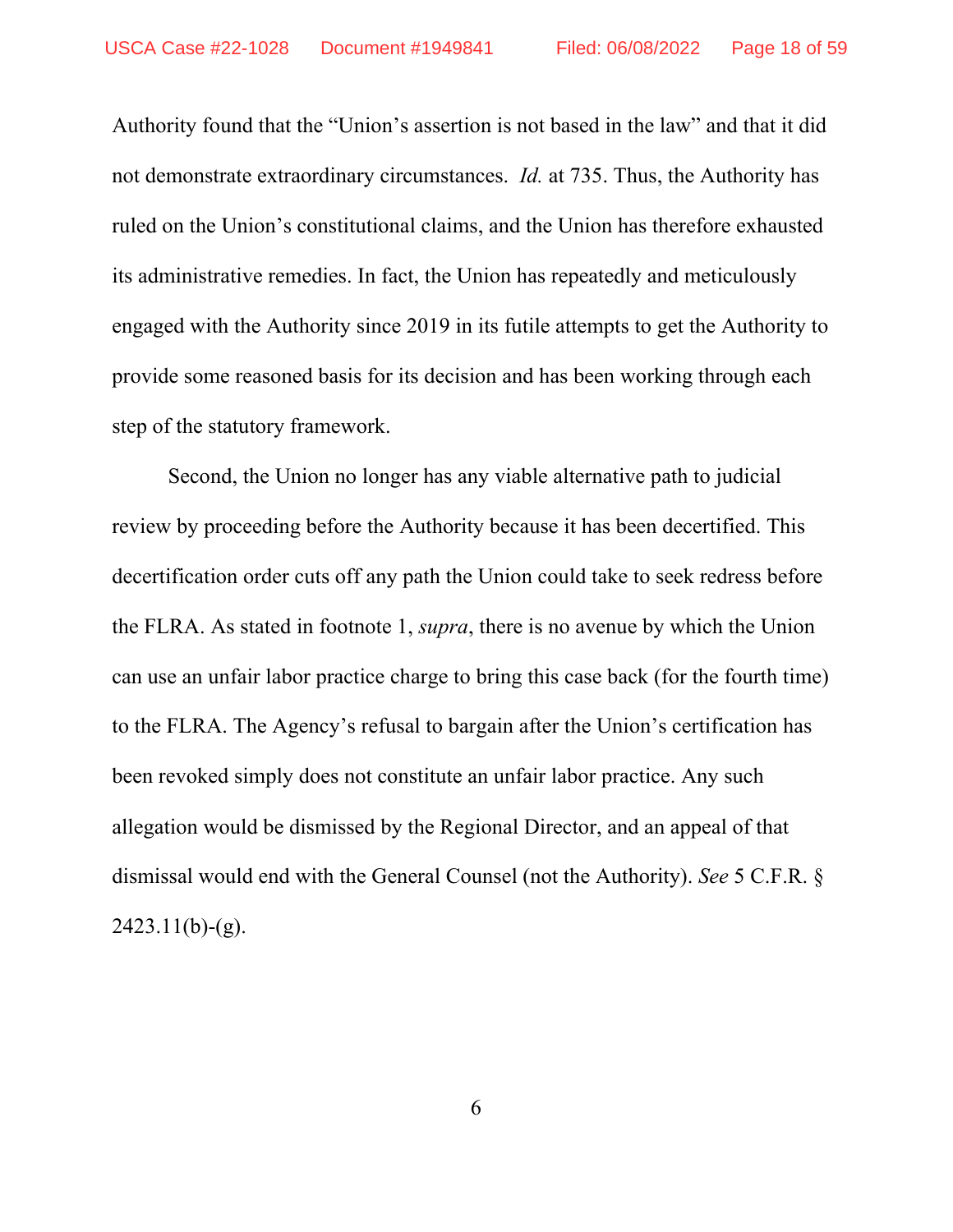Authority found that the "Union's assertion is not based in the law" and that it did not demonstrate extraordinary circumstances. *Id.* at 735. Thus, the Authority has ruled on the Union's constitutional claims, and the Union has therefore exhausted its administrative remedies. In fact, the Union has repeatedly and meticulously engaged with the Authority since 2019 in its futile attempts to get the Authority to provide some reasoned basis for its decision and has been working through each step of the statutory framework.

Second, the Union no longer has any viable alternative path to judicial review by proceeding before the Authority because it has been decertified. This decertification order cuts off any path the Union could take to seek redress before the FLRA. As stated in footnote 1, *supra*, there is no avenue by which the Union can use an unfair labor practice charge to bring this case back (for the fourth time) to the FLRA. The Agency's refusal to bargain after the Union's certification has been revoked simply does not constitute an unfair labor practice. Any such allegation would be dismissed by the Regional Director, and an appeal of that dismissal would end with the General Counsel (not the Authority). *See* 5 C.F.R. § 2423.11(b)-(g).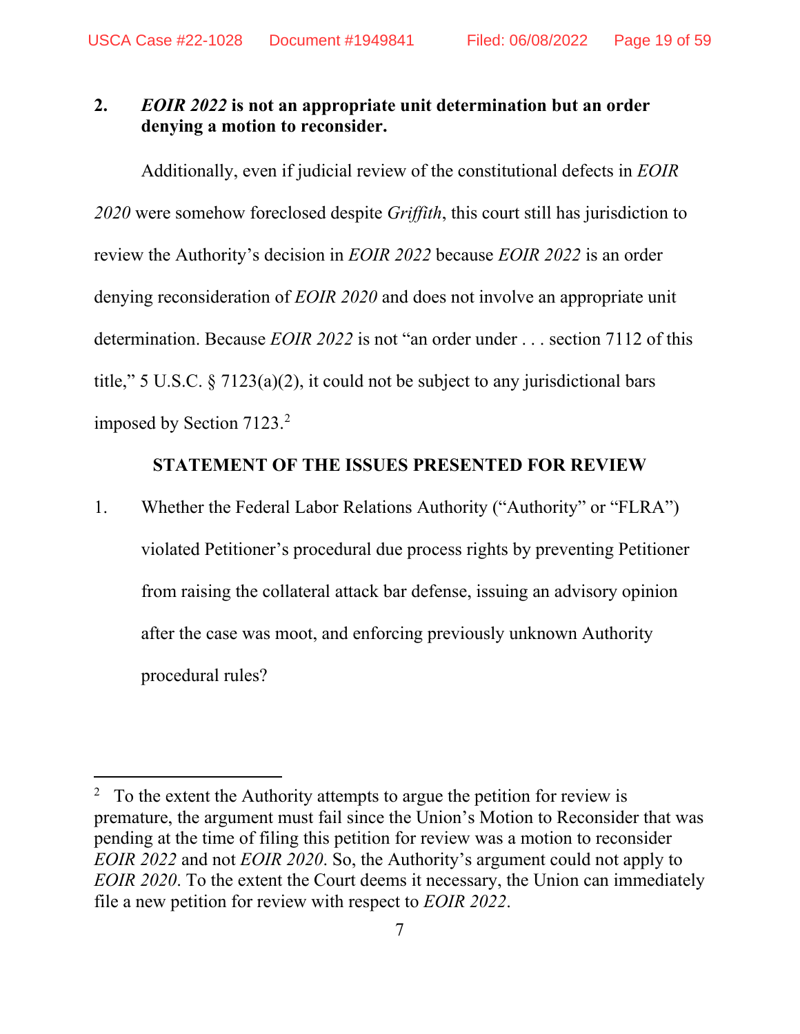### 2. *EOIR 2022* is not an appropriate unit determination but an order denying a motion to reconsider.

Additionally, even if judicial review of the constitutional defects in *EOIR 2020* were somehow foreclosed despite *Griffith*, this court still has jurisdiction to review the Authority's decision in *EOIR 2022* because *EOIR 2022* is an order denying reconsideration of *EOIR 2020* and does not involve an appropriate unit determination. Because *EOIR 2022* is not "an order under . . . section 7112 of this title," 5 U.S.C. § 7123(a)(2), it could not be subject to any jurisdictional bars imposed by Section 7123.[2]

## STATEMENT OF THE ISSUES PRESENTED FOR REVIEW

1. Whether the Federal Labor Relations Authority ("Authority" or "FLRA") violated Petitioner's procedural due process rights by preventing Petitioner from raising the collateral attack bar defense, issuing an advisory opinion after the case was moot, and enforcing previously unknown Authority procedural rules?

---

[2] To the extent the Authority attempts to argue the petition for review is premature, the argument must fail since the Union's Motion to Reconsider that was pending at the time of filing this petition for review was a motion to reconsider *EOIR 2022* and not *EOIR 2020*. So, the Authority's argument could not apply to *EOIR 2020*. To the extent the Court deems it necessary, the Union can immediately file a new petition for review with respect to *EOIR 2022*.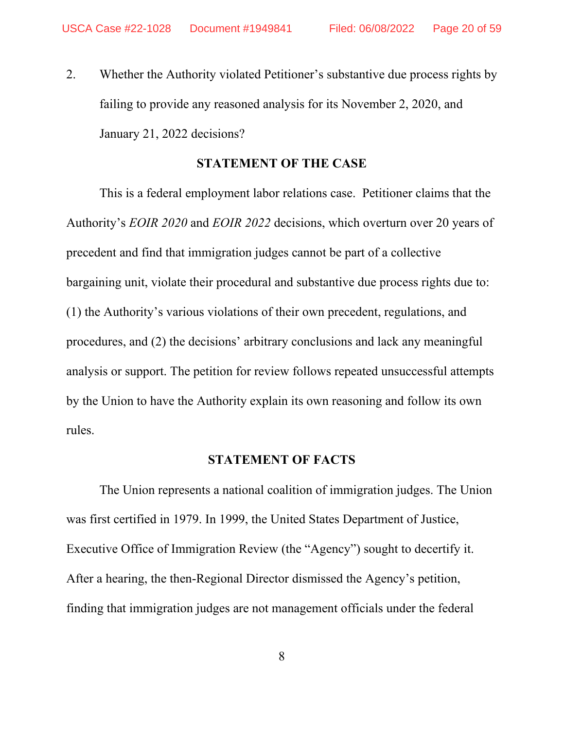2. Whether the Authority violated Petitioner's substantive due process rights by failing to provide any reasoned analysis for its November 2, 2020, and January 21, 2022 decisions?

## STATEMENT OF THE CASE

This is a federal employment labor relations case. Petitioner claims that the Authority's *EOIR 2020* and *EOIR 2022* decisions, which overturn over 20 years of precedent and find that immigration judges cannot be part of a collective bargaining unit, violate their procedural and substantive due process rights due to: (1) the Authority's various violations of their own precedent, regulations, and procedures, and (2) the decisions' arbitrary conclusions and lack any meaningful analysis or support. The petition for review follows repeated unsuccessful attempts by the Union to have the Authority explain its own reasoning and follow its own rules.

## STATEMENT OF FACTS

The Union represents a national coalition of immigration judges. The Union was first certified in 1979. In 1999, the United States Department of Justice, Executive Office of Immigration Review (the "Agency") sought to decertify it. After a hearing, the then-Regional Director dismissed the Agency's petition, finding that immigration judges are not management officials under the federal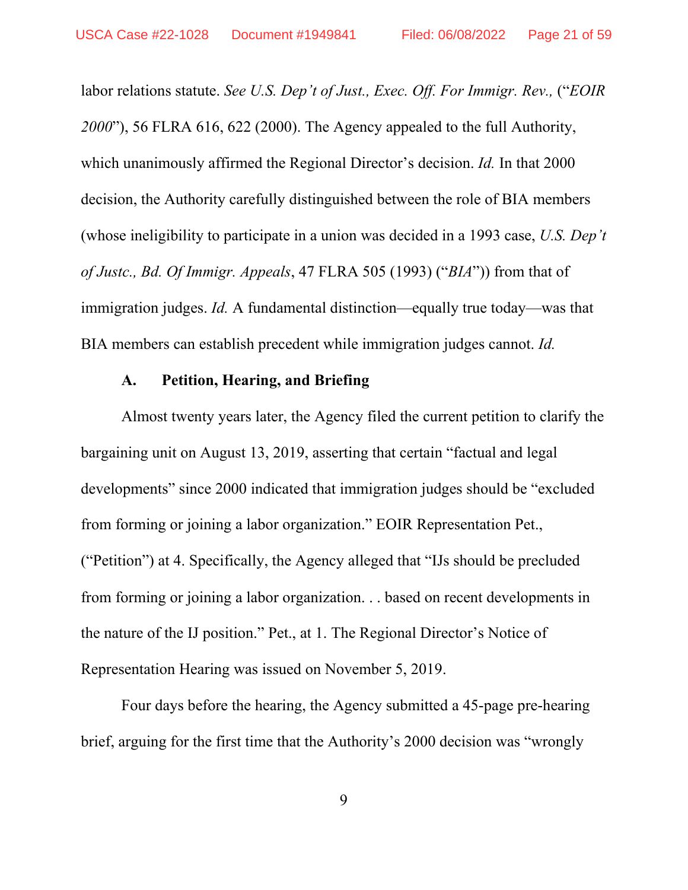labor relations statute. *See U.S. Dep't of Just., Exec. Off. For Immigr. Rev.,* ("*EOIR 2000*"), 56 FLRA 616, 622 (2000). The Agency appealed to the full Authority, which unanimously affirmed the Regional Director's decision. *Id.* In that 2000 decision, the Authority carefully distinguished between the role of BIA members (whose ineligibility to participate in a union was decided in a 1993 case, *U.S. Dep't of Justc., Bd. Of Immigr. Appeals*, 47 FLRA 505 (1993) ("*BIA*")) from that of immigration judges. *Id.* A fundamental distinction—equally true today—was that BIA members can establish precedent while immigration judges cannot. *Id.*

### A. Petition, Hearing, and Briefing

Almost twenty years later, the Agency filed the current petition to clarify the bargaining unit on August 13, 2019, asserting that certain "factual and legal developments" since 2000 indicated that immigration judges should be "excluded from forming or joining a labor organization." EOIR Representation Pet., ("Petition") at 4. Specifically, the Agency alleged that "IJs should be precluded from forming or joining a labor organization. . . based on recent developments in the nature of the IJ position." Pet., at 1. The Regional Director's Notice of Representation Hearing was issued on November 5, 2019.

Four days before the hearing, the Agency submitted a 45-page pre-hearing brief, arguing for the first time that the Authority's 2000 decision was "wrongly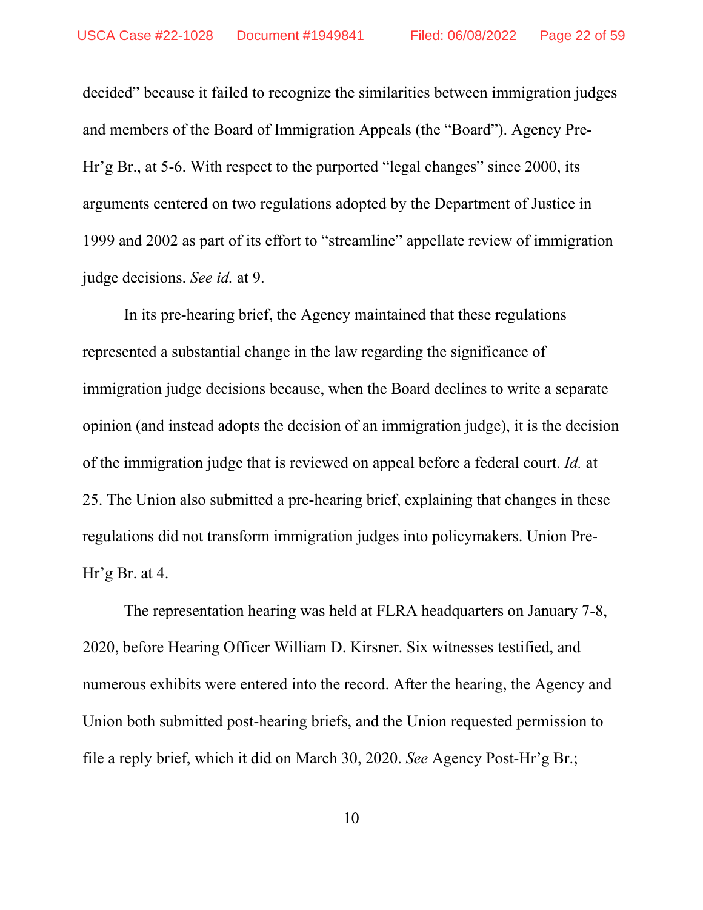decided" because it failed to recognize the similarities between immigration judges and members of the Board of Immigration Appeals (the "Board"). Agency Pre-Hr'g Br., at 5-6. With respect to the purported "legal changes" since 2000, its arguments centered on two regulations adopted by the Department of Justice in 1999 and 2002 as part of its effort to "streamline" appellate review of immigration judge decisions. *See id.* at 9.

In its pre-hearing brief, the Agency maintained that these regulations represented a substantial change in the law regarding the significance of immigration judge decisions because, when the Board declines to write a separate opinion (and instead adopts the decision of an immigration judge), it is the decision of the immigration judge that is reviewed on appeal before a federal court. *Id.* at 25. The Union also submitted a pre-hearing brief, explaining that changes in these regulations did not transform immigration judges into policymakers. Union Pre-Hr'g Br. at 4.

The representation hearing was held at FLRA headquarters on January 7-8, 2020, before Hearing Officer William D. Kirsner. Six witnesses testified, and numerous exhibits were entered into the record. After the hearing, the Agency and Union both submitted post-hearing briefs, and the Union requested permission to file a reply brief, which it did on March 30, 2020. *See* Agency Post-Hr'g Br.;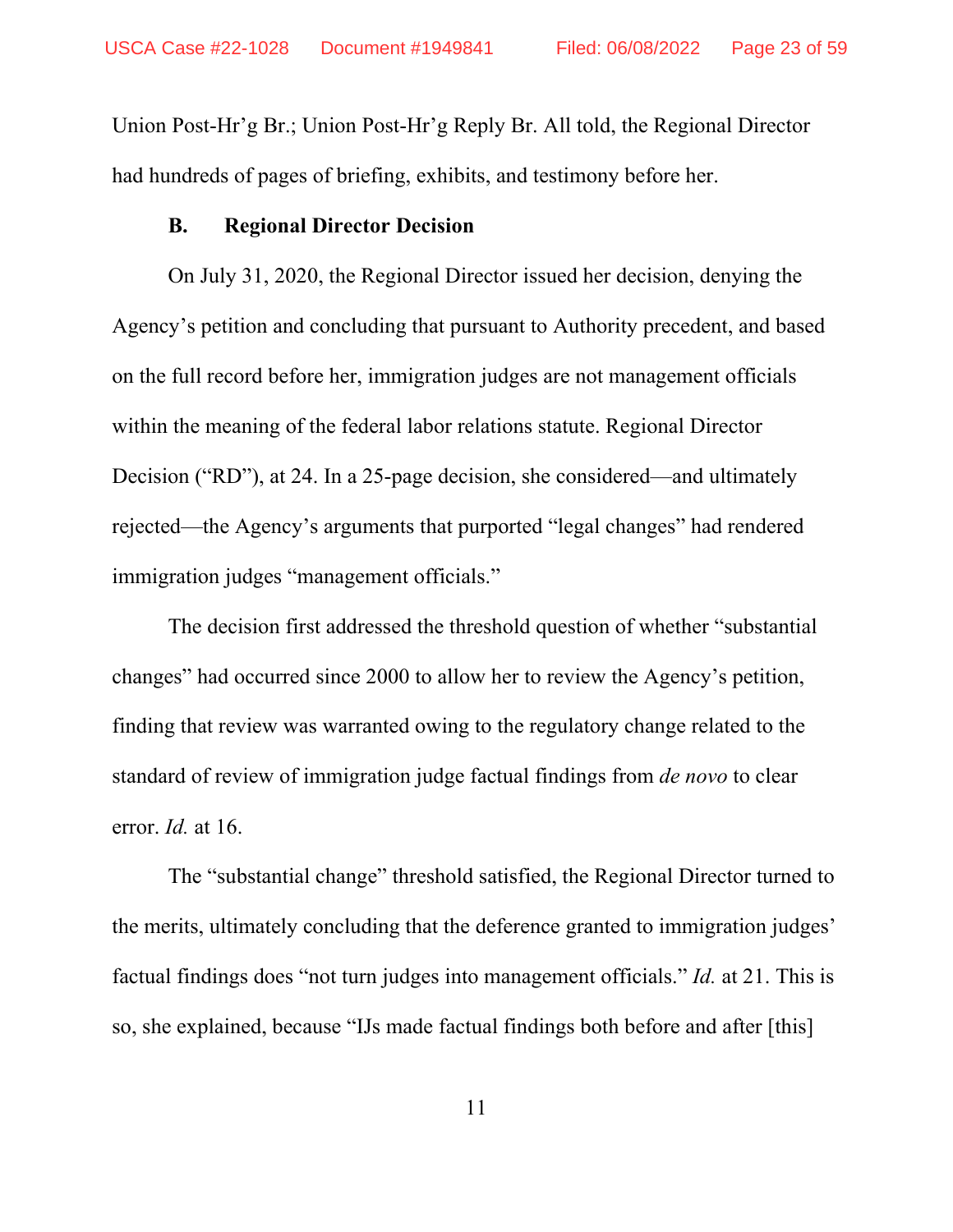Union Post-Hr'g Br.; Union Post-Hr'g Reply Br. All told, the Regional Director had hundreds of pages of briefing, exhibits, and testimony before her.

### B. Regional Director Decision

On July 31, 2020, the Regional Director issued her decision, denying the Agency's petition and concluding that pursuant to Authority precedent, and based on the full record before her, immigration judges are not management officials within the meaning of the federal labor relations statute. Regional Director Decision ("RD"), at 24. In a 25-page decision, she considered—and ultimately rejected—the Agency's arguments that purported "legal changes" had rendered immigration judges "management officials."

The decision first addressed the threshold question of whether "substantial changes" had occurred since 2000 to allow her to review the Agency's petition, finding that review was warranted owing to the regulatory change related to the standard of review of immigration judge factual findings from *de novo* to clear error. *Id.* at 16.

The "substantial change" threshold satisfied, the Regional Director turned to the merits, ultimately concluding that the deference granted to immigration judges' factual findings does "not turn judges into management officials." *Id.* at 21. This is so, she explained, because "IJs made factual findings both before and after [this]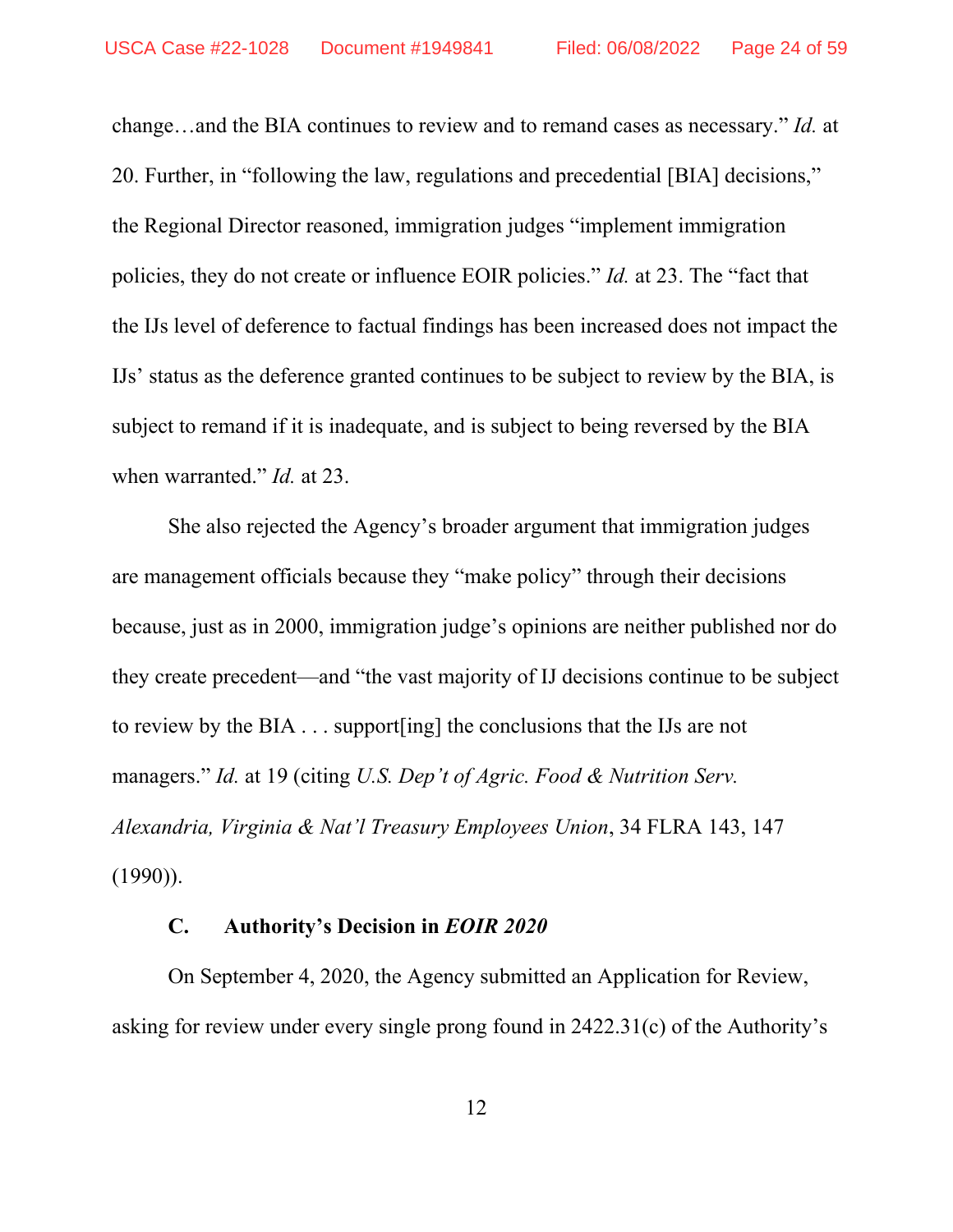change…and the BIA continues to review and to remand cases as necessary." *Id.* at 20. Further, in "following the law, regulations and precedential [BIA] decisions," the Regional Director reasoned, immigration judges "implement immigration policies, they do not create or influence EOIR policies." *Id.* at 23. The "fact that the IJs level of deference to factual findings has been increased does not impact the IJs' status as the deference granted continues to be subject to review by the BIA, is subject to remand if it is inadequate, and is subject to being reversed by the BIA when warranted." *Id.* at 23.

She also rejected the Agency's broader argument that immigration judges are management officials because they "make policy" through their decisions because, just as in 2000, immigration judge's opinions are neither published nor do they create precedent—and "the vast majority of IJ decisions continue to be subject to review by the BIA . . . support[ing] the conclusions that the IJs are not managers." *Id.* at 19 (citing *U.S. Dep't of Agric. Food & Nutrition Serv. Alexandria, Virginia & Nat'l Treasury Employees Union*, 34 FLRA 143, 147 (1990)).

### C. Authority's Decision in *EOIR 2020*

On September 4, 2020, the Agency submitted an Application for Review, asking for review under every single prong found in 2422.31(c) of the Authority's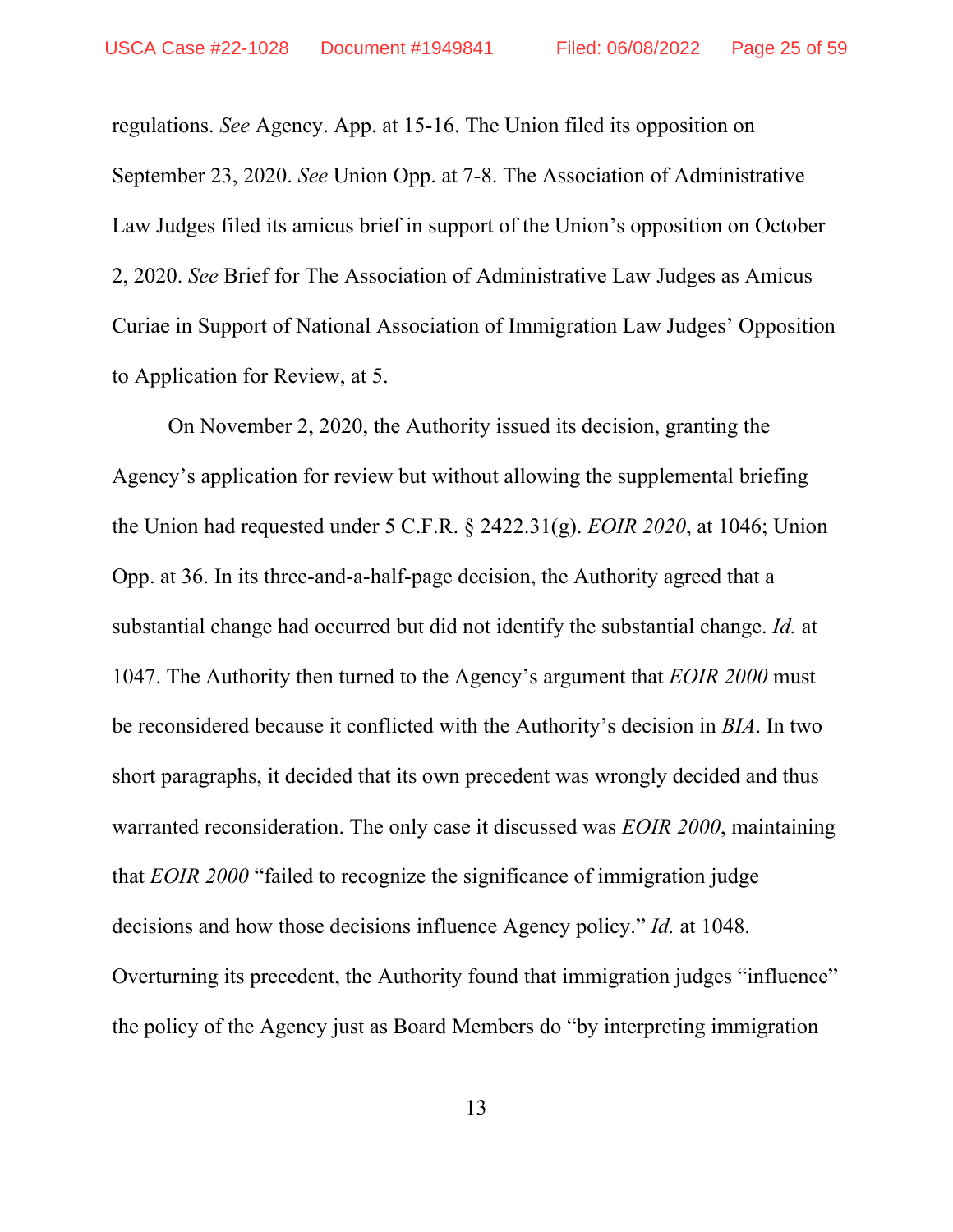regulations. *See* Agency. App. at 15-16. The Union filed its opposition on September 23, 2020. *See* Union Opp. at 7-8. The Association of Administrative Law Judges filed its amicus brief in support of the Union's opposition on October 2, 2020. *See* Brief for The Association of Administrative Law Judges as Amicus Curiae in Support of National Association of Immigration Law Judges' Opposition to Application for Review, at 5.

On November 2, 2020, the Authority issued its decision, granting the Agency's application for review but without allowing the supplemental briefing the Union had requested under 5 C.F.R. § 2422.31(g). *EOIR 2020*, at 1046; Union Opp. at 36. In its three-and-a-half-page decision, the Authority agreed that a substantial change had occurred but did not identify the substantial change. *Id.* at 1047. The Authority then turned to the Agency's argument that *EOIR 2000* must be reconsidered because it conflicted with the Authority's decision in *BIA*. In two short paragraphs, it decided that its own precedent was wrongly decided and thus warranted reconsideration. The only case it discussed was *EOIR 2000*, maintaining that *EOIR 2000* "failed to recognize the significance of immigration judge decisions and how those decisions influence Agency policy." *Id.* at 1048. Overturning its precedent, the Authority found that immigration judges "influence" the policy of the Agency just as Board Members do "by interpreting immigration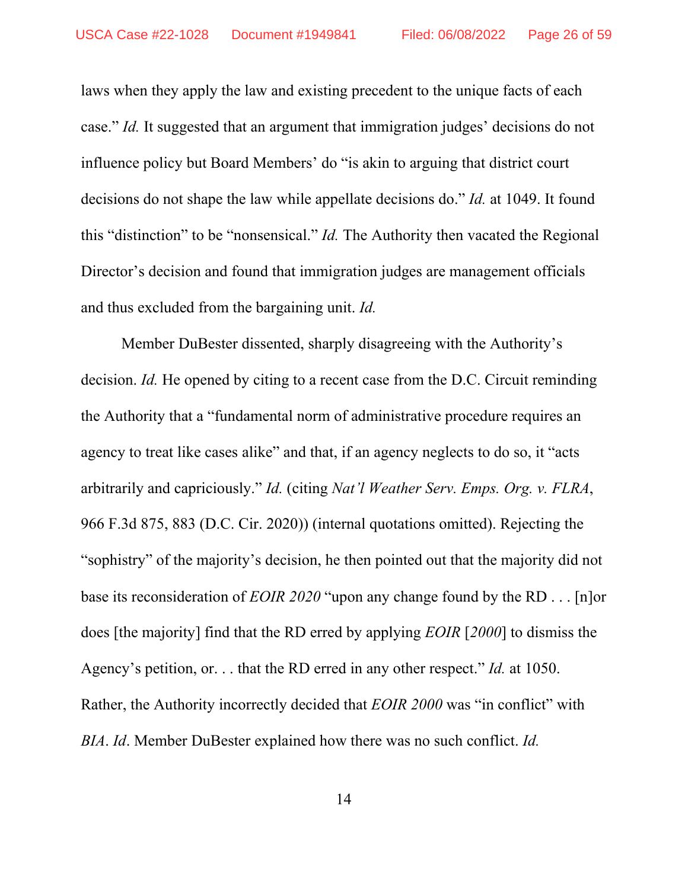laws when they apply the law and existing precedent to the unique facts of each case." *Id.* It suggested that an argument that immigration judges' decisions do not influence policy but Board Members' do "is akin to arguing that district court decisions do not shape the law while appellate decisions do." *Id.* at 1049. It found this "distinction" to be "nonsensical." *Id.* The Authority then vacated the Regional Director's decision and found that immigration judges are management officials and thus excluded from the bargaining unit. *Id.*

Member DuBester dissented, sharply disagreeing with the Authority's decision. *Id.* He opened by citing to a recent case from the D.C. Circuit reminding the Authority that a "fundamental norm of administrative procedure requires an agency to treat like cases alike" and that, if an agency neglects to do so, it "acts arbitrarily and capriciously." *Id.* (citing *Nat'l Weather Serv. Emps. Org. v. FLRA*, 966 F.3d 875, 883 (D.C. Cir. 2020)) (internal quotations omitted). Rejecting the "sophistry" of the majority's decision, he then pointed out that the majority did not base its reconsideration of *EOIR 2020* "upon any change found by the RD . . . [n]or does [the majority] find that the RD erred by applying *EOIR* [*2000*] to dismiss the Agency's petition, or. . . that the RD erred in any other respect." *Id.* at 1050. Rather, the Authority incorrectly decided that *EOIR 2000* was "in conflict" with *BIA*. *Id*. Member DuBester explained how there was no such conflict. *Id.*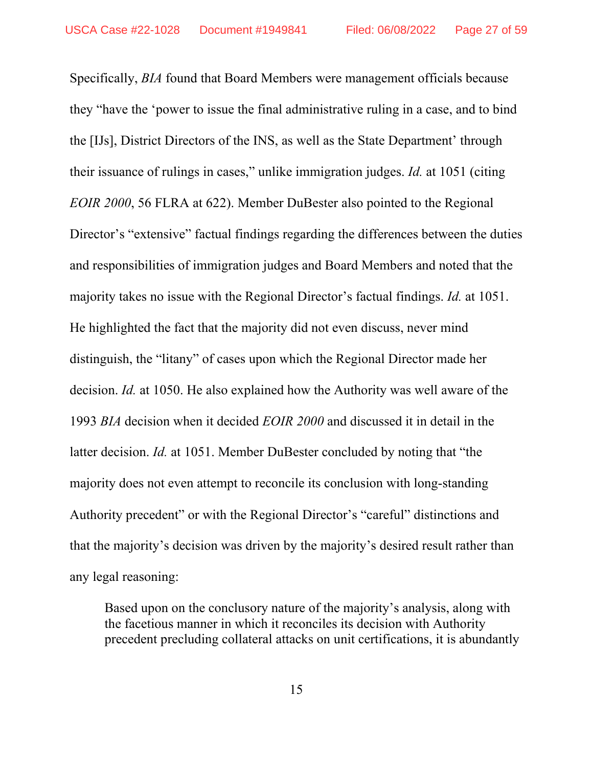Specifically, *BIA* found that Board Members were management officials because they "have the 'power to issue the final administrative ruling in a case, and to bind the [IJs], District Directors of the INS, as well as the State Department' through their issuance of rulings in cases," unlike immigration judges. *Id.* at 1051 (citing *EOIR 2000*, 56 FLRA at 622). Member DuBester also pointed to the Regional Director's "extensive" factual findings regarding the differences between the duties and responsibilities of immigration judges and Board Members and noted that the majority takes no issue with the Regional Director's factual findings. *Id.* at 1051. He highlighted the fact that the majority did not even discuss, never mind distinguish, the "litany" of cases upon which the Regional Director made her decision. *Id.* at 1050. He also explained how the Authority was well aware of the 1993 *BIA* decision when it decided *EOIR 2000* and discussed it in detail in the latter decision. *Id.* at 1051. Member DuBester concluded by noting that "the majority does not even attempt to reconcile its conclusion with long-standing Authority precedent" or with the Regional Director's "careful" distinctions and that the majority's decision was driven by the majority's desired result rather than any legal reasoning:

> Based upon on the conclusory nature of the majority's analysis, along with the facetious manner in which it reconciles its decision with Authority precedent precluding collateral attacks on unit certifications, it is abundantly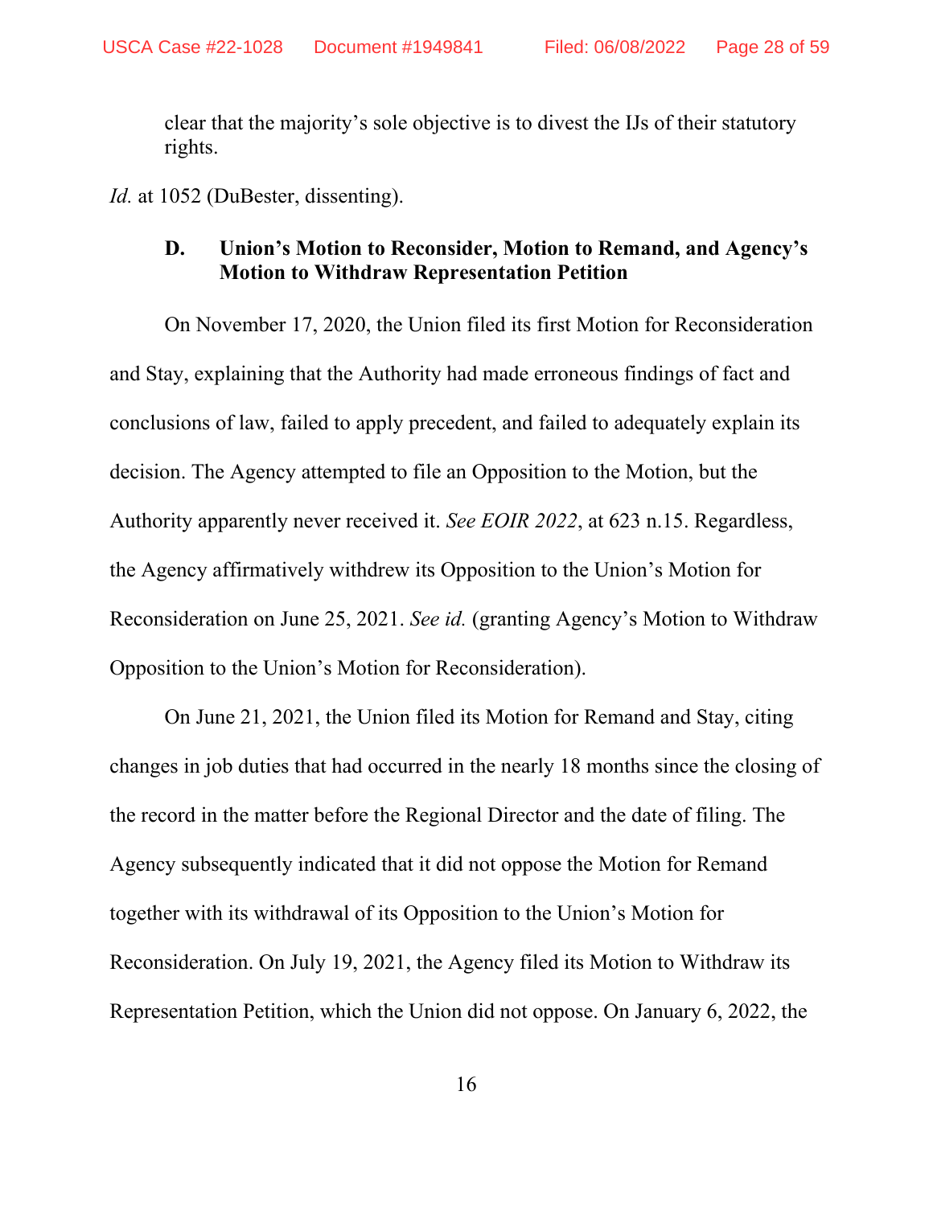> clear that the majority's sole objective is to divest the IJs of their statutory rights.

*Id.* at 1052 (DuBester, dissenting).

### D. Union's Motion to Reconsider, Motion to Remand, and Agency's Motion to Withdraw Representation Petition

On November 17, 2020, the Union filed its first Motion for Reconsideration and Stay, explaining that the Authority had made erroneous findings of fact and conclusions of law, failed to apply precedent, and failed to adequately explain its decision. The Agency attempted to file an Opposition to the Motion, but the Authority apparently never received it. *See EOIR 2022*, at 623 n.15. Regardless, the Agency affirmatively withdrew its Opposition to the Union's Motion for Reconsideration on June 25, 2021. *See id.* (granting Agency's Motion to Withdraw Opposition to the Union's Motion for Reconsideration).

On June 21, 2021, the Union filed its Motion for Remand and Stay, citing changes in job duties that had occurred in the nearly 18 months since the closing of the record in the matter before the Regional Director and the date of filing. The Agency subsequently indicated that it did not oppose the Motion for Remand together with its withdrawal of its Opposition to the Union's Motion for Reconsideration. On July 19, 2021, the Agency filed its Motion to Withdraw its Representation Petition, which the Union did not oppose. On January 6, 2022, the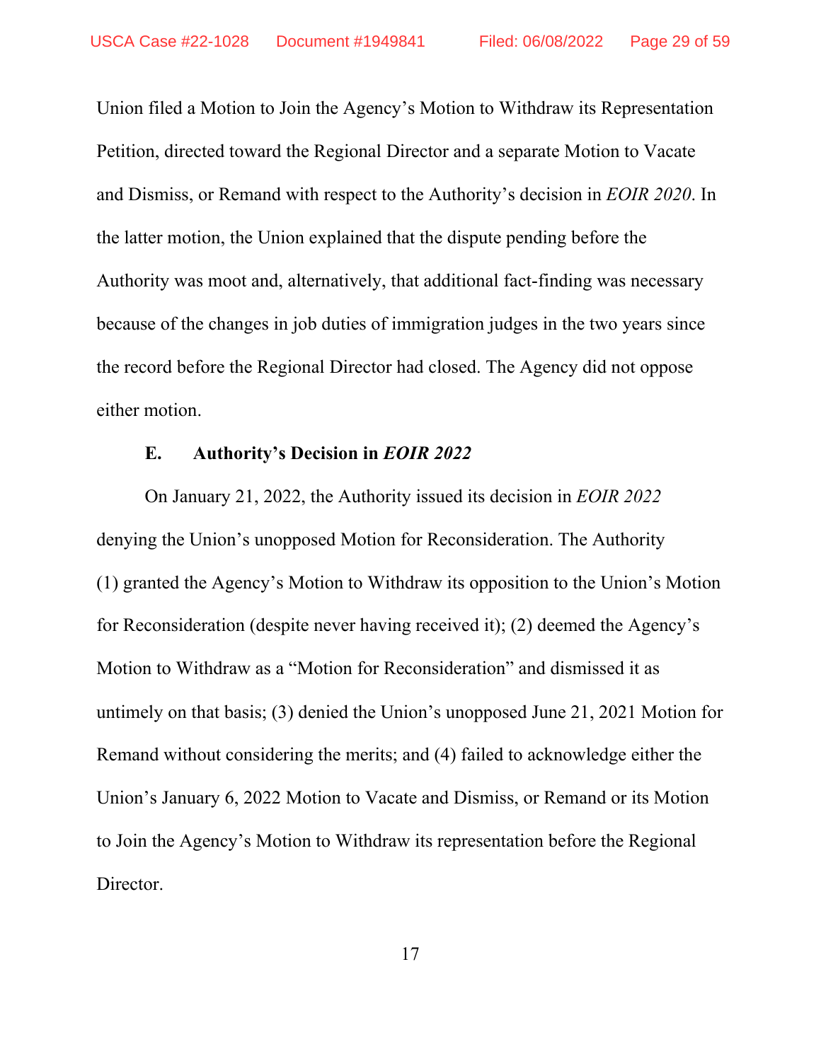Union filed a Motion to Join the Agency's Motion to Withdraw its Representation Petition, directed toward the Regional Director and a separate Motion to Vacate and Dismiss, or Remand with respect to the Authority's decision in *EOIR 2020*. In the latter motion, the Union explained that the dispute pending before the Authority was moot and, alternatively, that additional fact-finding was necessary because of the changes in job duties of immigration judges in the two years since the record before the Regional Director had closed. The Agency did not oppose either motion.

### E. Authority's Decision in *EOIR 2022*

On January 21, 2022, the Authority issued its decision in *EOIR 2022* denying the Union's unopposed Motion for Reconsideration. The Authority (1) granted the Agency's Motion to Withdraw its opposition to the Union's Motion for Reconsideration (despite never having received it); (2) deemed the Agency's Motion to Withdraw as a "Motion for Reconsideration" and dismissed it as untimely on that basis; (3) denied the Union's unopposed June 21, 2021 Motion for Remand without considering the merits; and (4) failed to acknowledge either the Union's January 6, 2022 Motion to Vacate and Dismiss, or Remand or its Motion to Join the Agency's Motion to Withdraw its representation before the Regional Director.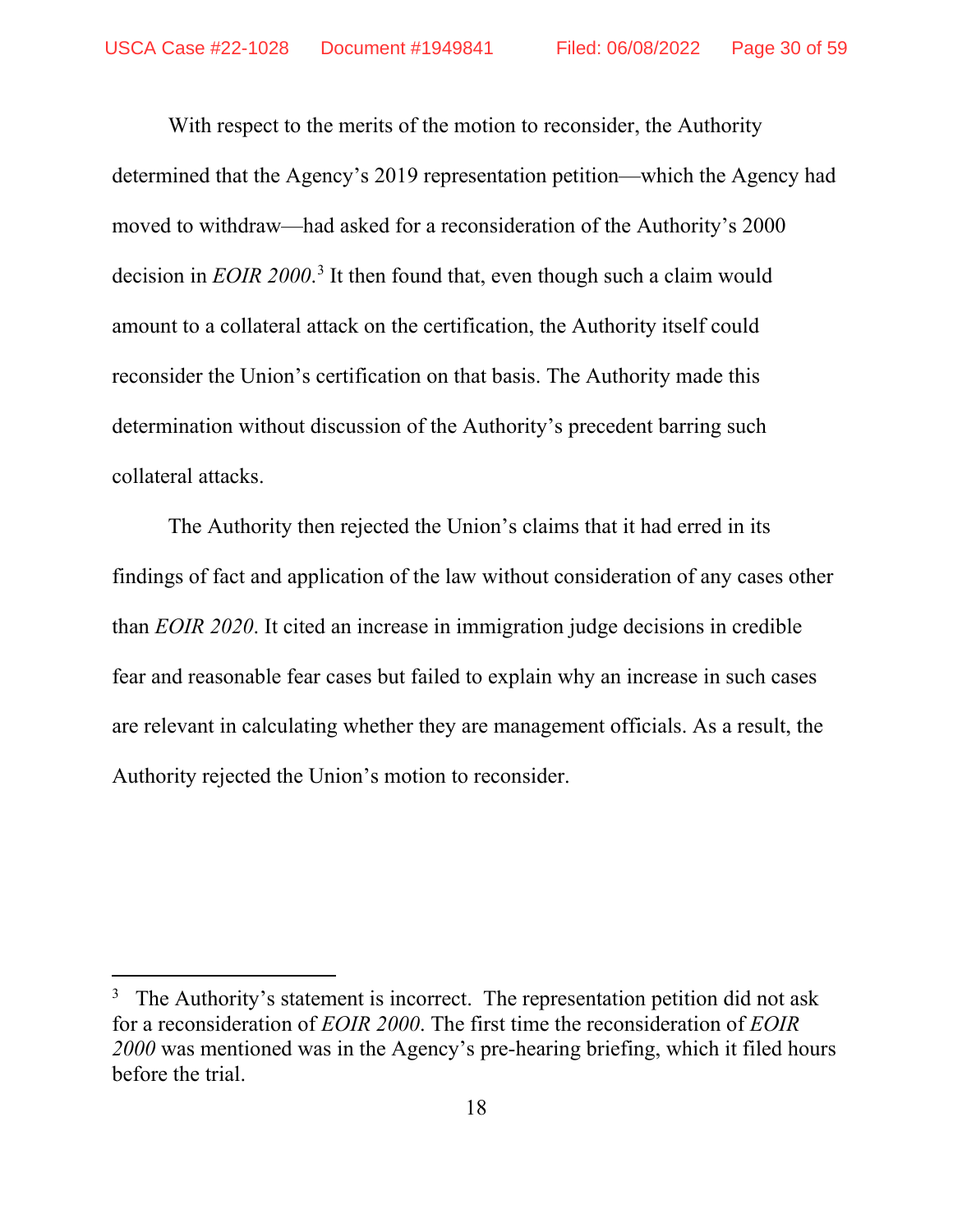With respect to the merits of the motion to reconsider, the Authority determined that the Agency's 2019 representation petition—which the Agency had moved to withdraw—had asked for a reconsideration of the Authority's 2000 decision in *EOIR 2000*.[3] It then found that, even though such a claim would amount to a collateral attack on the certification, the Authority itself could reconsider the Union's certification on that basis. The Authority made this determination without discussion of the Authority's precedent barring such collateral attacks.

The Authority then rejected the Union's claims that it had erred in its findings of fact and application of the law without consideration of any cases other than *EOIR 2020*. It cited an increase in immigration judge decisions in credible fear and reasonable fear cases but failed to explain why an increase in such cases are relevant in calculating whether they are management officials. As a result, the Authority rejected the Union's motion to reconsider.

---

[3] The Authority's statement is incorrect. The representation petition did not ask for a reconsideration of *EOIR 2000*. The first time the reconsideration of *EOIR 2000* was mentioned was in the Agency's pre-hearing briefing, which it filed hours before the trial.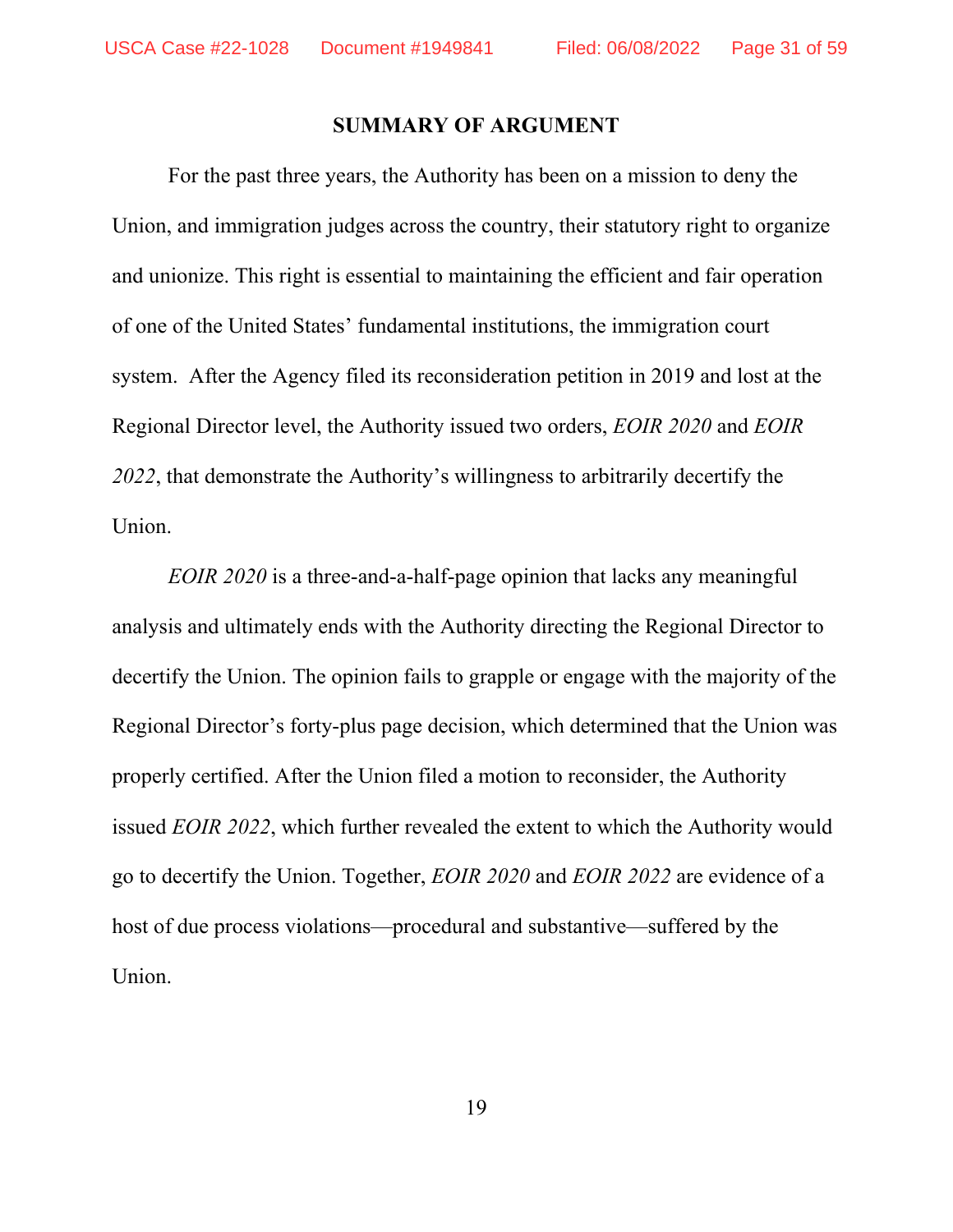## SUMMARY OF ARGUMENT

For the past three years, the Authority has been on a mission to deny the Union, and immigration judges across the country, their statutory right to organize and unionize. This right is essential to maintaining the efficient and fair operation of one of the United States' fundamental institutions, the immigration court system. After the Agency filed its reconsideration petition in 2019 and lost at the Regional Director level, the Authority issued two orders, *EOIR 2020* and *EOIR 2022*, that demonstrate the Authority's willingness to arbitrarily decertify the Union.

*EOIR 2020* is a three-and-a-half-page opinion that lacks any meaningful analysis and ultimately ends with the Authority directing the Regional Director to decertify the Union. The opinion fails to grapple or engage with the majority of the Regional Director's forty-plus page decision, which determined that the Union was properly certified. After the Union filed a motion to reconsider, the Authority issued *EOIR 2022*, which further revealed the extent to which the Authority would go to decertify the Union. Together, *EOIR 2020* and *EOIR 2022* are evidence of a host of due process violations—procedural and substantive—suffered by the Union.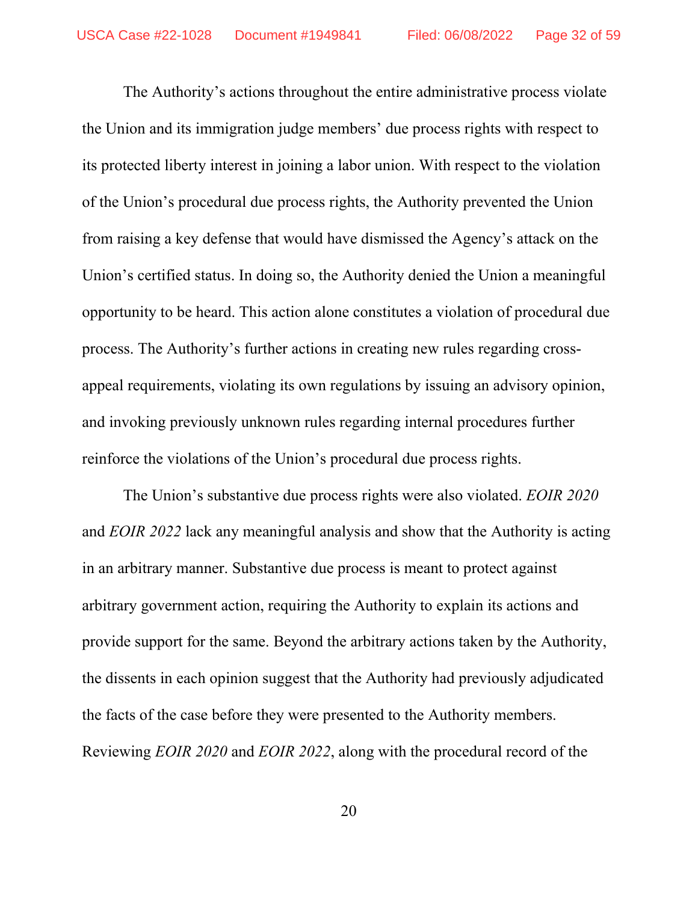The Authority's actions throughout the entire administrative process violate the Union and its immigration judge members' due process rights with respect to its protected liberty interest in joining a labor union. With respect to the violation of the Union's procedural due process rights, the Authority prevented the Union from raising a key defense that would have dismissed the Agency's attack on the Union's certified status. In doing so, the Authority denied the Union a meaningful opportunity to be heard. This action alone constitutes a violation of procedural due process. The Authority's further actions in creating new rules regarding cross-appeal requirements, violating its own regulations by issuing an advisory opinion, and invoking previously unknown rules regarding internal procedures further reinforce the violations of the Union's procedural due process rights.

The Union's substantive due process rights were also violated. *EOIR 2020* and *EOIR 2022* lack any meaningful analysis and show that the Authority is acting in an arbitrary manner. Substantive due process is meant to protect against arbitrary government action, requiring the Authority to explain its actions and provide support for the same. Beyond the arbitrary actions taken by the Authority, the dissents in each opinion suggest that the Authority had previously adjudicated the facts of the case before they were presented to the Authority members. Reviewing *EOIR 2020* and *EOIR 2022*, along with the procedural record of the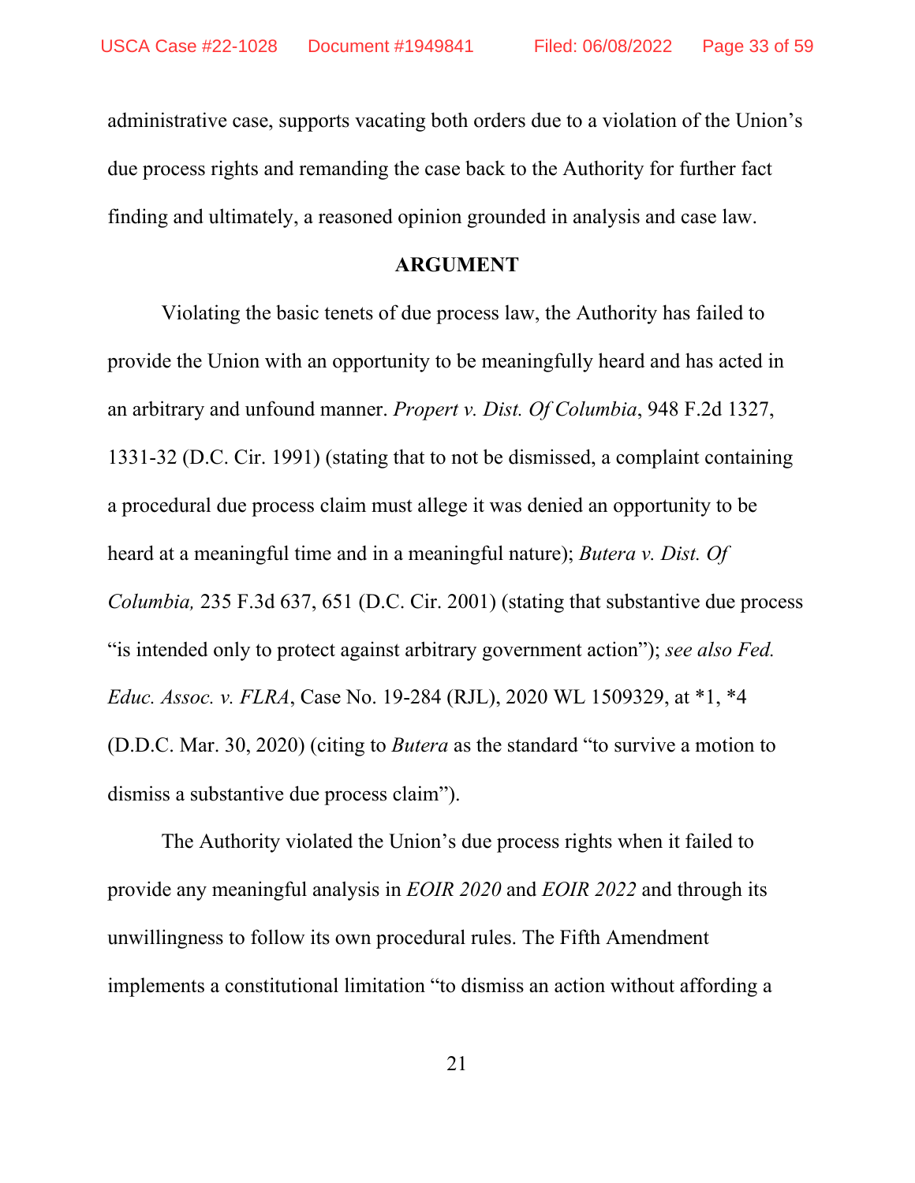administrative case, supports vacating both orders due to a violation of the Union's due process rights and remanding the case back to the Authority for further fact finding and ultimately, a reasoned opinion grounded in analysis and case law.

**ARGUMENT**

Violating the basic tenets of due process law, the Authority has failed to provide the Union with an opportunity to be meaningfully heard and has acted in an arbitrary and unfound manner. *Propert v. Dist. Of Columbia*, 948 F.2d 1327, 1331-32 (D.C. Cir. 1991) (stating that to not be dismissed, a complaint containing a procedural due process claim must allege it was denied an opportunity to be heard at a meaningful time and in a meaningful nature); *Butera v. Dist. Of Columbia,* 235 F.3d 637, 651 (D.C. Cir. 2001) (stating that substantive due process "is intended only to protect against arbitrary government action"); *see also Fed. Educ. Assoc. v. FLRA*, Case No. 19-284 (RJL), 2020 WL 1509329, at *1, *4 (D.D.C. Mar. 30, 2020) (citing to *Butera* as the standard "to survive a motion to dismiss a substantive due process claim").

The Authority violated the Union's due process rights when it failed to provide any meaningful analysis in *EOIR 2020* and *EOIR 2022* and through its unwillingness to follow its own procedural rules. The Fifth Amendment implements a constitutional limitation "to dismiss an action without affording a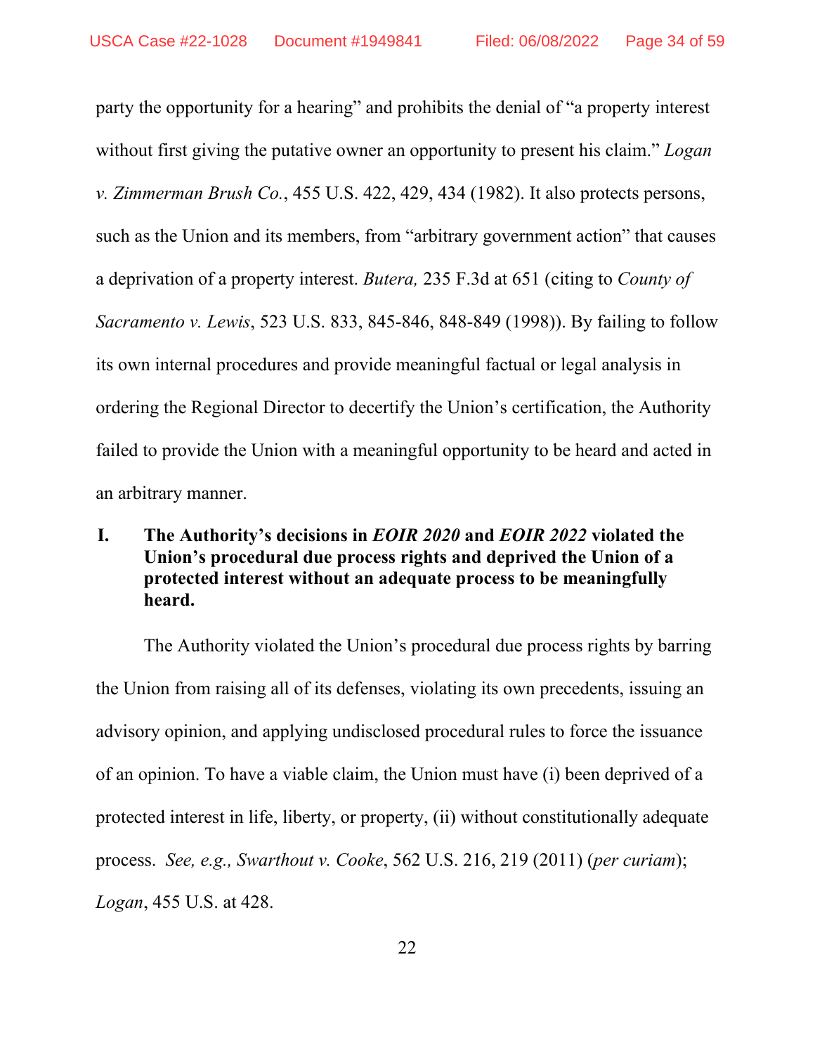party the opportunity for a hearing" and prohibits the denial of "a property interest without first giving the putative owner an opportunity to present his claim." *Logan v. Zimmerman Brush Co.*, 455 U.S. 422, 429, 434 (1982). It also protects persons, such as the Union and its members, from "arbitrary government action" that causes a deprivation of a property interest. *Butera,* 235 F.3d at 651 (citing to *County of Sacramento v. Lewis*, 523 U.S. 833, 845-846, 848-849 (1998)). By failing to follow its own internal procedures and provide meaningful factual or legal analysis in ordering the Regional Director to decertify the Union's certification, the Authority failed to provide the Union with a meaningful opportunity to be heard and acted in an arbitrary manner.

## I. The Authority's decisions in *EOIR 2020* and *EOIR 2022* violated the Union's procedural due process rights and deprived the Union of a protected interest without an adequate process to be meaningfully heard.

The Authority violated the Union's procedural due process rights by barring the Union from raising all of its defenses, violating its own precedents, issuing an advisory opinion, and applying undisclosed procedural rules to force the issuance of an opinion. To have a viable claim, the Union must have (i) been deprived of a protected interest in life, liberty, or property, (ii) without constitutionally adequate process. *See, e.g., Swarthout v. Cooke*, 562 U.S. 216, 219 (2011) (*per curiam*); *Logan*, 455 U.S. at 428.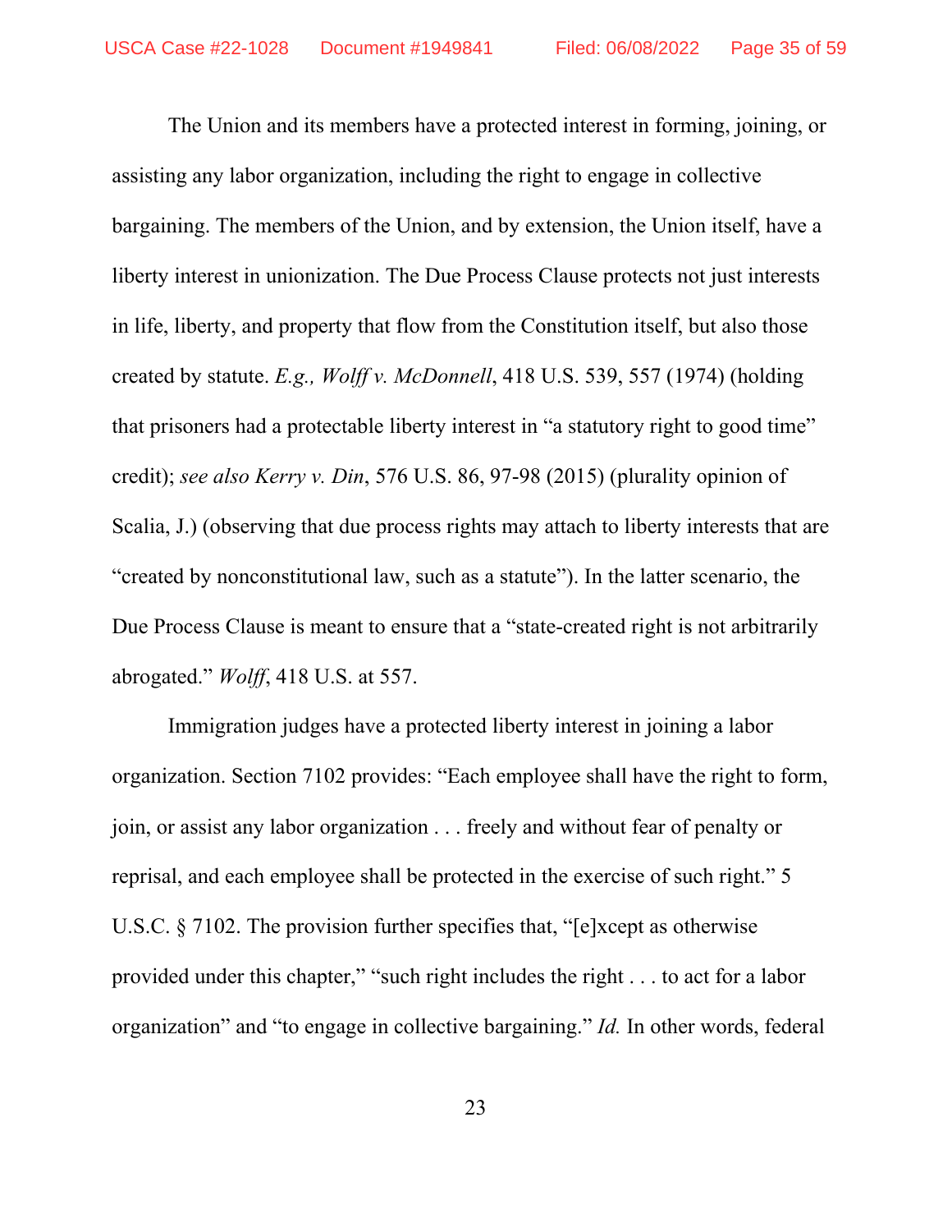The Union and its members have a protected interest in forming, joining, or assisting any labor organization, including the right to engage in collective bargaining. The members of the Union, and by extension, the Union itself, have a liberty interest in unionization. The Due Process Clause protects not just interests in life, liberty, and property that flow from the Constitution itself, but also those created by statute. *E.g., Wolff v. McDonnell*, 418 U.S. 539, 557 (1974) (holding that prisoners had a protectable liberty interest in "a statutory right to good time" credit); *see also Kerry v. Din*, 576 U.S. 86, 97-98 (2015) (plurality opinion of Scalia, J.) (observing that due process rights may attach to liberty interests that are "created by nonconstitutional law, such as a statute"). In the latter scenario, the Due Process Clause is meant to ensure that a "state-created right is not arbitrarily abrogated." *Wolff*, 418 U.S. at 557.

Immigration judges have a protected liberty interest in joining a labor organization. Section 7102 provides: "Each employee shall have the right to form, join, or assist any labor organization . . . freely and without fear of penalty or reprisal, and each employee shall be protected in the exercise of such right." 5 U.S.C. § 7102. The provision further specifies that, "[e]xcept as otherwise provided under this chapter," "such right includes the right . . . to act for a labor organization" and "to engage in collective bargaining." *Id.* In other words, federal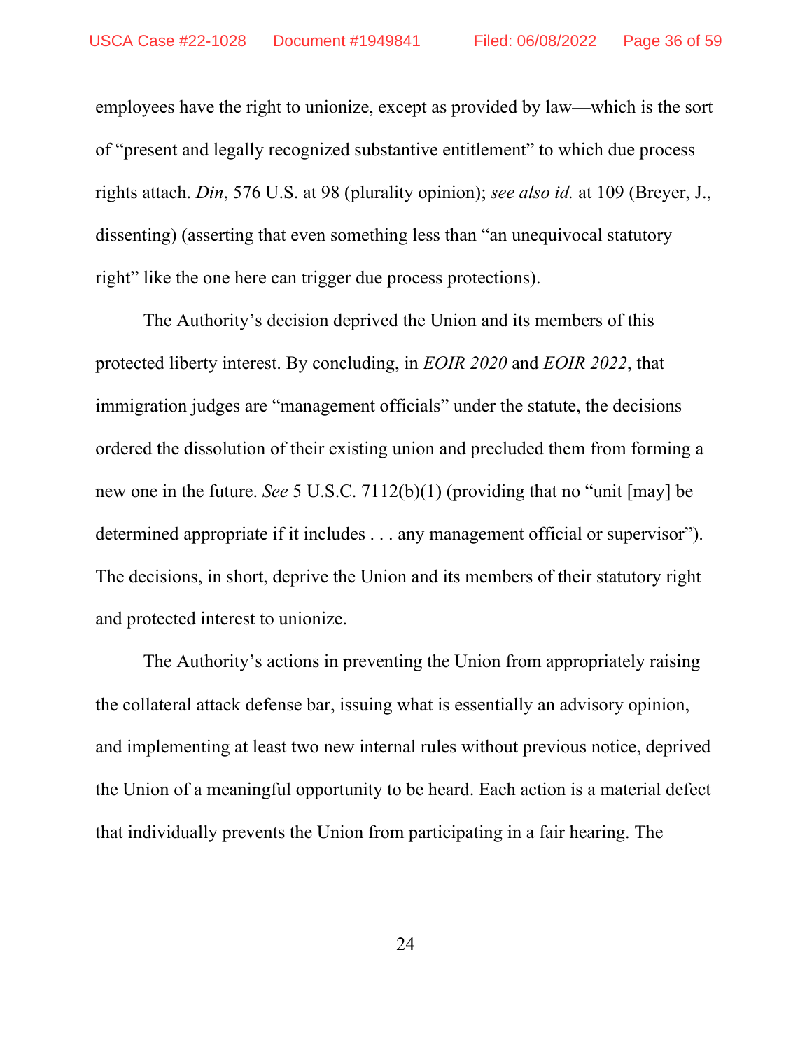employees have the right to unionize, except as provided by law—which is the sort of "present and legally recognized substantive entitlement" to which due process rights attach. *Din*, 576 U.S. at 98 (plurality opinion); *see also id.* at 109 (Breyer, J., dissenting) (asserting that even something less than "an unequivocal statutory right" like the one here can trigger due process protections).

The Authority's decision deprived the Union and its members of this protected liberty interest. By concluding, in *EOIR 2020* and *EOIR 2022*, that immigration judges are "management officials" under the statute, the decisions ordered the dissolution of their existing union and precluded them from forming a new one in the future. *See* 5 U.S.C. 7112(b)(1) (providing that no "unit [may] be determined appropriate if it includes . . . any management official or supervisor"). The decisions, in short, deprive the Union and its members of their statutory right and protected interest to unionize.

The Authority's actions in preventing the Union from appropriately raising the collateral attack defense bar, issuing what is essentially an advisory opinion, and implementing at least two new internal rules without previous notice, deprived the Union of a meaningful opportunity to be heard. Each action is a material defect that individually prevents the Union from participating in a fair hearing. The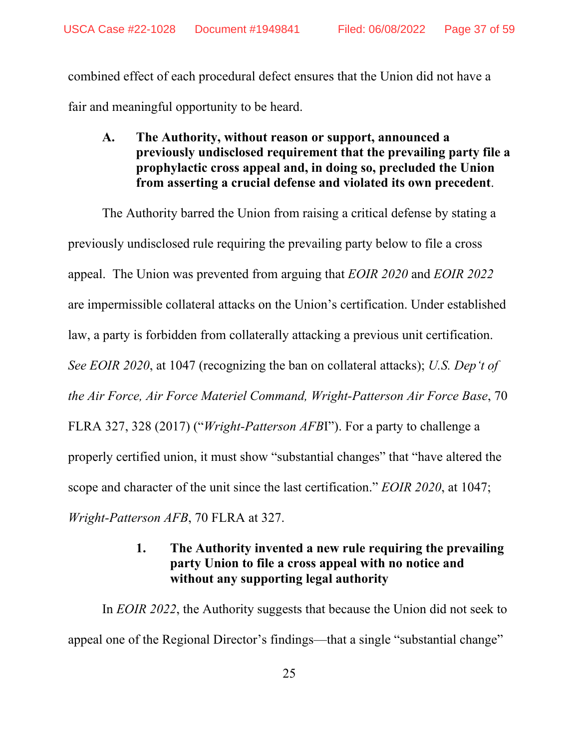combined effect of each procedural defect ensures that the Union did not have a fair and meaningful opportunity to be heard.

### A. The Authority, without reason or support, announced a previously undisclosed requirement that the prevailing party file a prophylactic cross appeal and, in doing so, precluded the Union from asserting a crucial defense and violated its own precedent.

The Authority barred the Union from raising a critical defense by stating a previously undisclosed rule requiring the prevailing party below to file a cross appeal. The Union was prevented from arguing that *EOIR 2020* and *EOIR 2022* are impermissible collateral attacks on the Union's certification. Under established law, a party is forbidden from collaterally attacking a previous unit certification. *See EOIR 2020*, at 1047 (recognizing the ban on collateral attacks); *U.S. Dep't of the Air Force, Air Force Materiel Command, Wright-Patterson Air Force Base*, 70 FLRA 327, 328 (2017) ("*Wright-Patterson AFB*I"). For a party to challenge a properly certified union, it must show "substantial changes" that "have altered the scope and character of the unit since the last certification." *EOIR 2020*, at 1047; *Wright-Patterson AFB*, 70 FLRA at 327.

#### 1. The Authority invented a new rule requiring the prevailing party Union to file a cross appeal with no notice and without any supporting legal authority

In *EOIR 2022*, the Authority suggests that because the Union did not seek to appeal one of the Regional Director's findings—that a single "substantial change"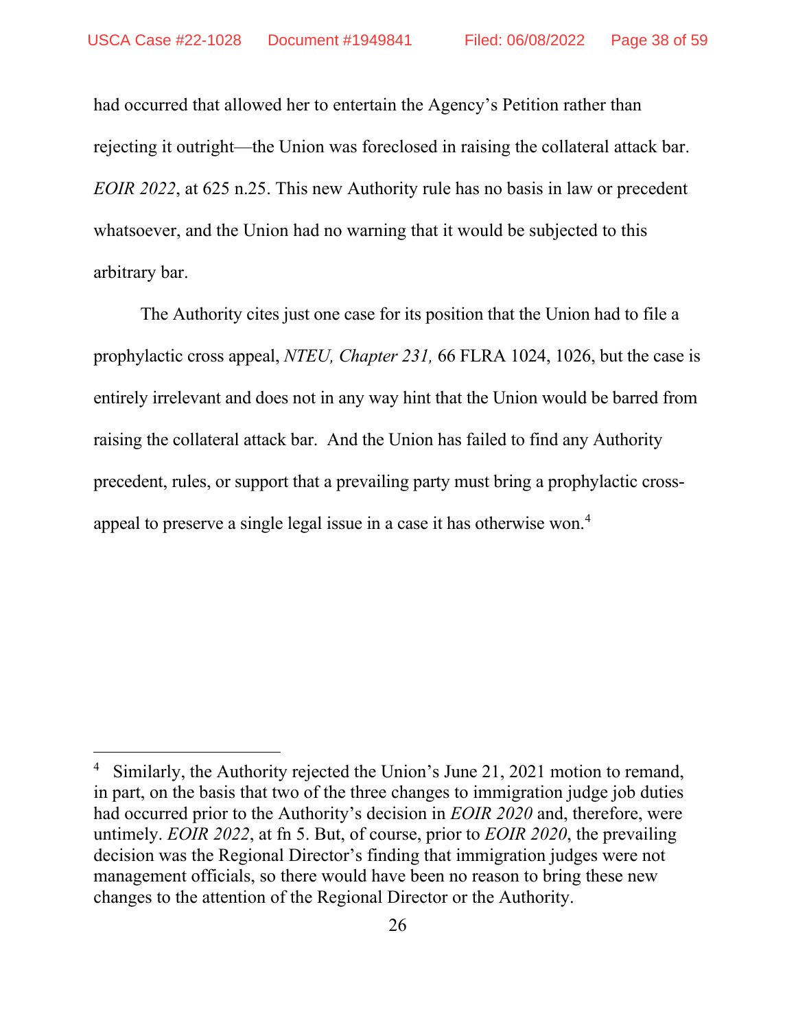had occurred that allowed her to entertain the Agency's Petition rather than rejecting it outright—the Union was foreclosed in raising the collateral attack bar. *EOIR 2022*, at 625 n.25. This new Authority rule has no basis in law or precedent whatsoever, and the Union had no warning that it would be subjected to this arbitrary bar.

The Authority cites just one case for its position that the Union had to file a prophylactic cross appeal, *NTEU, Chapter 231,* 66 FLRA 1024, 1026, but the case is entirely irrelevant and does not in any way hint that the Union would be barred from raising the collateral attack bar. And the Union has failed to find any Authority precedent, rules, or support that a prevailing party must bring a prophylactic cross-appeal to preserve a single legal issue in a case it has otherwise won.[4]

---

[4] Similarly, the Authority rejected the Union's June 21, 2021 motion to remand, in part, on the basis that two of the three changes to immigration judge job duties had occurred prior to the Authority's decision in *EOIR 2020* and, therefore, were untimely. *EOIR 2022*, at fn 5. But, of course, prior to *EOIR 2020*, the prevailing decision was the Regional Director's finding that immigration judges were not management officials, so there would have been no reason to bring these new changes to the attention of the Regional Director or the Authority.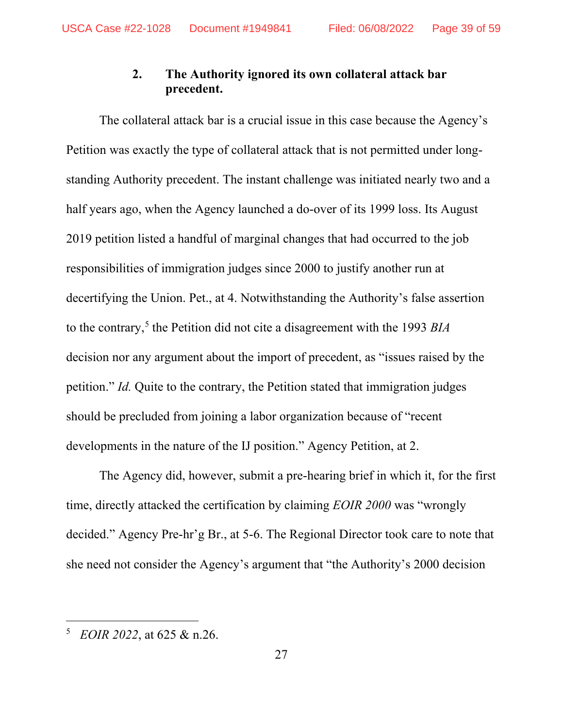### 2. The Authority ignored its own collateral attack bar precedent.

The collateral attack bar is a crucial issue in this case because the Agency's Petition was exactly the type of collateral attack that is not permitted under long-standing Authority precedent. The instant challenge was initiated nearly two and a half years ago, when the Agency launched a do-over of its 1999 loss. Its August 2019 petition listed a handful of marginal changes that had occurred to the job responsibilities of immigration judges since 2000 to justify another run at decertifying the Union. Pet., at 4. Notwithstanding the Authority's false assertion to the contrary,[5] the Petition did not cite a disagreement with the 1993 *BIA* decision nor any argument about the import of precedent, as "issues raised by the petition." *Id.* Quite to the contrary, the Petition stated that immigration judges should be precluded from joining a labor organization because of "recent developments in the nature of the IJ position." Agency Petition, at 2.

The Agency did, however, submit a pre-hearing brief in which it, for the first time, directly attacked the certification by claiming *EOIR 2000* was "wrongly decided." Agency Pre-hr'g Br., at 5-6. The Regional Director took care to note that she need not consider the Agency's argument that "the Authority's 2000 decision

---

[5] *EOIR 2022*, at 625 & n.26.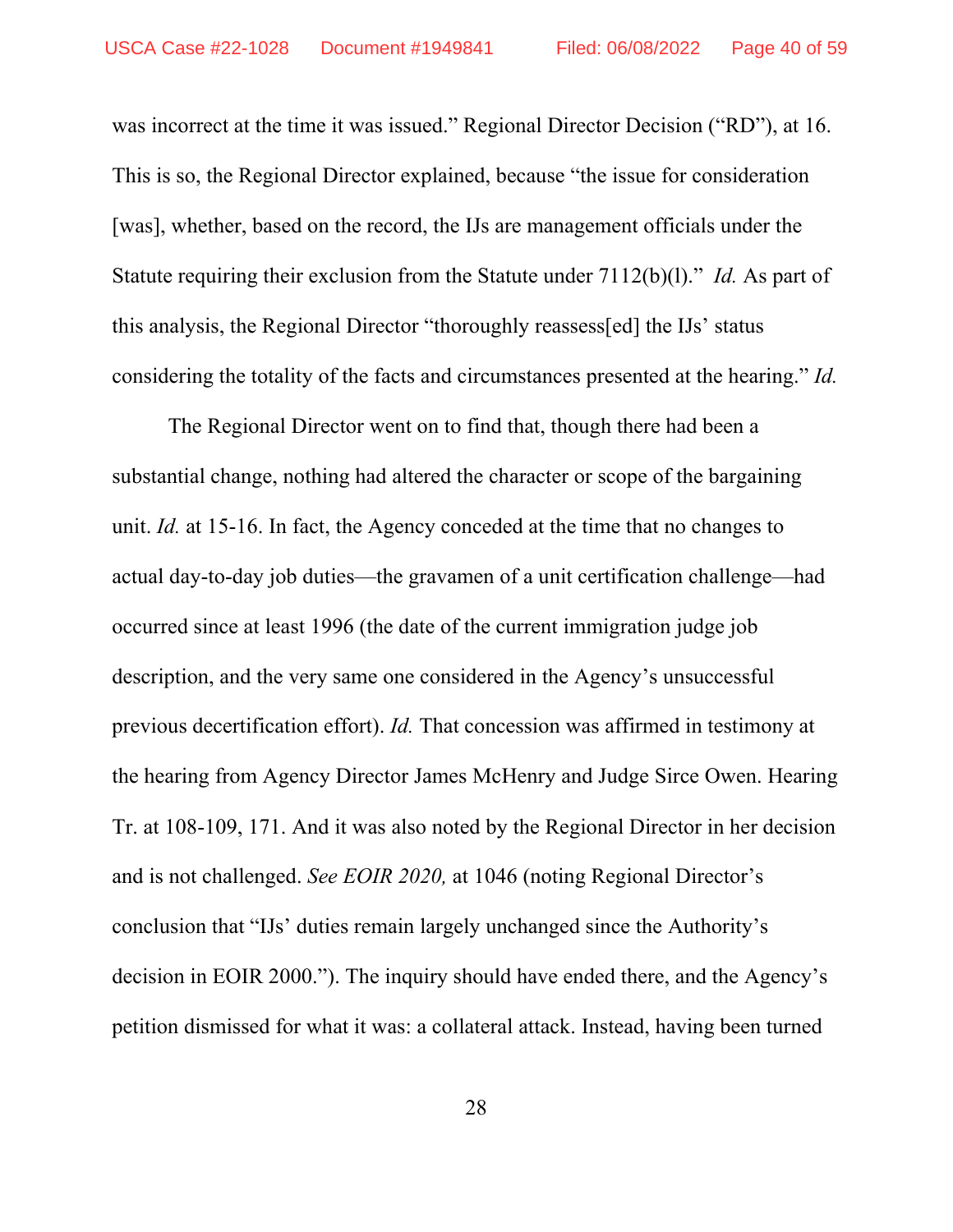was incorrect at the time it was issued." Regional Director Decision ("RD"), at 16. This is so, the Regional Director explained, because "the issue for consideration [was], whether, based on the record, the IJs are management officials under the Statute requiring their exclusion from the Statute under 7112(b)(l)." *Id.* As part of this analysis, the Regional Director "thoroughly reassess[ed] the IJs' status considering the totality of the facts and circumstances presented at the hearing." *Id.*

The Regional Director went on to find that, though there had been a substantial change, nothing had altered the character or scope of the bargaining unit. *Id.* at 15-16. In fact, the Agency conceded at the time that no changes to actual day-to-day job duties—the gravamen of a unit certification challenge—had occurred since at least 1996 (the date of the current immigration judge job description, and the very same one considered in the Agency's unsuccessful previous decertification effort). *Id.* That concession was affirmed in testimony at the hearing from Agency Director James McHenry and Judge Sirce Owen. Hearing Tr. at 108-109, 171. And it was also noted by the Regional Director in her decision and is not challenged. *See EOIR 2020,* at 1046 (noting Regional Director's conclusion that "IJs' duties remain largely unchanged since the Authority's decision in EOIR 2000."). The inquiry should have ended there, and the Agency's petition dismissed for what it was: a collateral attack. Instead, having been turned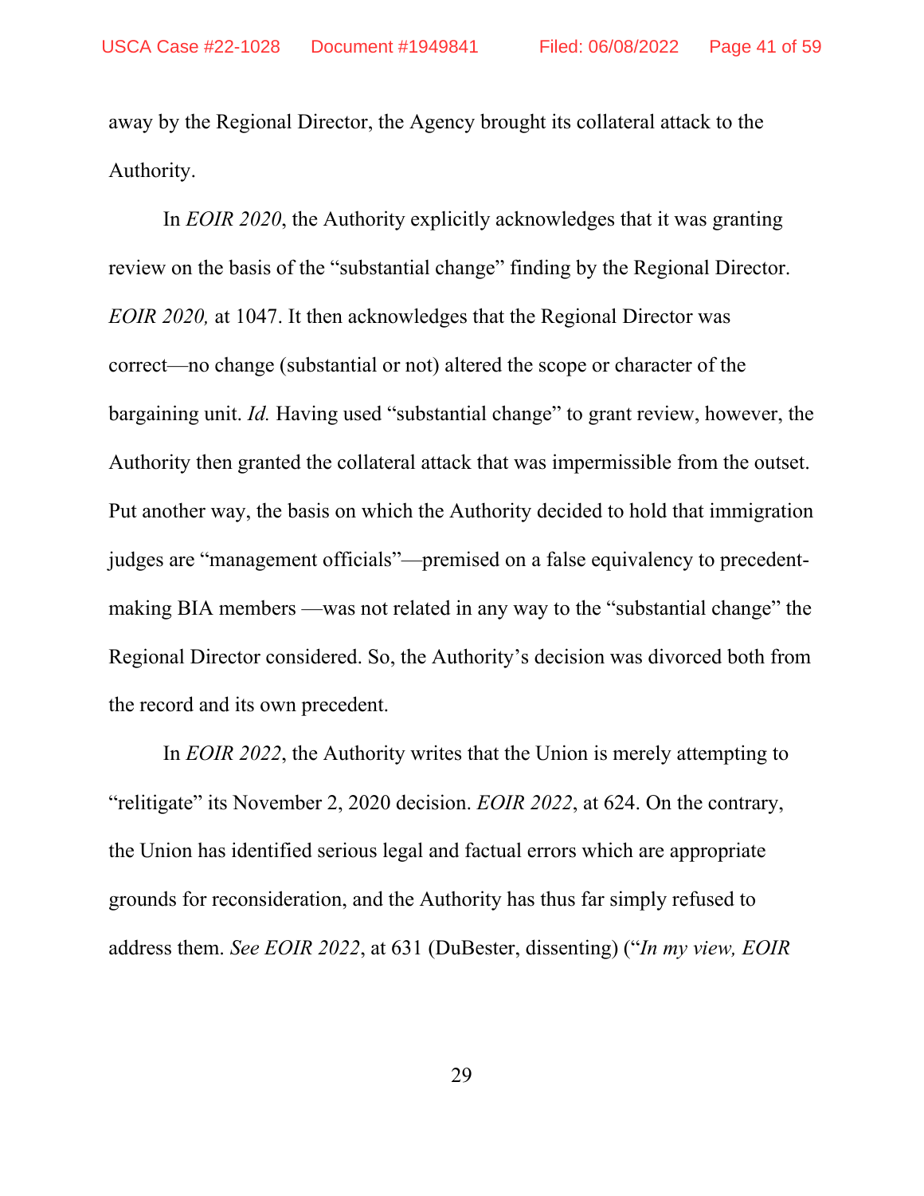away by the Regional Director, the Agency brought its collateral attack to the Authority.

In *EOIR 2020*, the Authority explicitly acknowledges that it was granting review on the basis of the "substantial change" finding by the Regional Director. *EOIR 2020,* at 1047. It then acknowledges that the Regional Director was correct—no change (substantial or not) altered the scope or character of the bargaining unit. *Id.* Having used "substantial change" to grant review, however, the Authority then granted the collateral attack that was impermissible from the outset. Put another way, the basis on which the Authority decided to hold that immigration judges are "management officials"—premised on a false equivalency to precedent-making BIA members —was not related in any way to the "substantial change" the Regional Director considered. So, the Authority's decision was divorced both from the record and its own precedent.

In *EOIR 2022*, the Authority writes that the Union is merely attempting to "relitigate" its November 2, 2020 decision. *EOIR 2022*, at 624. On the contrary, the Union has identified serious legal and factual errors which are appropriate grounds for reconsideration, and the Authority has thus far simply refused to address them. *See EOIR 2022*, at 631 (DuBester, dissenting) ("*In my view, EOIR*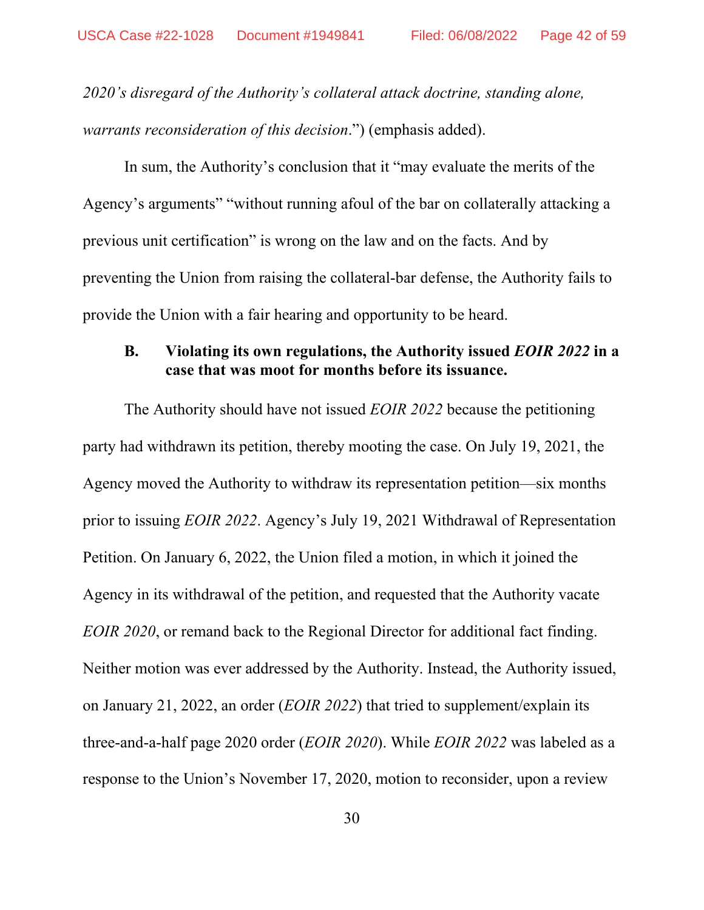*2020's disregard of the Authority's collateral attack doctrine, standing alone, warrants reconsideration of this decision*.") (emphasis added).

In sum, the Authority's conclusion that it "may evaluate the merits of the Agency's arguments" "without running afoul of the bar on collaterally attacking a previous unit certification" is wrong on the law and on the facts. And by preventing the Union from raising the collateral-bar defense, the Authority fails to provide the Union with a fair hearing and opportunity to be heard.

### B. Violating its own regulations, the Authority issued *EOIR 2022* in a case that was moot for months before its issuance.

The Authority should have not issued *EOIR 2022* because the petitioning party had withdrawn its petition, thereby mooting the case. On July 19, 2021, the Agency moved the Authority to withdraw its representation petition—six months prior to issuing *EOIR 2022*. Agency's July 19, 2021 Withdrawal of Representation Petition. On January 6, 2022, the Union filed a motion, in which it joined the Agency in its withdrawal of the petition, and requested that the Authority vacate *EOIR 2020*, or remand back to the Regional Director for additional fact finding. Neither motion was ever addressed by the Authority. Instead, the Authority issued, on January 21, 2022, an order (*EOIR 2022*) that tried to supplement/explain its three-and-a-half page 2020 order (*EOIR 2020*). While *EOIR 2022* was labeled as a response to the Union's November 17, 2020, motion to reconsider, upon a review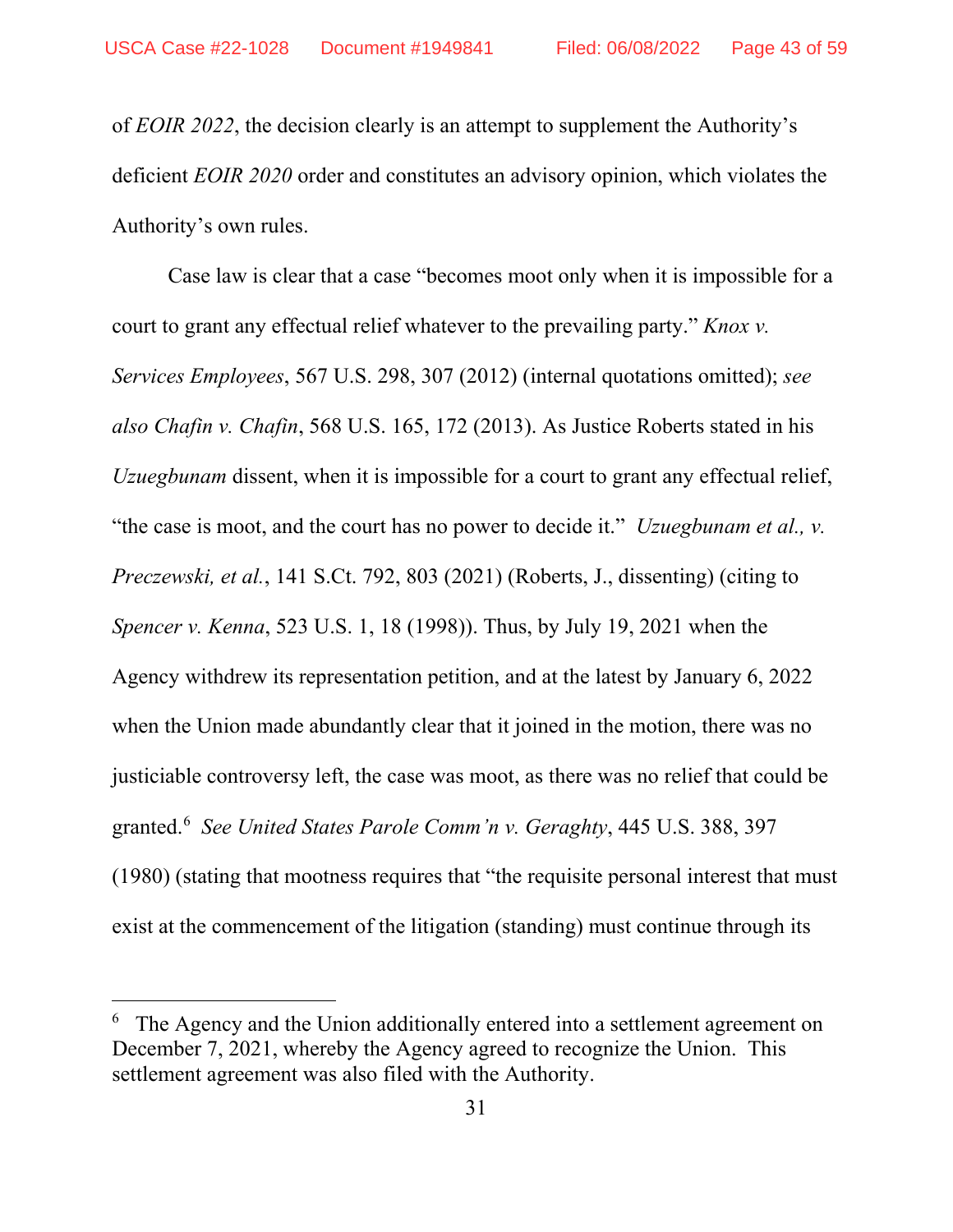of *EOIR 2022*, the decision clearly is an attempt to supplement the Authority's deficient *EOIR 2020* order and constitutes an advisory opinion, which violates the Authority's own rules.

Case law is clear that a case "becomes moot only when it is impossible for a court to grant any effectual relief whatever to the prevailing party." *Knox v. Services Employees*, 567 U.S. 298, 307 (2012) (internal quotations omitted); *see also Chafin v. Chafin*, 568 U.S. 165, 172 (2013). As Justice Roberts stated in his *Uzuegbunam* dissent, when it is impossible for a court to grant any effectual relief, "the case is moot, and the court has no power to decide it." *Uzuegbunam et al., v. Preczewski, et al.*, 141 S.Ct. 792, 803 (2021) (Roberts, J., dissenting) (citing to *Spencer v. Kenna*, 523 U.S. 1, 18 (1998)). Thus, by July 19, 2021 when the Agency withdrew its representation petition, and at the latest by January 6, 2022 when the Union made abundantly clear that it joined in the motion, there was no justiciable controversy left, the case was moot, as there was no relief that could be granted.[6] *See United States Parole Comm'n v. Geraghty*, 445 U.S. 388, 397 (1980) (stating that mootness requires that "the requisite personal interest that must exist at the commencement of the litigation (standing) must continue through its

[6] The Agency and the Union additionally entered into a settlement agreement on December 7, 2021, whereby the Agency agreed to recognize the Union. This settlement agreement was also filed with the Authority.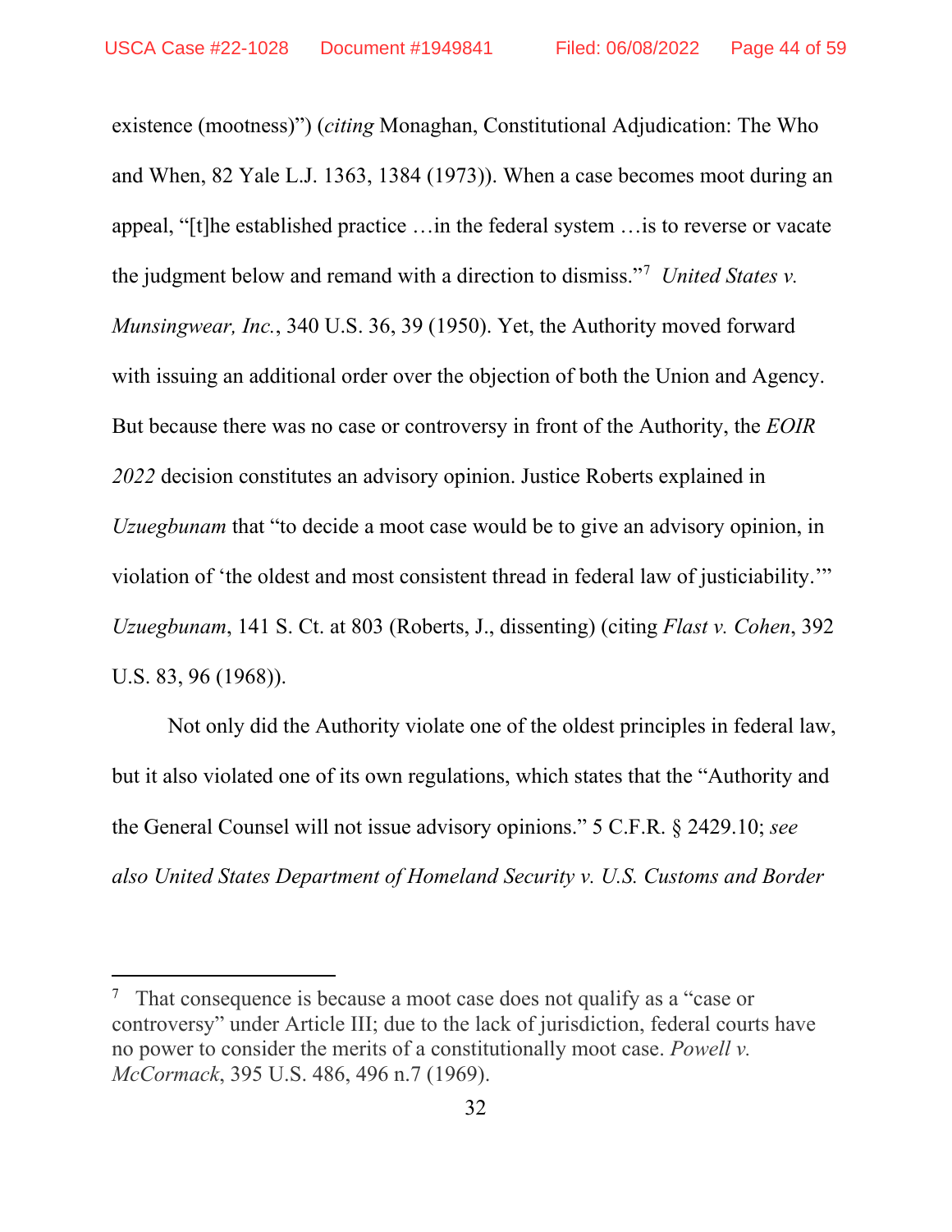existence (mootness)") (*citing* Monaghan, Constitutional Adjudication: The Who and When, 82 Yale L.J. 1363, 1384 (1973)). When a case becomes moot during an appeal, "[t]he established practice …in the federal system …is to reverse or vacate the judgment below and remand with a direction to dismiss."[7] *United States v. Munsingwear, Inc.*, 340 U.S. 36, 39 (1950). Yet, the Authority moved forward with issuing an additional order over the objection of both the Union and Agency. But because there was no case or controversy in front of the Authority, the *EOIR 2022* decision constitutes an advisory opinion. Justice Roberts explained in *Uzuegbunam* that "to decide a moot case would be to give an advisory opinion, in violation of 'the oldest and most consistent thread in federal law of justiciability.'" *Uzuegbunam*, 141 S. Ct. at 803 (Roberts, J., dissenting) (citing *Flast v. Cohen*, 392 U.S. 83, 96 (1968)).

Not only did the Authority violate one of the oldest principles in federal law, but it also violated one of its own regulations, which states that the "Authority and the General Counsel will not issue advisory opinions." 5 C.F.R. § 2429.10; *see also United States Department of Homeland Security v. U.S. Customs and Border*

---

[7] That consequence is because a moot case does not qualify as a "case or controversy" under Article III; due to the lack of jurisdiction, federal courts have no power to consider the merits of a constitutionally moot case. *Powell v. McCormack*, 395 U.S. 486, 496 n.7 (1969).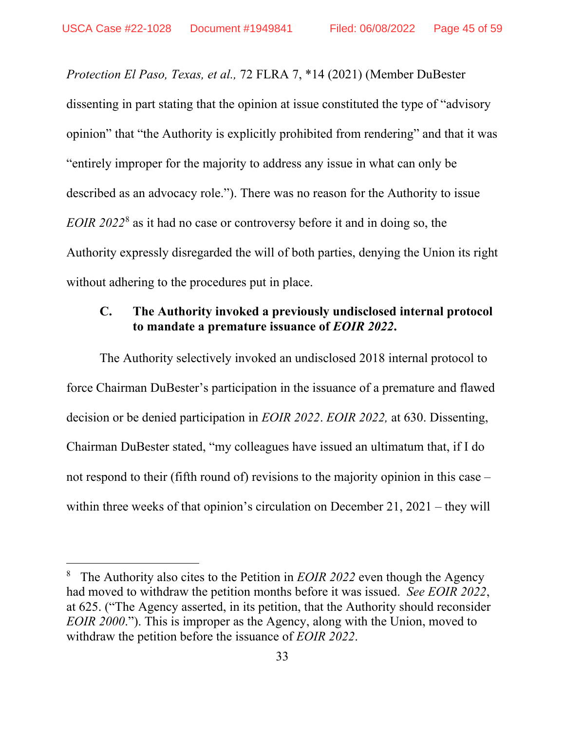*Protection El Paso, Texas, et al.,* 72 FLRA 7, *14 (2021) (Member DuBester dissenting in part stating that the opinion at issue constituted the type of "advisory opinion" that "the Authority is explicitly prohibited from rendering" and that it was "entirely improper for the majority to address any issue in what can only be described as an advocacy role."). There was no reason for the Authority to issue *EOIR 2022*[8] as it had no case or controversy before it and in doing so, the Authority expressly disregarded the will of both parties, denying the Union its right without adhering to the procedures put in place.

### C. The Authority invoked a previously undisclosed internal protocol to mandate a premature issuance of *EOIR 2022*.

The Authority selectively invoked an undisclosed 2018 internal protocol to force Chairman DuBester's participation in the issuance of a premature and flawed decision or be denied participation in *EOIR 2022*. *EOIR 2022,* at 630. Dissenting, Chairman DuBester stated, "my colleagues have issued an ultimatum that, if I do not respond to their (fifth round of) revisions to the majority opinion in this case – within three weeks of that opinion's circulation on December 21, 2021 – they will

---

[8] The Authority also cites to the Petition in *EOIR 2022* even though the Agency had moved to withdraw the petition months before it was issued. *See EOIR 2022*, at 625. ("The Agency asserted, in its petition, that the Authority should reconsider *EOIR 2000*."). This is improper as the Agency, along with the Union, moved to withdraw the petition before the issuance of *EOIR 2022*.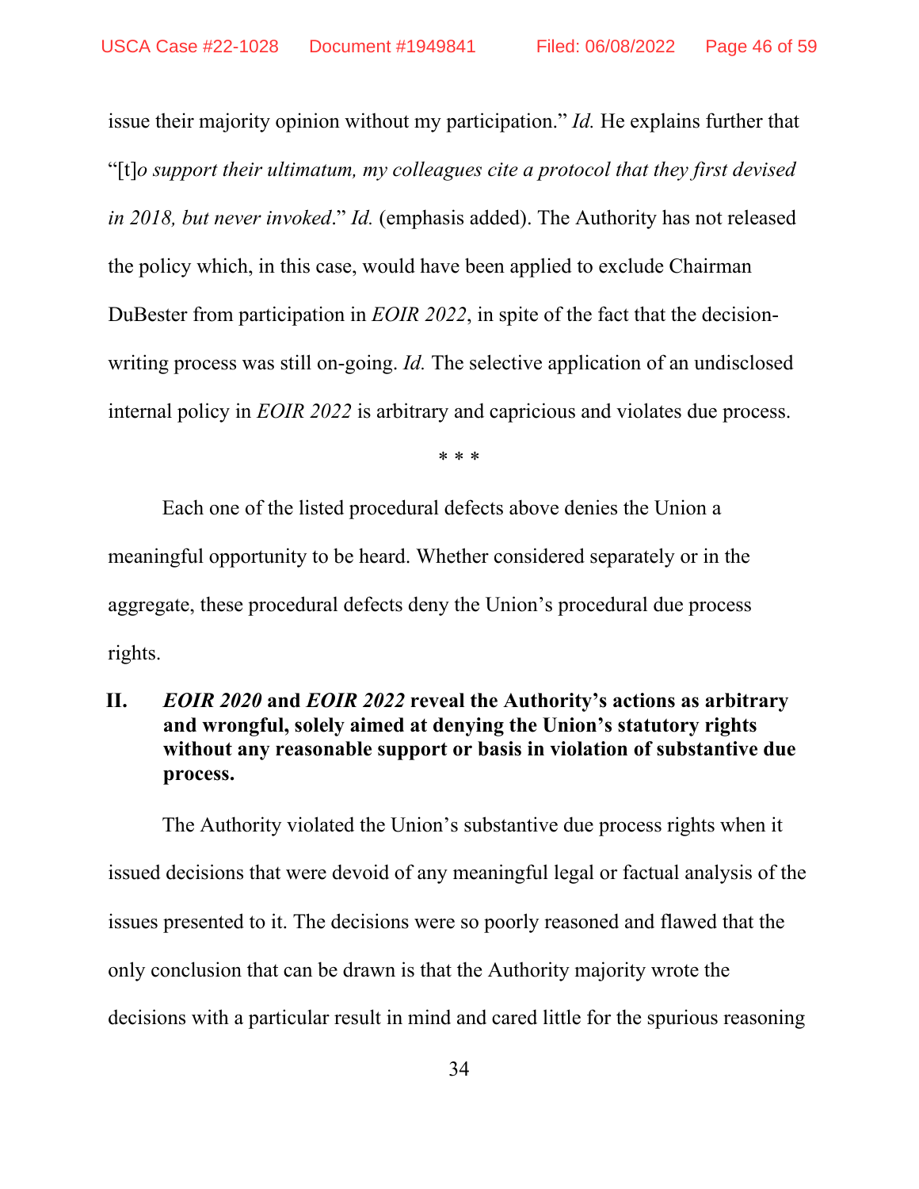issue their majority opinion without my participation." *Id.* He explains further that "[t]*o support their ultimatum, my colleagues cite a protocol that they first devised in 2018, but never invoked*." *Id.* (emphasis added). The Authority has not released the policy which, in this case, would have been applied to exclude Chairman DuBester from participation in *EOIR 2022*, in spite of the fact that the decision-writing process was still on-going. *Id.* The selective application of an undisclosed internal policy in *EOIR 2022* is arbitrary and capricious and violates due process.

\* \* \*

Each one of the listed procedural defects above denies the Union a meaningful opportunity to be heard. Whether considered separately or in the aggregate, these procedural defects deny the Union's procedural due process rights.

## II. *EOIR 2020* and *EOIR 2022* reveal the Authority's actions as arbitrary and wrongful, solely aimed at denying the Union's statutory rights without any reasonable support or basis in violation of substantive due process.

The Authority violated the Union's substantive due process rights when it issued decisions that were devoid of any meaningful legal or factual analysis of the issues presented to it. The decisions were so poorly reasoned and flawed that the only conclusion that can be drawn is that the Authority majority wrote the decisions with a particular result in mind and cared little for the spurious reasoning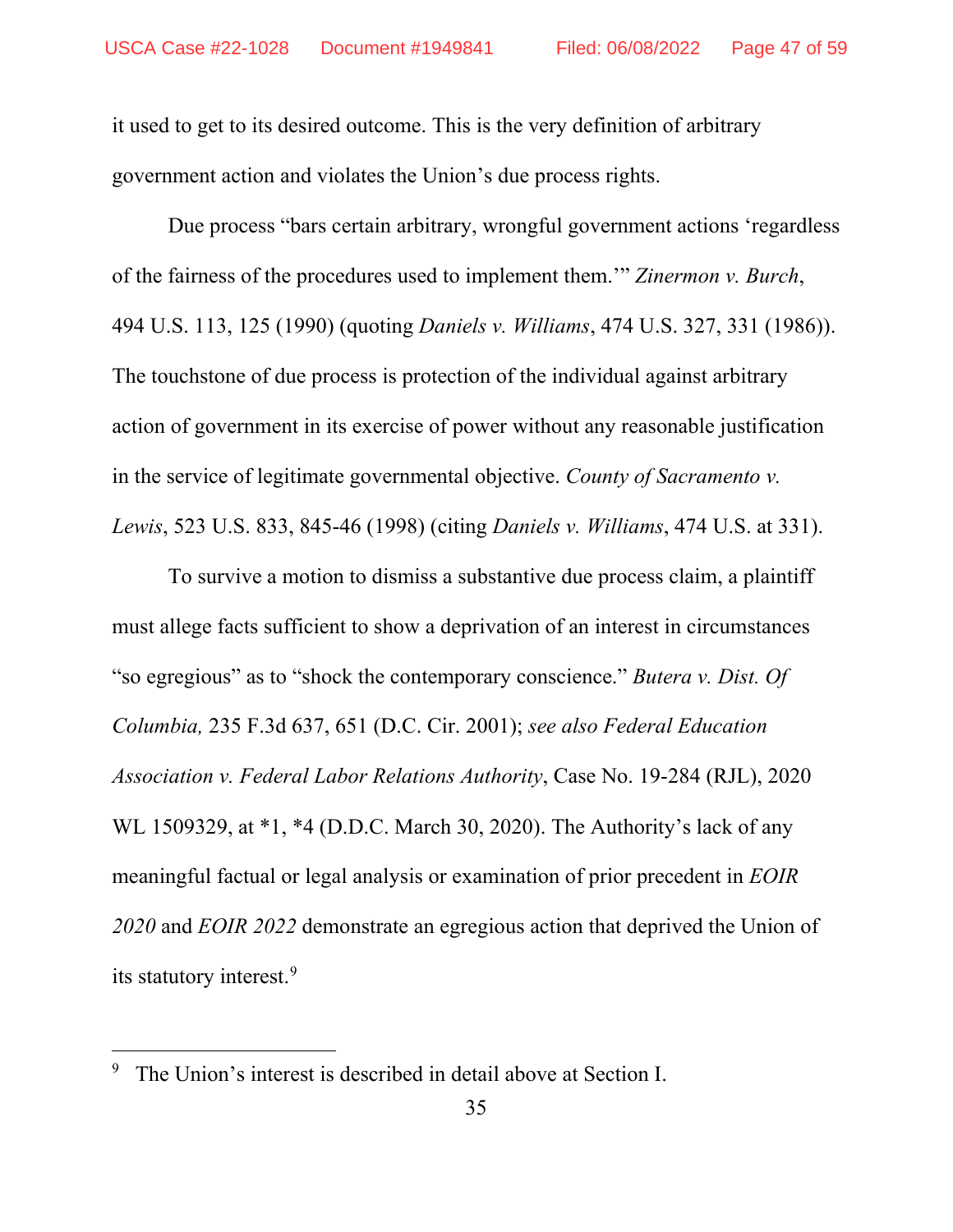it used to get to its desired outcome. This is the very definition of arbitrary government action and violates the Union's due process rights.

Due process "bars certain arbitrary, wrongful government actions 'regardless of the fairness of the procedures used to implement them.'" *Zinermon v. Burch*, 494 U.S. 113, 125 (1990) (quoting *Daniels v. Williams*, 474 U.S. 327, 331 (1986)). The touchstone of due process is protection of the individual against arbitrary action of government in its exercise of power without any reasonable justification in the service of legitimate governmental objective. *County of Sacramento v. Lewis*, 523 U.S. 833, 845-46 (1998) (citing *Daniels v. Williams*, 474 U.S. at 331).

To survive a motion to dismiss a substantive due process claim, a plaintiff must allege facts sufficient to show a deprivation of an interest in circumstances "so egregious" as to "shock the contemporary conscience." *Butera v. Dist. Of Columbia,* 235 F.3d 637, 651 (D.C. Cir. 2001); *see also Federal Education Association v. Federal Labor Relations Authority*, Case No. 19-284 (RJL), 2020 WL 1509329, at *1, *4 (D.D.C. March 30, 2020). The Authority's lack of any meaningful factual or legal analysis or examination of prior precedent in *EOIR 2020* and *EOIR 2022* demonstrate an egregious action that deprived the Union of its statutory interest.[9]

---

[9] The Union's interest is described in detail above at Section I.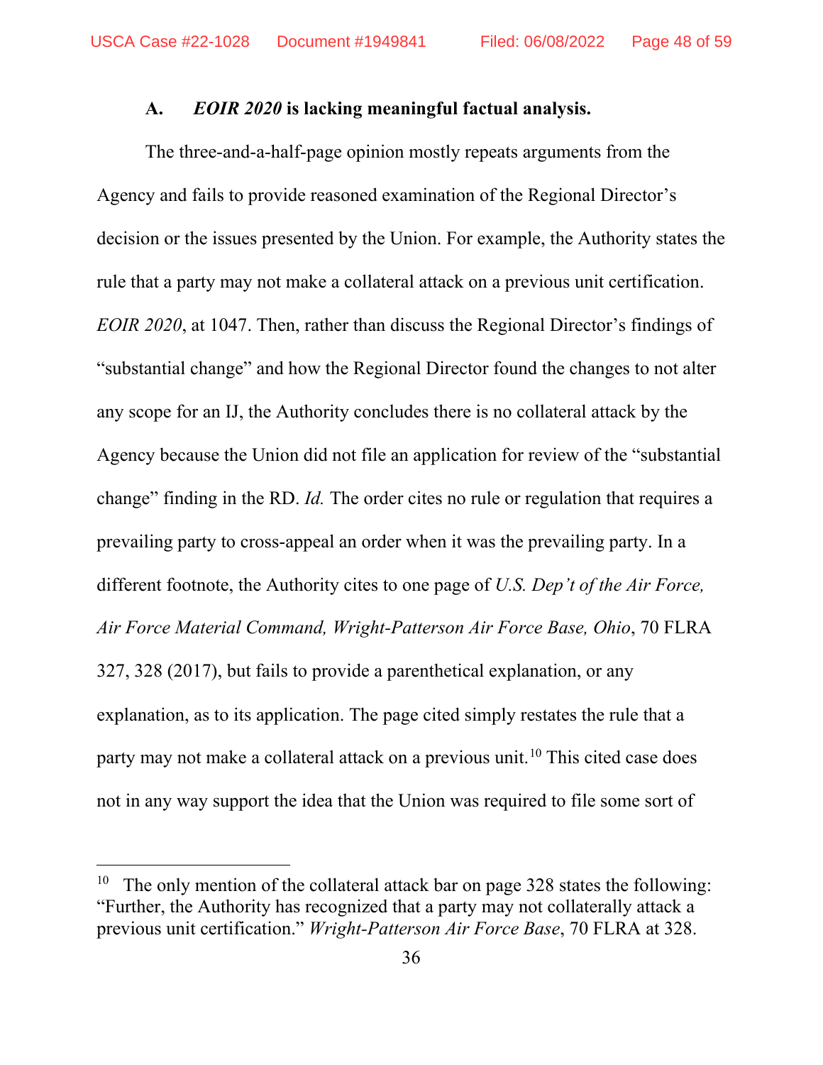### A. *EOIR 2020* is lacking meaningful factual analysis.

The three-and-a-half-page opinion mostly repeats arguments from the Agency and fails to provide reasoned examination of the Regional Director's decision or the issues presented by the Union. For example, the Authority states the rule that a party may not make a collateral attack on a previous unit certification. *EOIR 2020*, at 1047. Then, rather than discuss the Regional Director's findings of "substantial change" and how the Regional Director found the changes to not alter any scope for an IJ, the Authority concludes there is no collateral attack by the Agency because the Union did not file an application for review of the "substantial change" finding in the RD. *Id.* The order cites no rule or regulation that requires a prevailing party to cross-appeal an order when it was the prevailing party. In a different footnote, the Authority cites to one page of *U.S. Dep't of the Air Force, Air Force Material Command, Wright-Patterson Air Force Base, Ohio*, 70 FLRA 327, 328 (2017), but fails to provide a parenthetical explanation, or any explanation, as to its application. The page cited simply restates the rule that a party may not make a collateral attack on a previous unit.[10] This cited case does not in any way support the idea that the Union was required to file some sort of

---

[10] The only mention of the collateral attack bar on page 328 states the following: "Further, the Authority has recognized that a party may not collaterally attack a previous unit certification." *Wright-Patterson Air Force Base*, 70 FLRA at 328.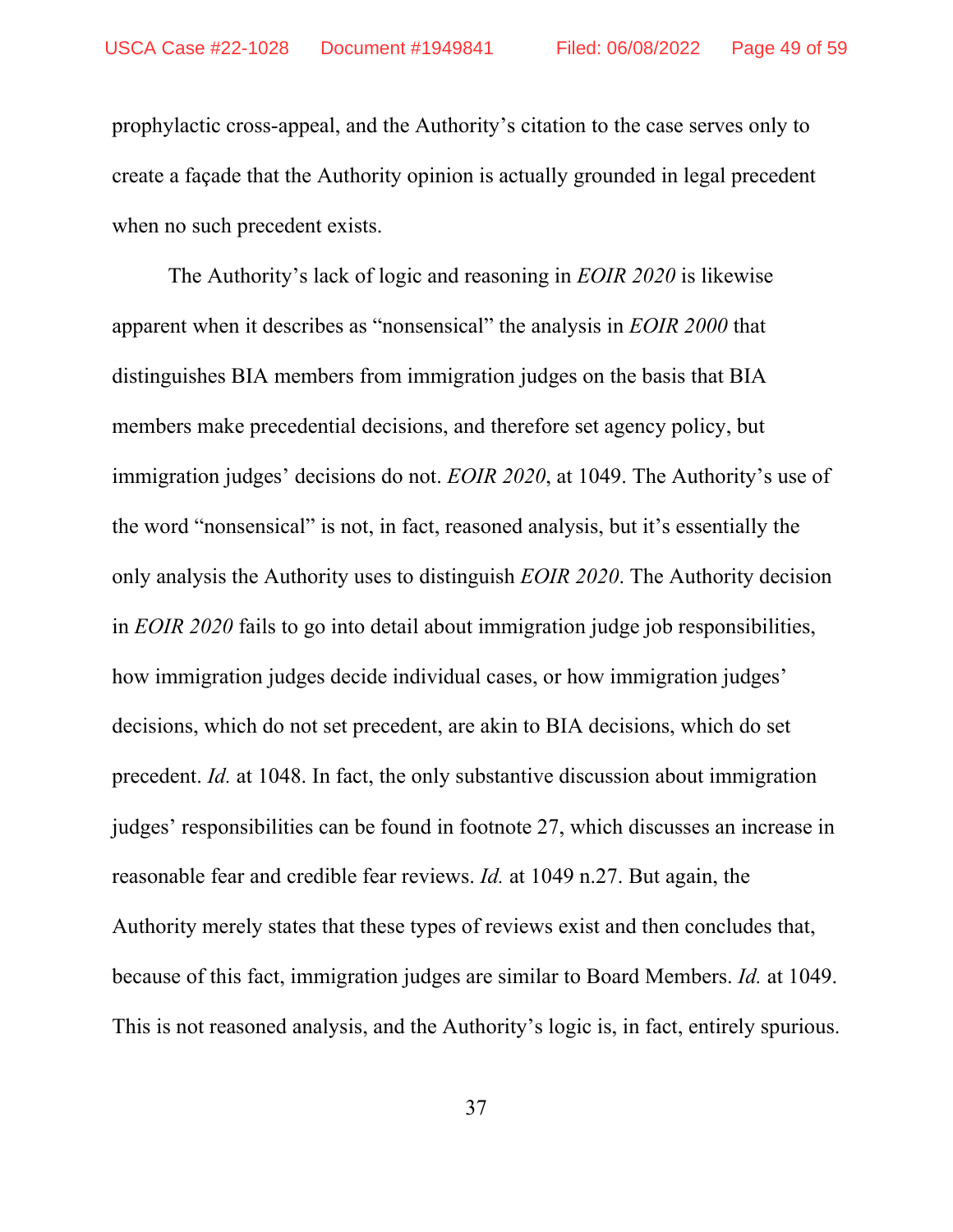prophylactic cross-appeal, and the Authority's citation to the case serves only to create a façade that the Authority opinion is actually grounded in legal precedent when no such precedent exists.

The Authority's lack of logic and reasoning in *EOIR 2020* is likewise apparent when it describes as "nonsensical" the analysis in *EOIR 2000* that distinguishes BIA members from immigration judges on the basis that BIA members make precedential decisions, and therefore set agency policy, but immigration judges' decisions do not. *EOIR 2020*, at 1049. The Authority's use of the word "nonsensical" is not, in fact, reasoned analysis, but it's essentially the only analysis the Authority uses to distinguish *EOIR 2020*. The Authority decision in *EOIR 2020* fails to go into detail about immigration judge job responsibilities, how immigration judges decide individual cases, or how immigration judges' decisions, which do not set precedent, are akin to BIA decisions, which do set precedent. *Id.* at 1048. In fact, the only substantive discussion about immigration judges' responsibilities can be found in footnote 27, which discusses an increase in reasonable fear and credible fear reviews. *Id.* at 1049 n.27. But again, the Authority merely states that these types of reviews exist and then concludes that, because of this fact, immigration judges are similar to Board Members. *Id.* at 1049. This is not reasoned analysis, and the Authority's logic is, in fact, entirely spurious.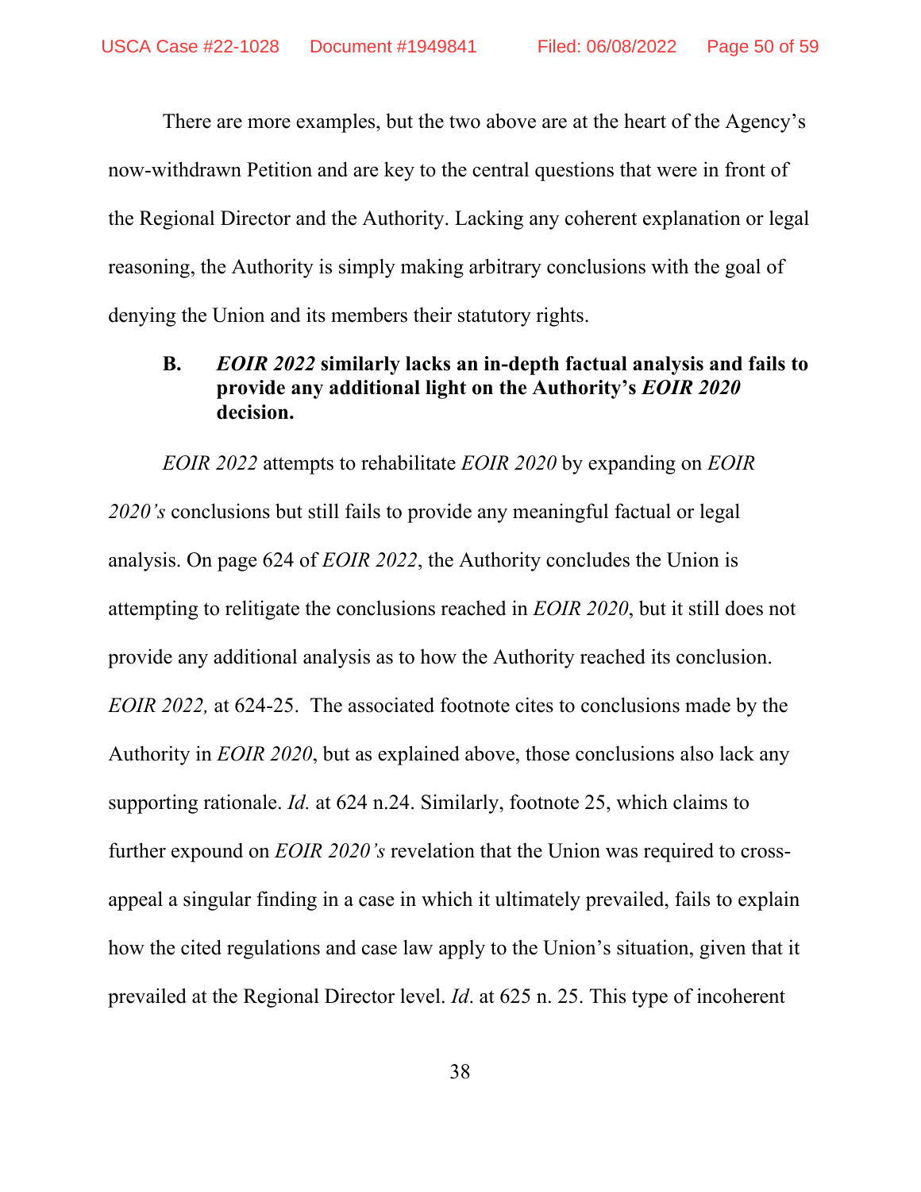There are more examples, but the two above are at the heart of the Agency's now-withdrawn Petition and are key to the central questions that were in front of the Regional Director and the Authority. Lacking any coherent explanation or legal reasoning, the Authority is simply making arbitrary conclusions with the goal of denying the Union and its members their statutory rights.

### B. *EOIR 2022* similarly lacks an in-depth factual analysis and fails to provide any additional light on the Authority's *EOIR 2020* decision.

*EOIR 2022* attempts to rehabilitate *EOIR 2020* by expanding on *EOIR 2020's* conclusions but still fails to provide any meaningful factual or legal analysis. On page 624 of *EOIR 2022*, the Authority concludes the Union is attempting to relitigate the conclusions reached in *EOIR 2020*, but it still does not provide any additional analysis as to how the Authority reached its conclusion. *EOIR 2022,* at 624-25. The associated footnote cites to conclusions made by the Authority in *EOIR 2020*, but as explained above, those conclusions also lack any supporting rationale. *Id.* at 624 n.24. Similarly, footnote 25, which claims to further expound on *EOIR 2020's* revelation that the Union was required to cross-appeal a singular finding in a case in which it ultimately prevailed, fails to explain how the cited regulations and case law apply to the Union's situation, given that it prevailed at the Regional Director level. *Id*. at 625 n. 25. This type of incoherent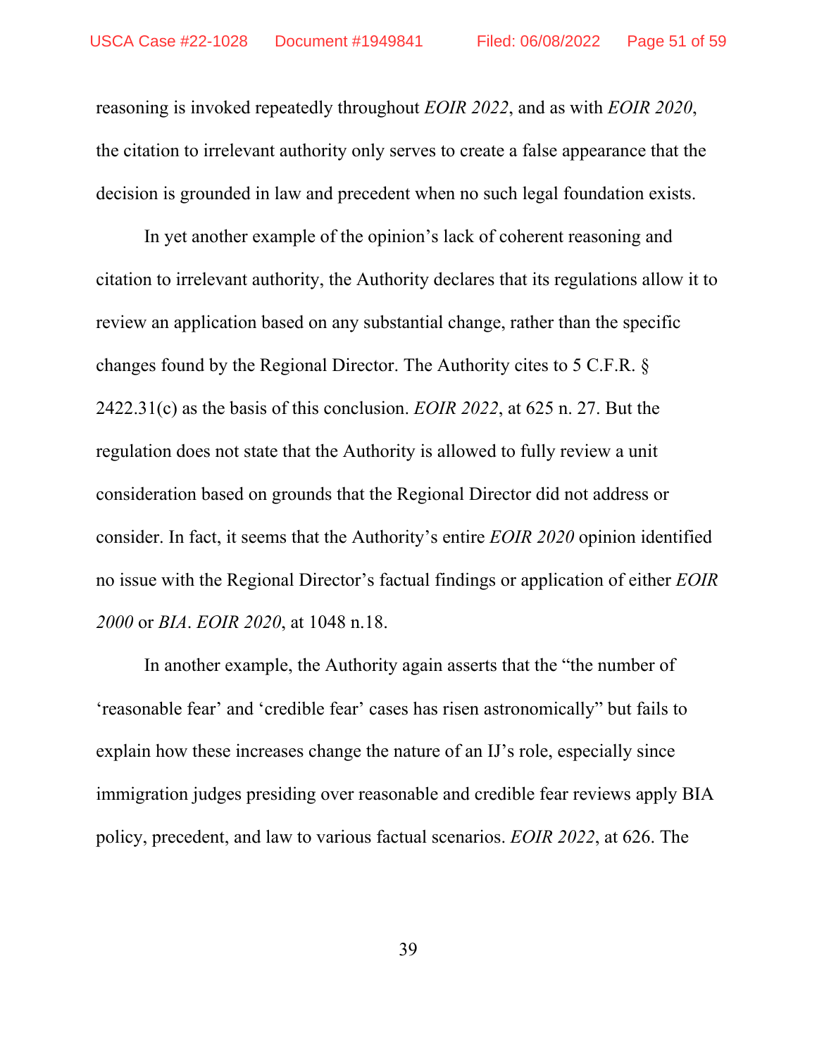reasoning is invoked repeatedly throughout *EOIR 2022*, and as with *EOIR 2020*, the citation to irrelevant authority only serves to create a false appearance that the decision is grounded in law and precedent when no such legal foundation exists.

In yet another example of the opinion's lack of coherent reasoning and citation to irrelevant authority, the Authority declares that its regulations allow it to review an application based on any substantial change, rather than the specific changes found by the Regional Director. The Authority cites to 5 C.F.R. § 2422.31(c) as the basis of this conclusion. *EOIR 2022*, at 625 n. 27. But the regulation does not state that the Authority is allowed to fully review a unit consideration based on grounds that the Regional Director did not address or consider. In fact, it seems that the Authority's entire *EOIR 2020* opinion identified no issue with the Regional Director's factual findings or application of either *EOIR 2000* or *BIA*. *EOIR 2020*, at 1048 n.18.

In another example, the Authority again asserts that the "the number of 'reasonable fear' and 'credible fear' cases has risen astronomically" but fails to explain how these increases change the nature of an IJ's role, especially since immigration judges presiding over reasonable and credible fear reviews apply BIA policy, precedent, and law to various factual scenarios. *EOIR 2022*, at 626. The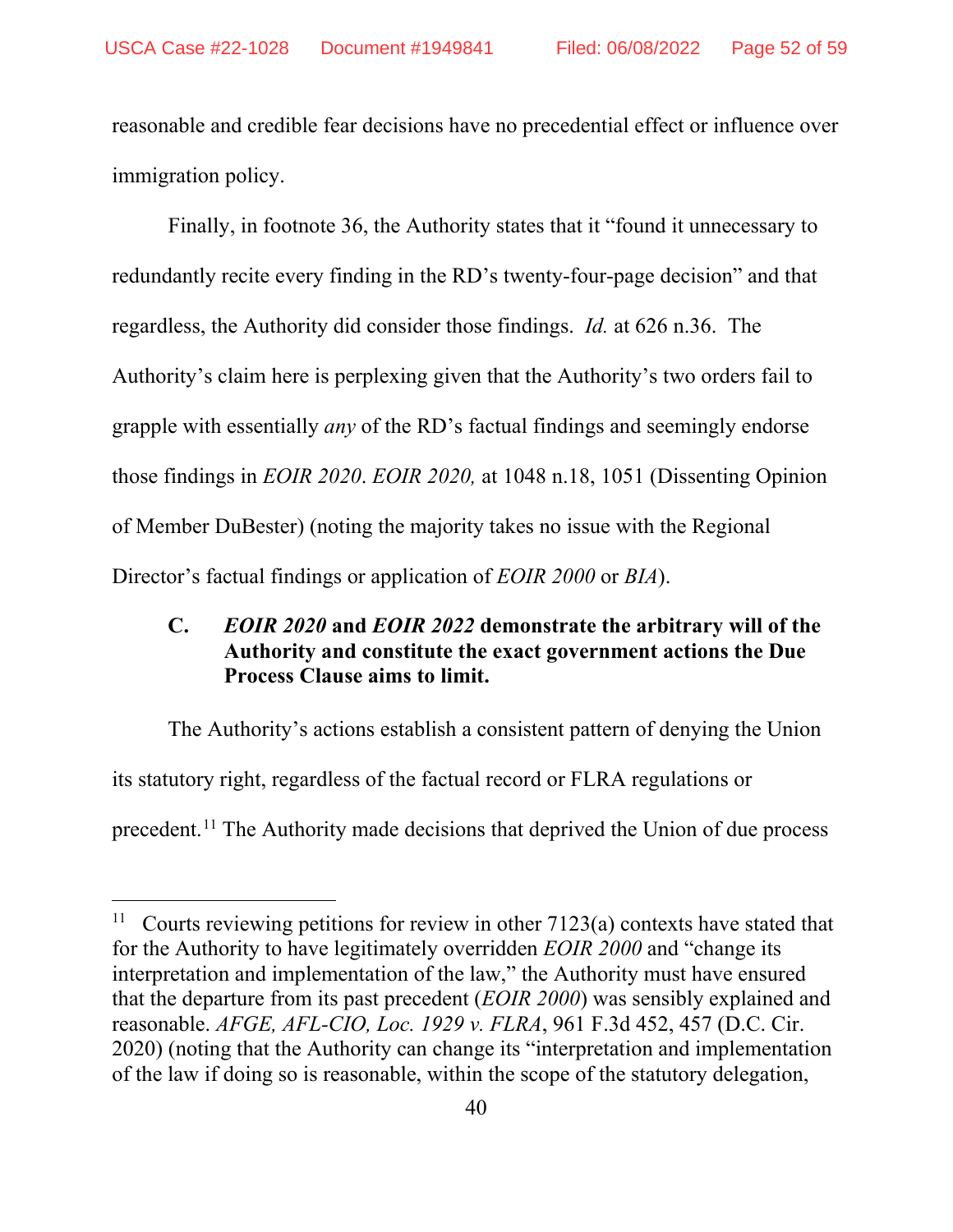reasonable and credible fear decisions have no precedential effect or influence over immigration policy.

Finally, in footnote 36, the Authority states that it "found it unnecessary to redundantly recite every finding in the RD's twenty-four-page decision" and that regardless, the Authority did consider those findings. *Id.* at 626 n.36. The Authority's claim here is perplexing given that the Authority's two orders fail to grapple with essentially *any* of the RD's factual findings and seemingly endorse those findings in *EOIR 2020*. *EOIR 2020,* at 1048 n.18, 1051 (Dissenting Opinion of Member DuBester) (noting the majority takes no issue with the Regional Director's factual findings or application of *EOIR 2000* or *BIA*).

### C. *EOIR 2020* and *EOIR 2022* demonstrate the arbitrary will of the Authority and constitute the exact government actions the Due Process Clause aims to limit.

The Authority's actions establish a consistent pattern of denying the Union its statutory right, regardless of the factual record or FLRA regulations or precedent.[11] The Authority made decisions that deprived the Union of due process

---

[11] Courts reviewing petitions for review in other 7123(a) contexts have stated that for the Authority to have legitimately overridden *EOIR 2000* and "change its interpretation and implementation of the law," the Authority must have ensured that the departure from its past precedent (*EOIR 2000*) was sensibly explained and reasonable. *AFGE, AFL-CIO, Loc. 1929 v. FLRA*, 961 F.3d 452, 457 (D.C. Cir. 2020) (noting that the Authority can change its "interpretation and implementation of the law if doing so is reasonable, within the scope of the statutory delegation,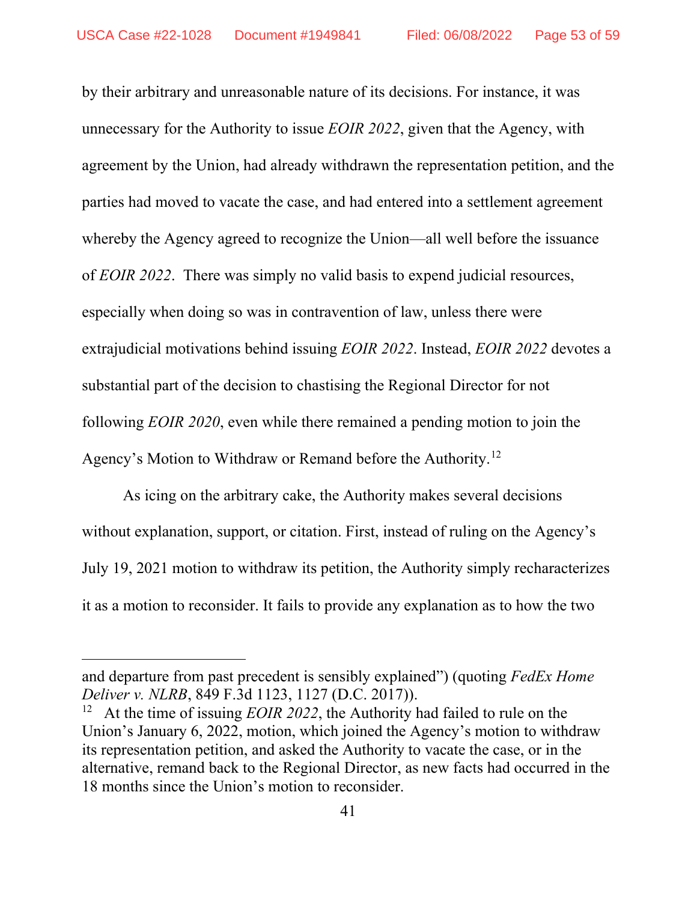by their arbitrary and unreasonable nature of its decisions. For instance, it was unnecessary for the Authority to issue *EOIR 2022*, given that the Agency, with agreement by the Union, had already withdrawn the representation petition, and the parties had moved to vacate the case, and had entered into a settlement agreement whereby the Agency agreed to recognize the Union—all well before the issuance of *EOIR 2022*. There was simply no valid basis to expend judicial resources, especially when doing so was in contravention of law, unless there were extrajudicial motivations behind issuing *EOIR 2022*. Instead, *EOIR 2022* devotes a substantial part of the decision to chastising the Regional Director for not following *EOIR 2020*, even while there remained a pending motion to join the Agency's Motion to Withdraw or Remand before the Authority.[12]

As icing on the arbitrary cake, the Authority makes several decisions without explanation, support, or citation. First, instead of ruling on the Agency's July 19, 2021 motion to withdraw its petition, the Authority simply recharacterizes it as a motion to reconsider. It fails to provide any explanation as to how the two

---

and departure from past precedent is sensibly explained") (quoting *FedEx Home Deliver v. NLRB*, 849 F.3d 1123, 1127 (D.C. 2017)).

[12] At the time of issuing *EOIR 2022*, the Authority had failed to rule on the Union's January 6, 2022, motion, which joined the Agency's motion to withdraw its representation petition, and asked the Authority to vacate the case, or in the alternative, remand back to the Regional Director, as new facts had occurred in the 18 months since the Union's motion to reconsider.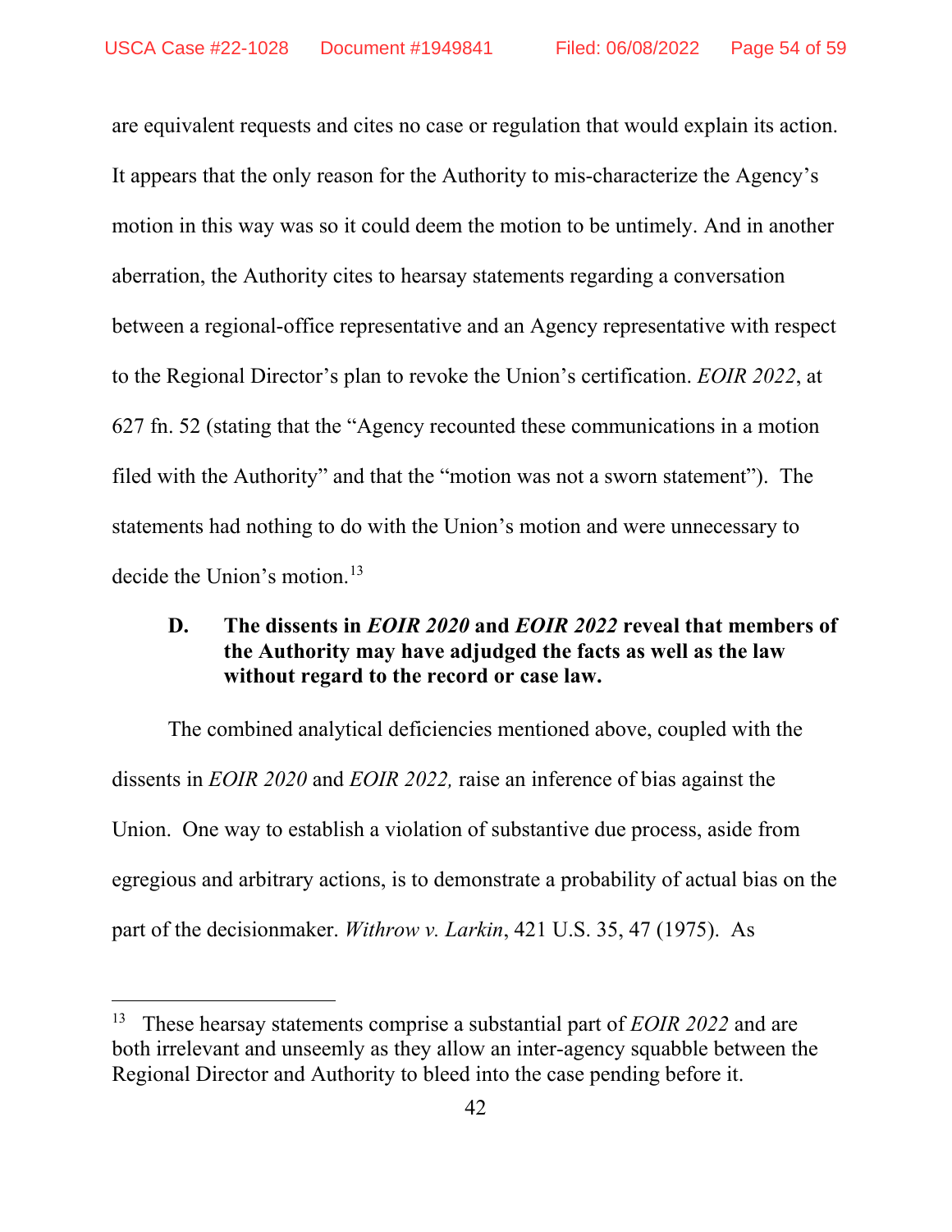are equivalent requests and cites no case or regulation that would explain its action. It appears that the only reason for the Authority to mis-characterize the Agency's motion in this way was so it could deem the motion to be untimely. And in another aberration, the Authority cites to hearsay statements regarding a conversation between a regional-office representative and an Agency representative with respect to the Regional Director's plan to revoke the Union's certification. *EOIR 2022*, at 627 fn. 52 (stating that the "Agency recounted these communications in a motion filed with the Authority" and that the "motion was not a sworn statement"). The statements had nothing to do with the Union's motion and were unnecessary to decide the Union's motion.[13]

### D. The dissents in *EOIR 2020* and *EOIR 2022* reveal that members of the Authority may have adjudged the facts as well as the law without regard to the record or case law.

The combined analytical deficiencies mentioned above, coupled with the dissents in *EOIR 2020* and *EOIR 2022,* raise an inference of bias against the Union. One way to establish a violation of substantive due process, aside from egregious and arbitrary actions, is to demonstrate a probability of actual bias on the part of the decisionmaker. *Withrow v. Larkin*, 421 U.S. 35, 47 (1975). As

---

[13] These hearsay statements comprise a substantial part of *EOIR 2022* and are both irrelevant and unseemly as they allow an inter-agency squabble between the Regional Director and Authority to bleed into the case pending before it.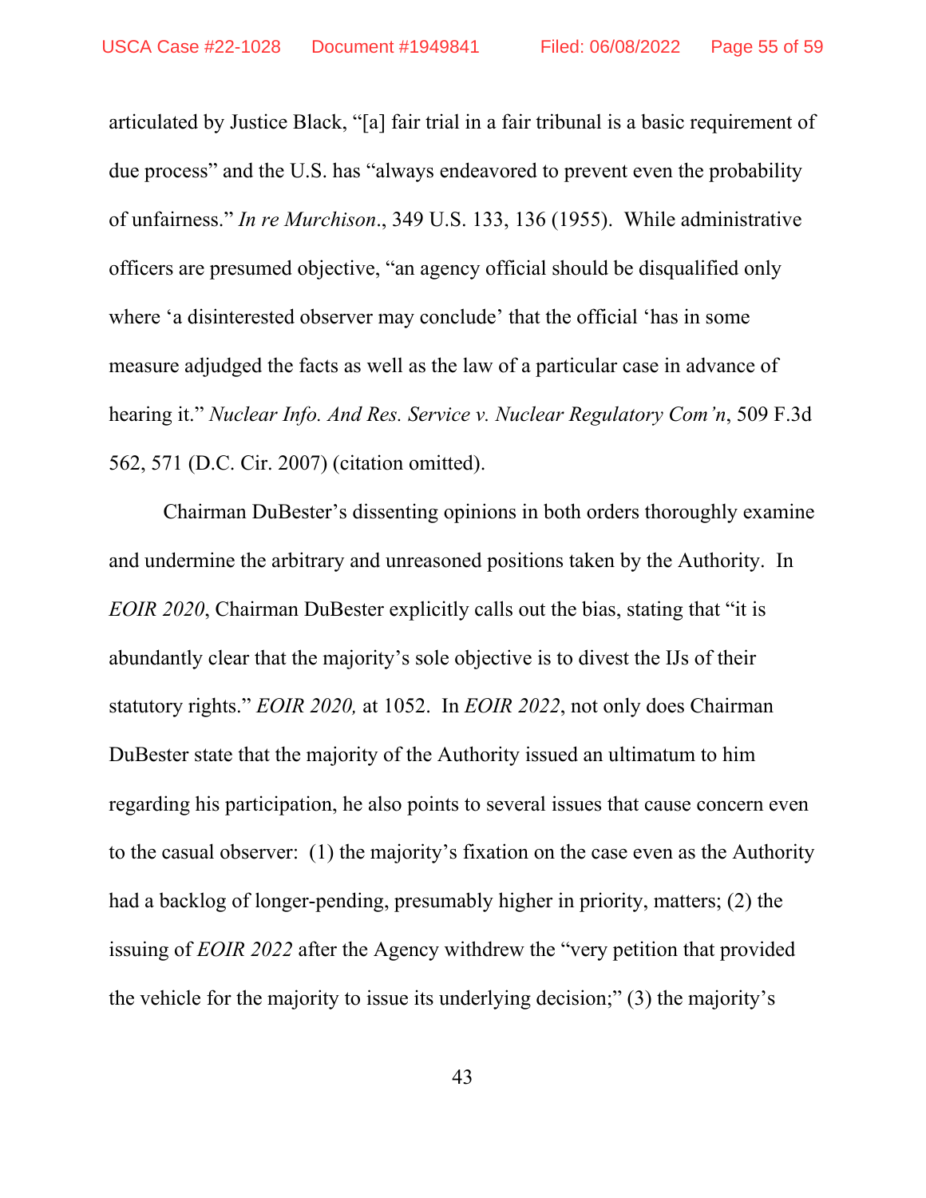articulated by Justice Black, "[a] fair trial in a fair tribunal is a basic requirement of due process" and the U.S. has "always endeavored to prevent even the probability of unfairness." *In re Murchison*., 349 U.S. 133, 136 (1955). While administrative officers are presumed objective, "an agency official should be disqualified only where 'a disinterested observer may conclude' that the official 'has in some measure adjudged the facts as well as the law of a particular case in advance of hearing it." *Nuclear Info. And Res. Service v. Nuclear Regulatory Com'n*, 509 F.3d 562, 571 (D.C. Cir. 2007) (citation omitted).

Chairman DuBester's dissenting opinions in both orders thoroughly examine and undermine the arbitrary and unreasoned positions taken by the Authority. In *EOIR 2020*, Chairman DuBester explicitly calls out the bias, stating that "it is abundantly clear that the majority's sole objective is to divest the IJs of their statutory rights." *EOIR 2020,* at 1052. In *EOIR 2022*, not only does Chairman DuBester state that the majority of the Authority issued an ultimatum to him regarding his participation, he also points to several issues that cause concern even to the casual observer: (1) the majority's fixation on the case even as the Authority had a backlog of longer-pending, presumably higher in priority, matters; (2) the issuing of *EOIR 2022* after the Agency withdrew the "very petition that provided the vehicle for the majority to issue its underlying decision;" (3) the majority's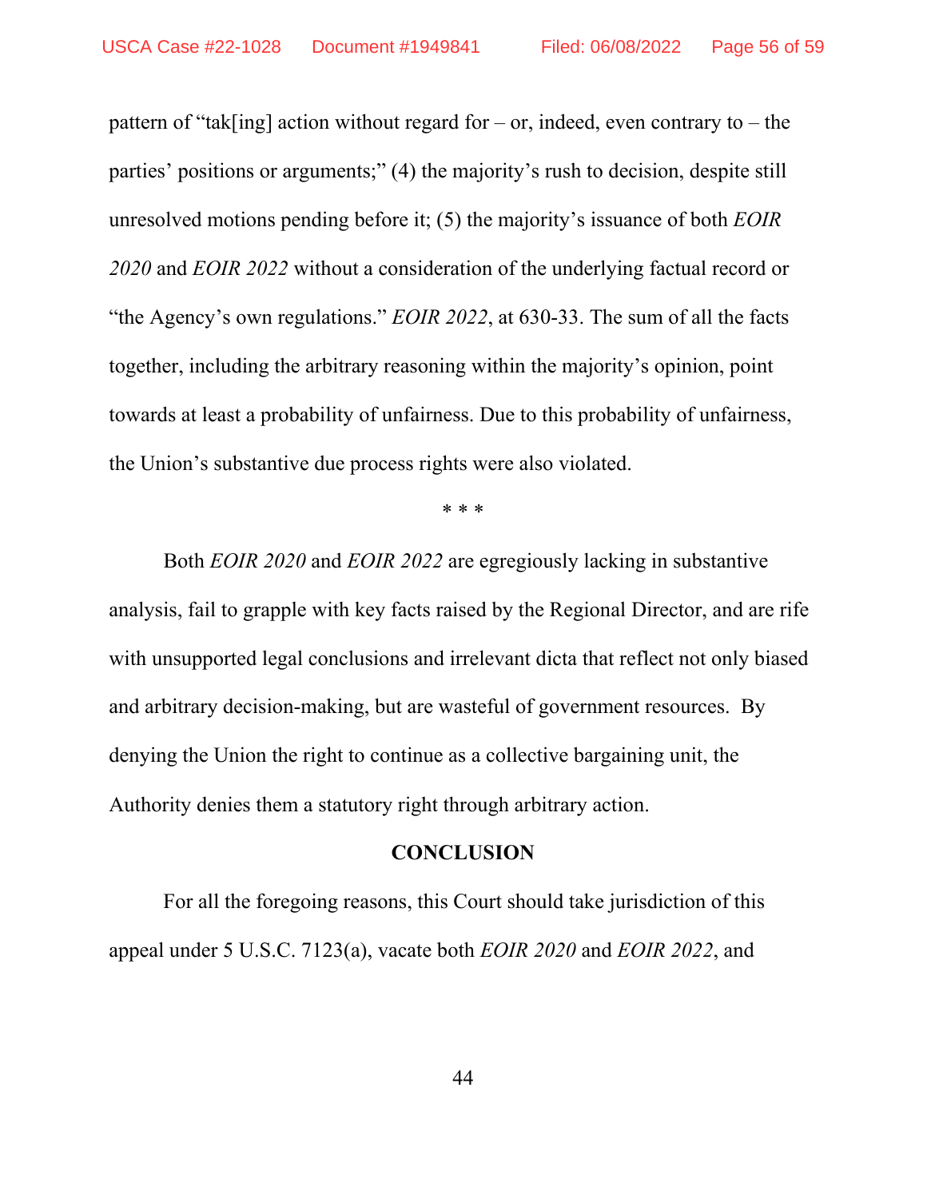pattern of "tak[ing] action without regard for – or, indeed, even contrary to – the parties' positions or arguments;" (4) the majority's rush to decision, despite still unresolved motions pending before it; (5) the majority's issuance of both *EOIR 2020* and *EOIR 2022* without a consideration of the underlying factual record or "the Agency's own regulations." *EOIR 2022*, at 630-33. The sum of all the facts together, including the arbitrary reasoning within the majority's opinion, point towards at least a probability of unfairness. Due to this probability of unfairness, the Union's substantive due process rights were also violated.

\* \* \*

Both *EOIR 2020* and *EOIR 2022* are egregiously lacking in substantive analysis, fail to grapple with key facts raised by the Regional Director, and are rife with unsupported legal conclusions and irrelevant dicta that reflect not only biased and arbitrary decision-making, but are wasteful of government resources. By denying the Union the right to continue as a collective bargaining unit, the Authority denies them a statutory right through arbitrary action.

## CONCLUSION

For all the foregoing reasons, this Court should take jurisdiction of this appeal under 5 U.S.C. 7123(a), vacate both *EOIR 2020* and *EOIR 2022*, and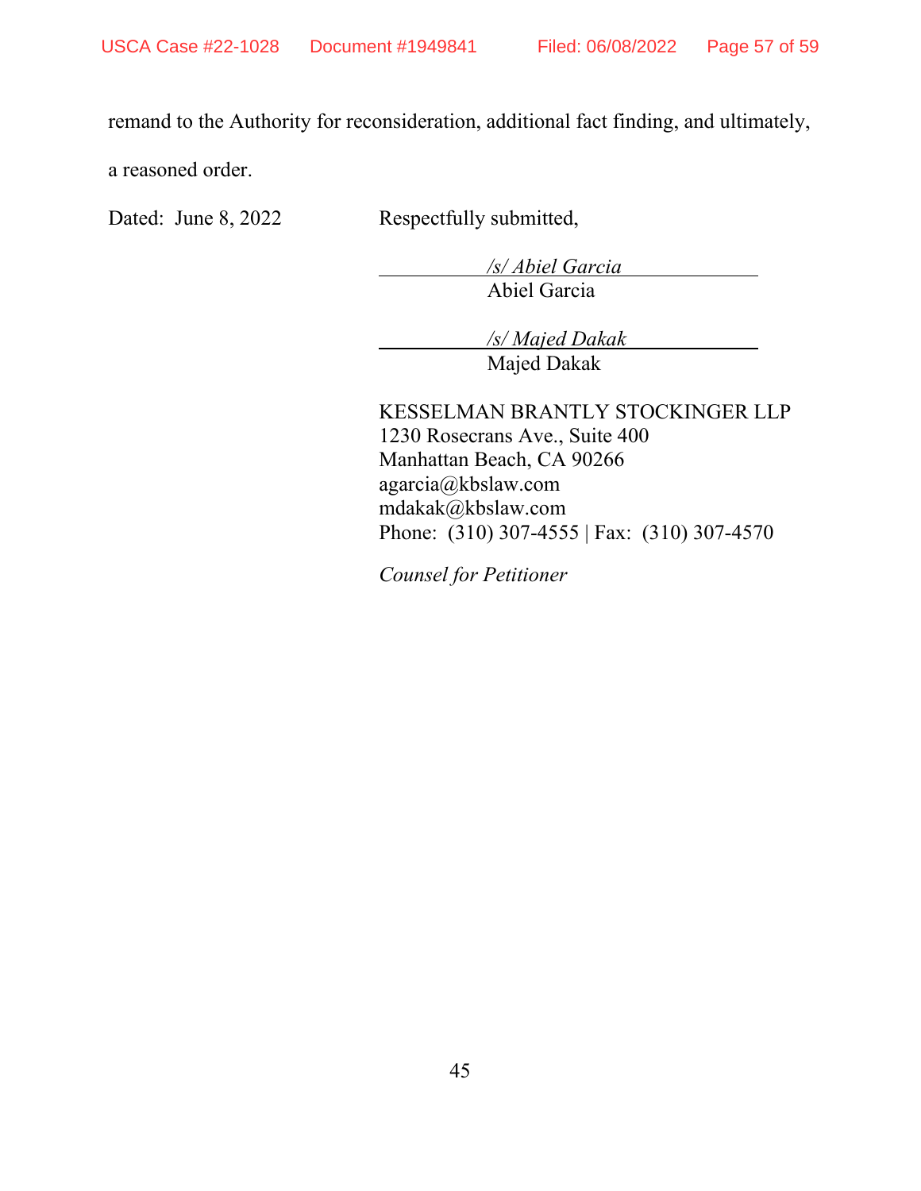remand to the Authority for reconsideration, additional fact finding, and ultimately, a reasoned order.

Dated: June 8, 2022

Respectfully submitted,

*/s/ Abiel Garcia*
Abiel Garcia

*/s/ Majed Dakak*
Majed Dakak

KESSELMAN BRANTLY STOCKINGER LLP
1230 Rosecrans Ave., Suite 400
Manhattan Beach, CA 90266
agarcia@kbslaw.com
mdakak@kbslaw.com
Phone: (310) 307-4555 | Fax: (310) 307-4570

*Counsel for Petitioner*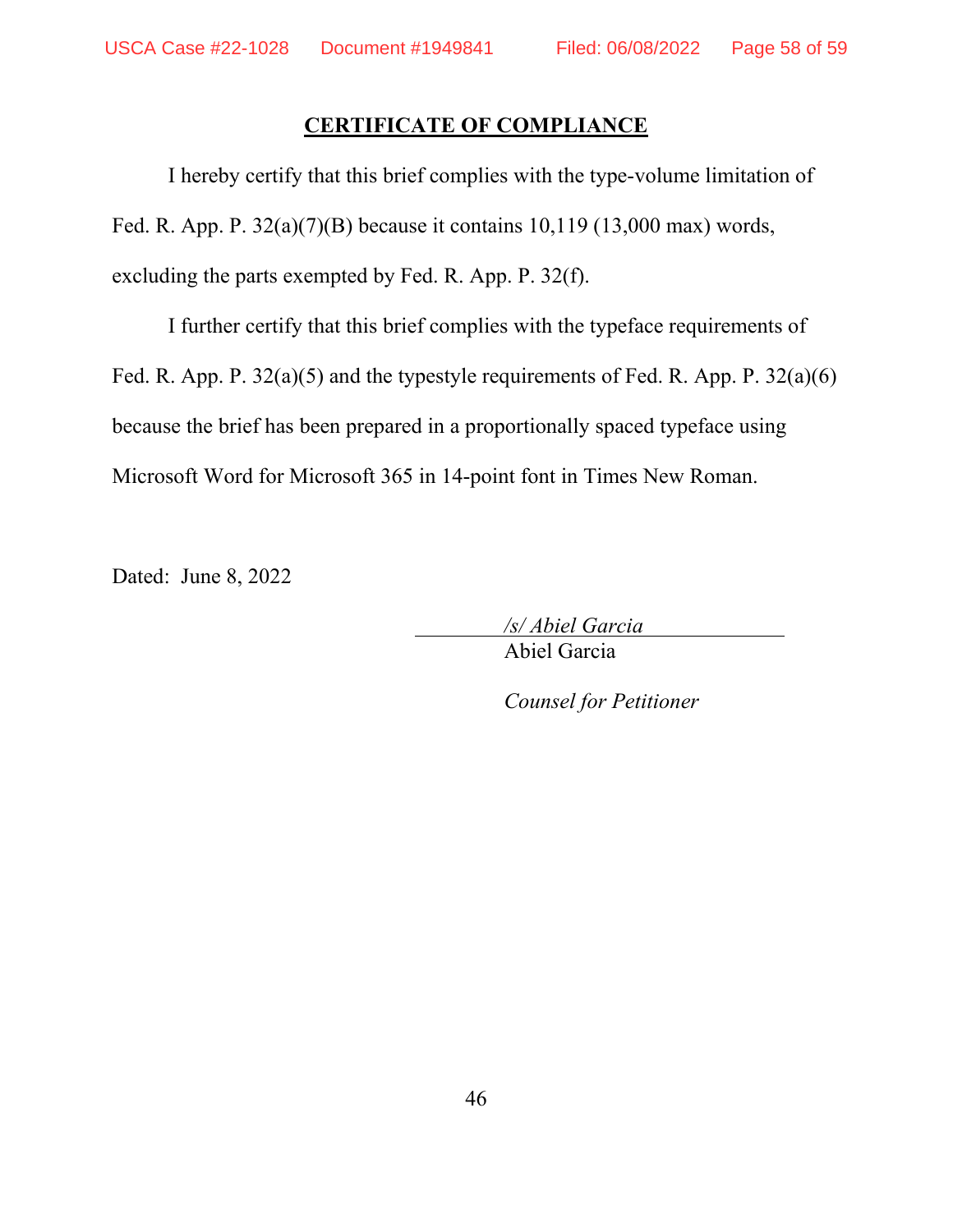## CERTIFICATE OF COMPLIANCE

I hereby certify that this brief complies with the type-volume limitation of Fed. R. App. P. 32(a)(7)(B) because it contains 10,119 (13,000 max) words, excluding the parts exempted by Fed. R. App. P. 32(f).

I further certify that this brief complies with the typeface requirements of Fed. R. App. P. 32(a)(5) and the typestyle requirements of Fed. R. App. P. 32(a)(6) because the brief has been prepared in a proportionally spaced typeface using Microsoft Word for Microsoft 365 in 14-point font in Times New Roman.

Dated: June 8, 2022

*/s/ Abiel Garcia*
Abiel Garcia

*Counsel for Petitioner*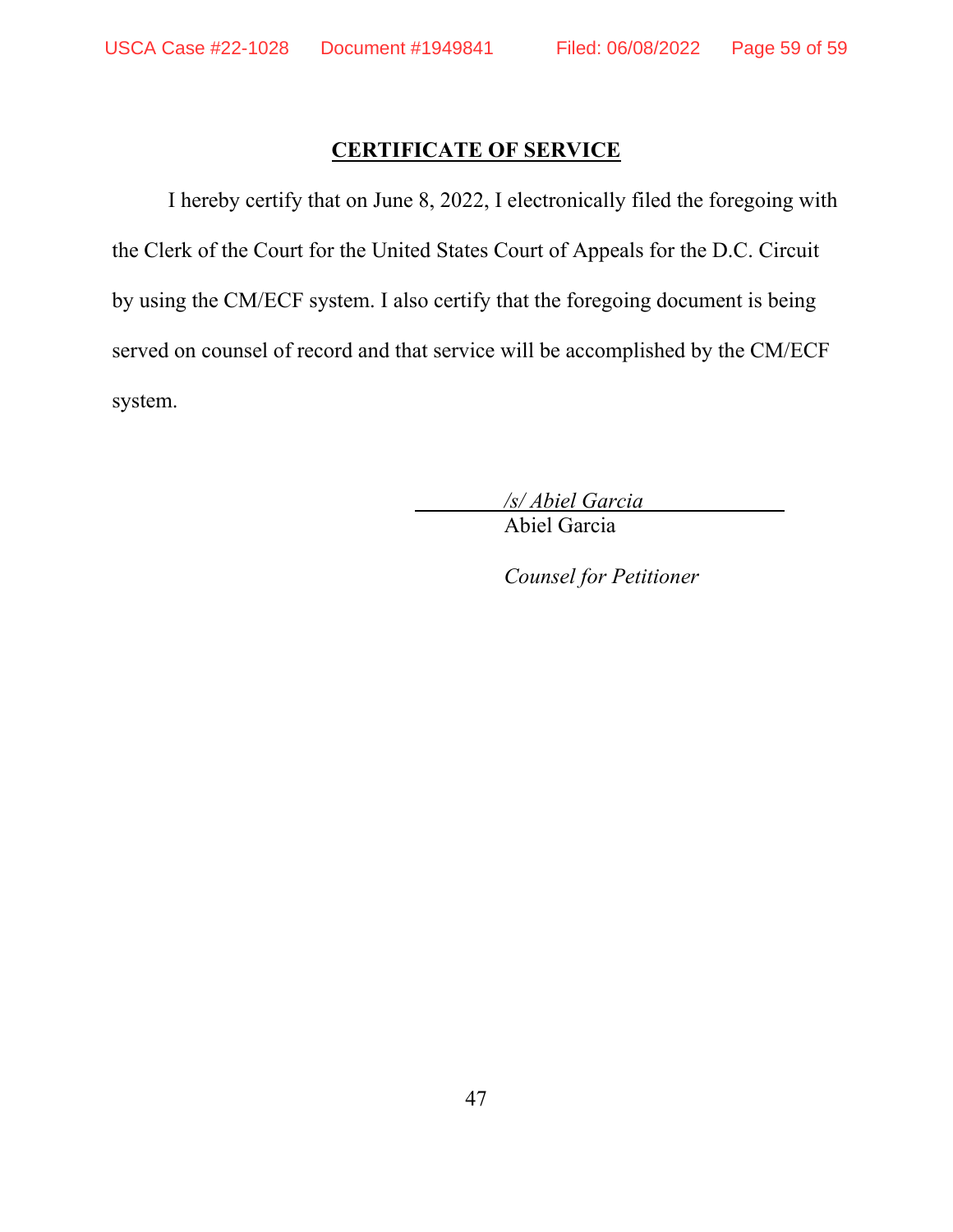## CERTIFICATE OF SERVICE

I hereby certify that on June 8, 2022, I electronically filed the foregoing with the Clerk of the Court for the United States Court of Appeals for the D.C. Circuit by using the CM/ECF system. I also certify that the foregoing document is being served on counsel of record and that service will be accomplished by the CM/ECF system.

*/s/ Abiel Garcia*
Abiel Garcia

*Counsel for Petitioner*